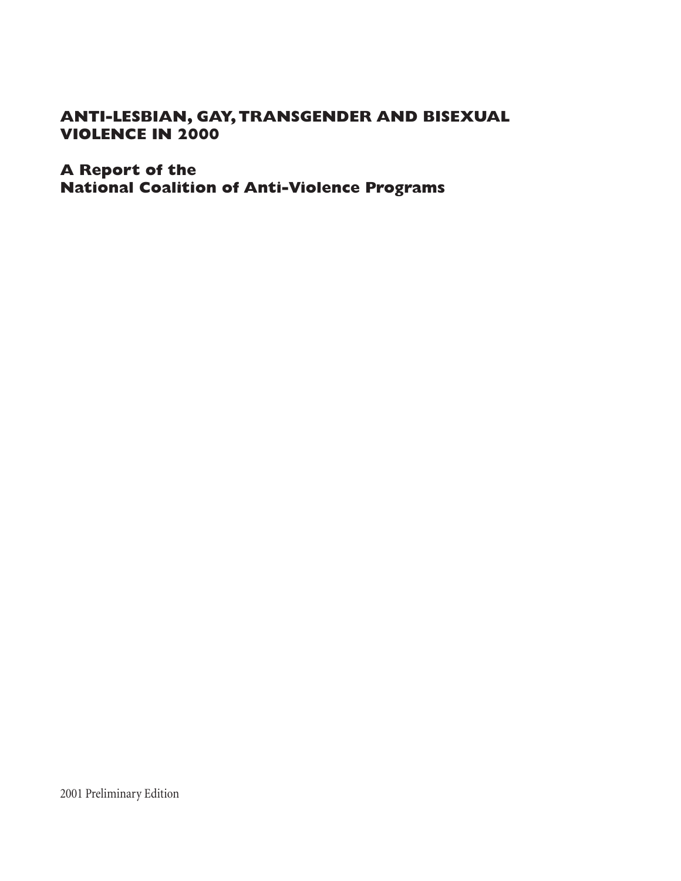# ANTI-LESBIAN, GAY, TRANSGENDER AND BISEXUAL VIOLENCE IN 2000

## A Report of the National Coalition of Anti-Violence Programs

2001 Preliminary Edition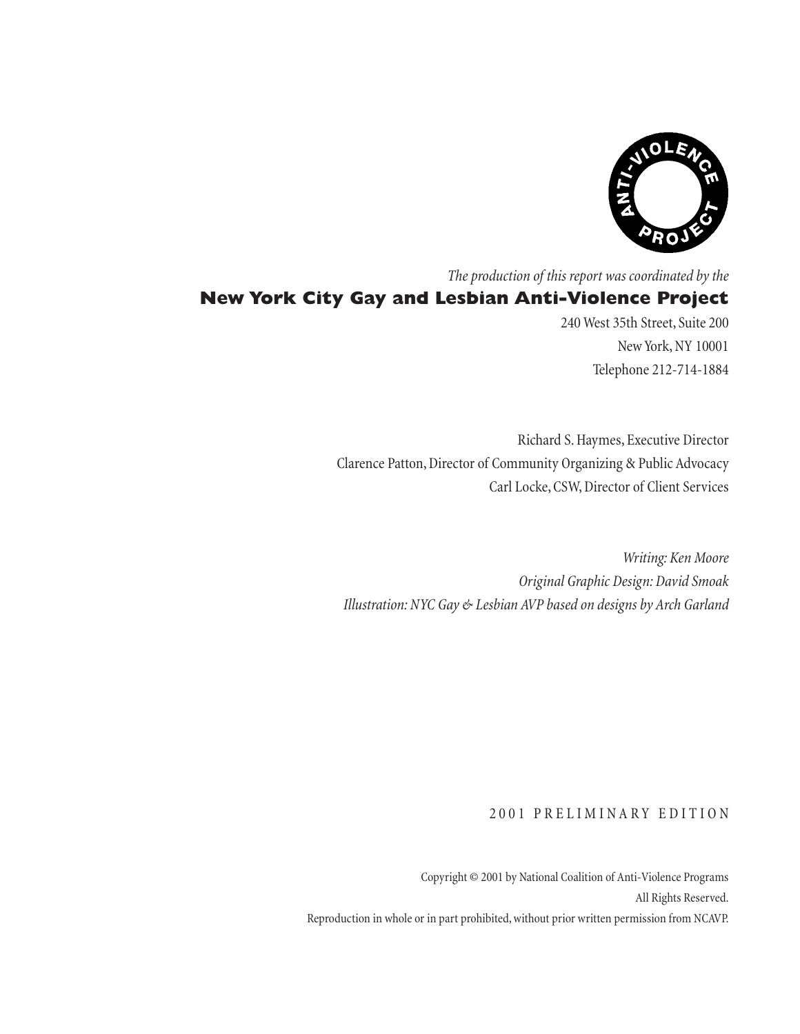ANTI-VIOLENCE PROJECT

*The production of this report was coordinated by the*

**New York City Gay and Lesbian Anti-Violence Project**

240 West 35th Street, Suite 200
New York, NY 10001
Telephone 212-714-1884

Richard S. Haymes, Executive Director
Clarence Patton, Director of Community Organizing & Public Advocacy
Carl Locke, CSW, Director of Client Services

*Writing: Ken Moore*
*Original Graphic Design: David Smoak*
*Illustration: NYC Gay & Lesbian AVP based on designs by Arch Garland*

2001 PRELIMINARY EDITION

Copyright © 2001 by National Coalition of Anti-Violence Programs
All Rights Reserved.
Reproduction in whole or in part prohibited, without prior written permission from NCAVP.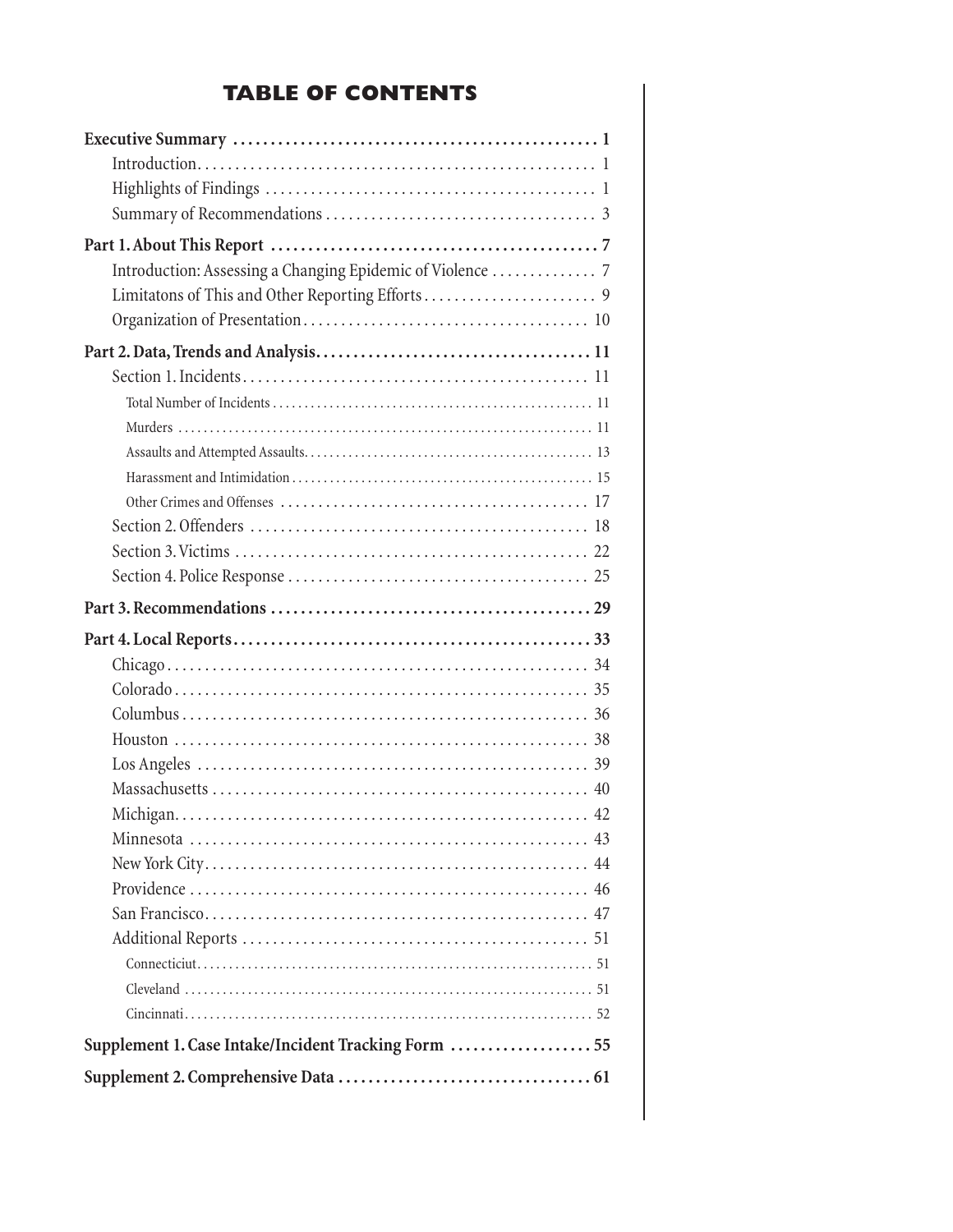# TABLE OF CONTENTS

**Executive Summary . . . . . . . . . . . . . . . . . . . . . . . . . . . . . . . . . . . . . . . . . . . . . . . 1**

- Introduction . . . . . . . . . . . . . . . . . . . . . . . . . . . . . . . . . . . . . . . . . . . . . . . . . . . 1
- Highlights of Findings . . . . . . . . . . . . . . . . . . . . . . . . . . . . . . . . . . . . . . . . . . . 1
- Summary of Recommendations . . . . . . . . . . . . . . . . . . . . . . . . . . . . . . . . . . . 3

**Part 1. About This Report . . . . . . . . . . . . . . . . . . . . . . . . . . . . . . . . . . . . . . . . . . . 7**

- Introduction: Assessing a Changing Epidemic of Violence . . . . . . . . . . . . . 7
- Limitatons of This and Other Reporting Efforts . . . . . . . . . . . . . . . . . . . . . . 9
- Organization of Presentation . . . . . . . . . . . . . . . . . . . . . . . . . . . . . . . . . . . . . 10

**Part 2. Data, Trends and Analysis . . . . . . . . . . . . . . . . . . . . . . . . . . . . . . . . . . . . 11**

- Section 1. Incidents . . . . . . . . . . . . . . . . . . . . . . . . . . . . . . . . . . . . . . . . . . . . . 11
  - Total Number of Incidents . . . . . . . . . . . . . . . . . . . . . . . . . . . . . . . . . . . . . . . . . . . . . . . 11
  - Murders . . . . . . . . . . . . . . . . . . . . . . . . . . . . . . . . . . . . . . . . . . . . . . . . . . . . . . . . . . . . . 11
  - Assaults and Attempted Assaults . . . . . . . . . . . . . . . . . . . . . . . . . . . . . . . . . . . . . . . . . . 13
  - Harassment and Intimidation . . . . . . . . . . . . . . . . . . . . . . . . . . . . . . . . . . . . . . . . . . . . 15
  - Other Crimes and Offenses . . . . . . . . . . . . . . . . . . . . . . . . . . . . . . . . . . . . . . . . . 17
- Section 2. Offenders . . . . . . . . . . . . . . . . . . . . . . . . . . . . . . . . . . . . . . . . . . . . 18
- Section 3. Victims . . . . . . . . . . . . . . . . . . . . . . . . . . . . . . . . . . . . . . . . . . . . . . 22
- Section 4. Police Response . . . . . . . . . . . . . . . . . . . . . . . . . . . . . . . . . . . . . . . 25

**Part 3. Recommendations . . . . . . . . . . . . . . . . . . . . . . . . . . . . . . . . . . . . . . . . . . 29**

**Part 4. Local Reports . . . . . . . . . . . . . . . . . . . . . . . . . . . . . . . . . . . . . . . . . . . . . . . 33**

- Chicago . . . . . . . . . . . . . . . . . . . . . . . . . . . . . . . . . . . . . . . . . . . . . . . . . . . . . . . 34
- Colorado . . . . . . . . . . . . . . . . . . . . . . . . . . . . . . . . . . . . . . . . . . . . . . . . . . . . . . 35
- Columbus . . . . . . . . . . . . . . . . . . . . . . . . . . . . . . . . . . . . . . . . . . . . . . . . . . . . . 36
- Houston . . . . . . . . . . . . . . . . . . . . . . . . . . . . . . . . . . . . . . . . . . . . . . . . . . . . . . . 38
- Los Angeles . . . . . . . . . . . . . . . . . . . . . . . . . . . . . . . . . . . . . . . . . . . . . . . . . . . . 39
- Massachusetts . . . . . . . . . . . . . . . . . . . . . . . . . . . . . . . . . . . . . . . . . . . . . . . . . . 40
- Michigan . . . . . . . . . . . . . . . . . . . . . . . . . . . . . . . . . . . . . . . . . . . . . . . . . . . . . . . 42
- Minnesota . . . . . . . . . . . . . . . . . . . . . . . . . . . . . . . . . . . . . . . . . . . . . . . . . . . . . 43
- New York City . . . . . . . . . . . . . . . . . . . . . . . . . . . . . . . . . . . . . . . . . . . . . . . . . . 44
- Providence . . . . . . . . . . . . . . . . . . . . . . . . . . . . . . . . . . . . . . . . . . . . . . . . . . . . . 46
- San Francisco . . . . . . . . . . . . . . . . . . . . . . . . . . . . . . . . . . . . . . . . . . . . . . . . . . 47
- Additional Reports . . . . . . . . . . . . . . . . . . . . . . . . . . . . . . . . . . . . . . . . . . . . . . 51
  - Connecticiut . . . . . . . . . . . . . . . . . . . . . . . . . . . . . . . . . . . . . . . . . . . . . . . . . . . . . . . . . . . 51
  - Cleveland . . . . . . . . . . . . . . . . . . . . . . . . . . . . . . . . . . . . . . . . . . . . . . . . . . . . . . . . . . . . . 51
  - Cincinnati . . . . . . . . . . . . . . . . . . . . . . . . . . . . . . . . . . . . . . . . . . . . . . . . . . . . . . . . . . . . . 52

**Supplement 1. Case Intake/Incident Tracking Form . . . . . . . . . . . . . . . . . . . 55**

**Supplement 2. Comprehensive Data . . . . . . . . . . . . . . . . . . . . . . . . . . . . . . . . . . 61**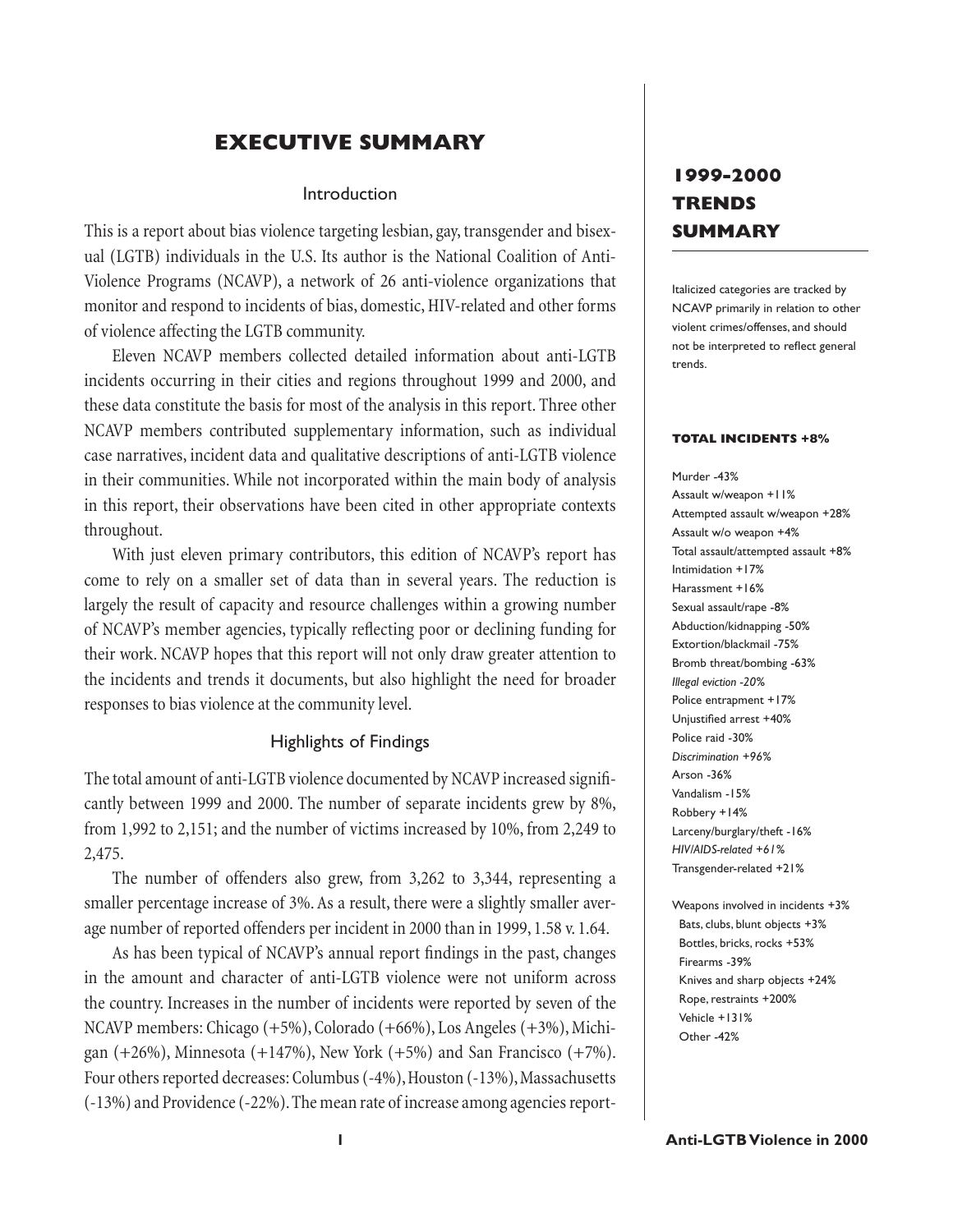# EXECUTIVE SUMMARY

## Introduction

This is a report about bias violence targeting lesbian, gay, transgender and bisexual (LGTB) individuals in the U.S. Its author is the National Coalition of Anti-Violence Programs (NCAVP), a network of 26 anti-violence organizations that monitor and respond to incidents of bias, domestic, HIV-related and other forms of violence affecting the LGTB community.

Eleven NCAVP members collected detailed information about anti-LGTB incidents occurring in their cities and regions throughout 1999 and 2000, and these data constitute the basis for most of the analysis in this report. Three other NCAVP members contributed supplementary information, such as individual case narratives, incident data and qualitative descriptions of anti-LGTB violence in their communities. While not incorporated within the main body of analysis in this report, their observations have been cited in other appropriate contexts throughout.

With just eleven primary contributors, this edition of NCAVP's report has come to rely on a smaller set of data than in several years. The reduction is largely the result of capacity and resource challenges within a growing number of NCAVP's member agencies, typically reflecting poor or declining funding for their work. NCAVP hopes that this report will not only draw greater attention to the incidents and trends it documents, but also highlight the need for broader responses to bias violence at the community level.

## Highlights of Findings

The total amount of anti-LGTB violence documented by NCAVP increased significantly between 1999 and 2000. The number of separate incidents grew by 8%, from 1,992 to 2,151; and the number of victims increased by 10%, from 2,249 to 2,475.

The number of offenders also grew, from 3,262 to 3,344, representing a smaller percentage increase of 3%. As a result, there were a slightly smaller average number of reported offenders per incident in 2000 than in 1999, 1.58 v. 1.64.

As has been typical of NCAVP's annual report findings in the past, changes in the amount and character of anti-LGTB violence were not uniform across the country. Increases in the number of incidents were reported by seven of the NCAVP members: Chicago (+5%), Colorado (+66%), Los Angeles (+3%), Michigan (+26%), Minnesota (+147%), New York (+5%) and San Francisco (+7%). Four others reported decreases: Columbus (-4%), Houston (-13%), Massachusetts (-13%) and Providence (-22%). The mean rate of increase among agencies report-

## 1999-2000 TRENDS SUMMARY

Italicized categories are tracked by NCAVP primarily in relation to other violent crimes/offenses, and should not be interpreted to reflect general trends.

**TOTAL INCIDENTS +8%**

Murder -43%
Assault w/weapon +11%
Attempted assault w/weapon +28%
Assault w/o weapon +4%
Total assault/attempted assault +8%
Intimidation +17%
Harassment +16%
Sexual assault/rape -8%
Abduction/kidnapping -50%
Extortion/blackmail -75%
Bromb threat/bombing -63%
*Illegal eviction -20%*
Police entrapment +17%
Unjustified arrest +40%
Police raid -30%
*Discrimination +96%*
Arson -36%
Vandalism -15%
Robbery +14%
Larceny/burglary/theft -16%
*HIV/AIDS-related +61%*
Transgender-related +21%

Weapons involved in incidents +3%
- Bats, clubs, blunt objects +3%
- Bottles, bricks, rocks +53%
- Firearms -39%
- Knives and sharp objects +24%
- Rope, restraints +200%
- Vehicle +131%
- Other -42%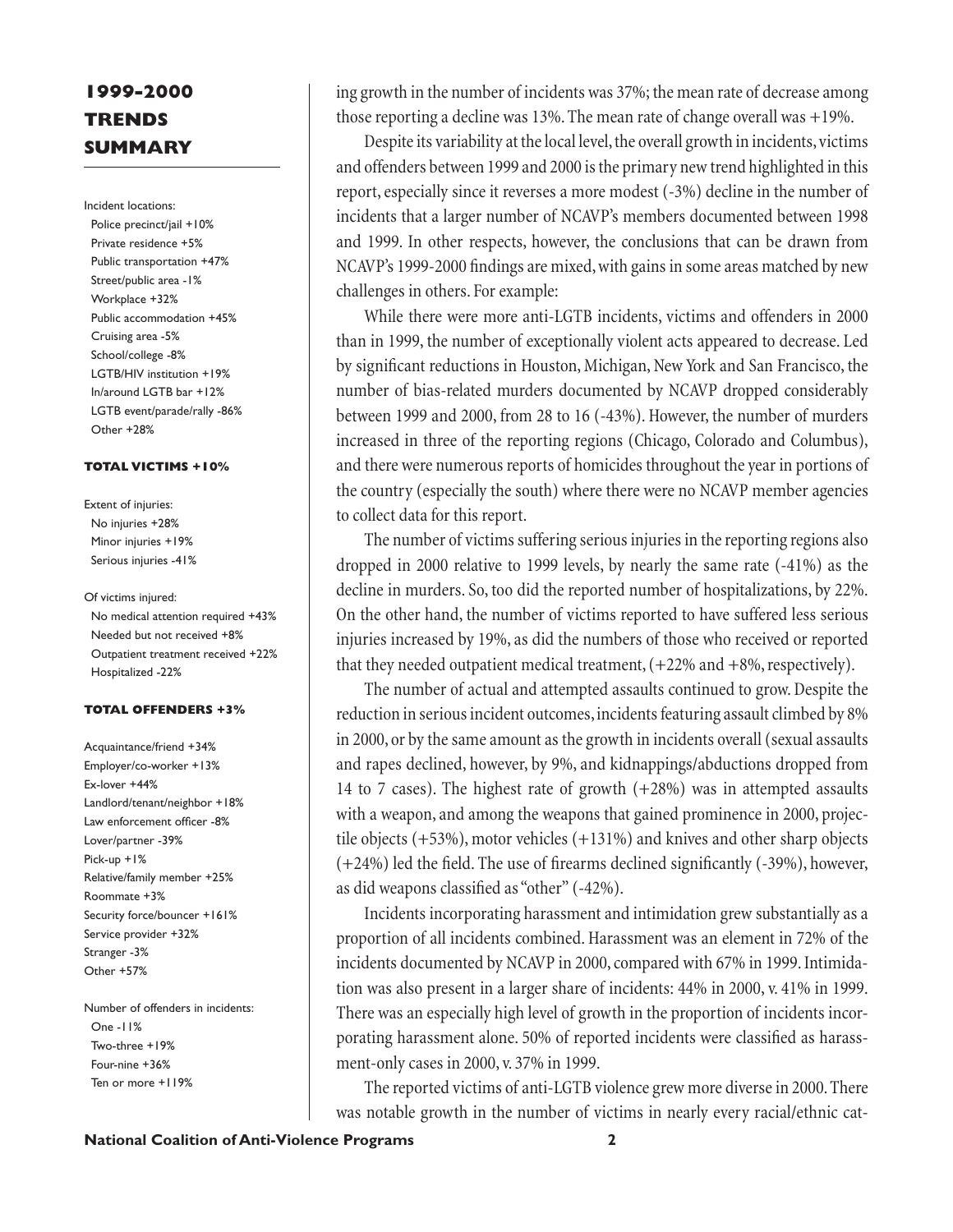## 1999-2000 TRENDS SUMMARY

Incident locations:
- Police precinct/jail +10%
- Private residence +5%
- Public transportation +47%
- Street/public area -1%
- Workplace +32%
- Public accommodation +45%
- Cruising area -5%
- School/college -8%
- LGTB/HIV institution +19%
- In/around LGTB bar +12%
- LGTB event/parade/rally -86%
- Other +28%

**TOTAL VICTIMS +10%**

Extent of injuries:
- No injuries +28%
- Minor injuries +19%
- Serious injuries -41%

Of victims injured:
- No medical attention required +43%
- Needed but not received +8%
- Outpatient treatment received +22%
- Hospitalized -22%

**TOTAL OFFENDERS +3%**

- Acquaintance/friend +34%
- Employer/co-worker +13%
- Ex-lover +44%
- Landlord/tenant/neighbor +18%
- Law enforcement officer -8%
- Lover/partner -39%
- Pick-up +1%
- Relative/family member +25%
- Roommate +3%
- Security force/bouncer +161%
- Service provider +32%
- Stranger -3%
- Other +57%

Number of offenders in incidents:
- One -11%
- Two-three +19%
- Four-nine +36%
- Ten or more +119%

ing growth in the number of incidents was 37%; the mean rate of decrease among those reporting a decline was 13%. The mean rate of change overall was +19%.

Despite its variability at the local level, the overall growth in incidents, victims and offenders between 1999 and 2000 is the primary new trend highlighted in this report, especially since it reverses a more modest (-3%) decline in the number of incidents that a larger number of NCAVP's members documented between 1998 and 1999. In other respects, however, the conclusions that can be drawn from NCAVP's 1999-2000 findings are mixed, with gains in some areas matched by new challenges in others. For example:

While there were more anti-LGTB incidents, victims and offenders in 2000 than in 1999, the number of exceptionally violent acts appeared to decrease. Led by significant reductions in Houston, Michigan, New York and San Francisco, the number of bias-related murders documented by NCAVP dropped considerably between 1999 and 2000, from 28 to 16 (-43%). However, the number of murders increased in three of the reporting regions (Chicago, Colorado and Columbus), and there were numerous reports of homicides throughout the year in portions of the country (especially the south) where there were no NCAVP member agencies to collect data for this report.

The number of victims suffering serious injuries in the reporting regions also dropped in 2000 relative to 1999 levels, by nearly the same rate (-41%) as the decline in murders. So, too did the reported number of hospitalizations, by 22%. On the other hand, the number of victims reported to have suffered less serious injuries increased by 19%, as did the numbers of those who received or reported that they needed outpatient medical treatment, (+22% and +8%, respectively).

The number of actual and attempted assaults continued to grow. Despite the reduction in serious incident outcomes, incidents featuring assault climbed by 8% in 2000, or by the same amount as the growth in incidents overall (sexual assaults and rapes declined, however, by 9%, and kidnappings/abductions dropped from 14 to 7 cases). The highest rate of growth (+28%) was in attempted assaults with a weapon, and among the weapons that gained prominence in 2000, projectile objects (+53%), motor vehicles (+131%) and knives and other sharp objects (+24%) led the field. The use of firearms declined significantly (-39%), however, as did weapons classified as "other" (-42%).

Incidents incorporating harassment and intimidation grew substantially as a proportion of all incidents combined. Harassment was an element in 72% of the incidents documented by NCAVP in 2000, compared with 67% in 1999. Intimidation was also present in a larger share of incidents: 44% in 2000, v. 41% in 1999. There was an especially high level of growth in the proportion of incidents incorporating harassment alone. 50% of reported incidents were classified as harassment-only cases in 2000, v. 37% in 1999.

The reported victims of anti-LGTB violence grew more diverse in 2000. There was notable growth in the number of victims in nearly every racial/ethnic cat-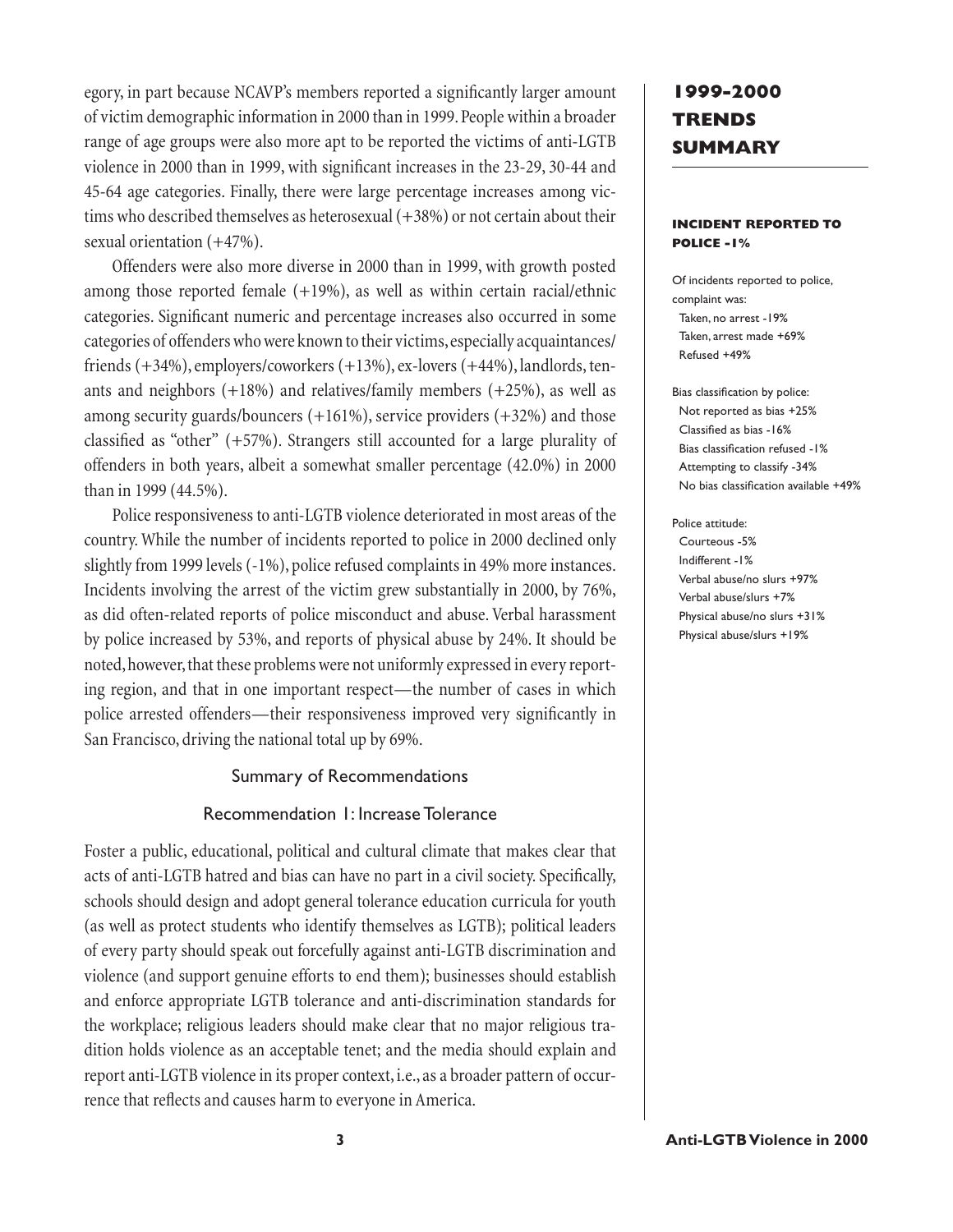egory, in part because NCAVP's members reported a significantly larger amount of victim demographic information in 2000 than in 1999. People within a broader range of age groups were also more apt to be reported the victims of anti-LGTB violence in 2000 than in 1999, with significant increases in the 23-29, 30-44 and 45-64 age categories. Finally, there were large percentage increases among victims who described themselves as heterosexual (+38%) or not certain about their sexual orientation (+47%).

Offenders were also more diverse in 2000 than in 1999, with growth posted among those reported female (+19%), as well as within certain racial/ethnic categories. Significant numeric and percentage increases also occurred in some categories of offenders who were known to their victims, especially acquaintances/friends (+34%), employers/coworkers (+13%), ex-lovers (+44%), landlords, tenants and neighbors (+18%) and relatives/family members (+25%), as well as among security guards/bouncers (+161%), service providers (+32%) and those classified as "other" (+57%). Strangers still accounted for a large plurality of offenders in both years, albeit a somewhat smaller percentage (42.0%) in 2000 than in 1999 (44.5%).

Police responsiveness to anti-LGTB violence deteriorated in most areas of the country. While the number of incidents reported to police in 2000 declined only slightly from 1999 levels (-1%), police refused complaints in 49% more instances. Incidents involving the arrest of the victim grew substantially in 2000, by 76%, as did often-related reports of police misconduct and abuse. Verbal harassment by police increased by 53%, and reports of physical abuse by 24%. It should be noted, however, that these problems were not uniformly expressed in every reporting region, and that in one important respect—the number of cases in which police arrested offenders—their responsiveness improved very significantly in San Francisco, driving the national total up by 69%.

## Summary of Recommendations

### Recommendation 1: Increase Tolerance

Foster a public, educational, political and cultural climate that makes clear that acts of anti-LGTB hatred and bias can have no part in a civil society. Specifically, schools should design and adopt general tolerance education curricula for youth (as well as protect students who identify themselves as LGTB); political leaders of every party should speak out forcefully against anti-LGTB discrimination and violence (and support genuine efforts to end them); businesses should establish and enforce appropriate LGTB tolerance and anti-discrimination standards for the workplace; religious leaders should make clear that no major religious tradition holds violence as an acceptable tenet; and the media should explain and report anti-LGTB violence in its proper context, i.e., as a broader pattern of occurrence that reflects and causes harm to everyone in America.

## 1999-2000 TRENDS SUMMARY

**INCIDENT REPORTED TO POLICE -1%**

Of incidents reported to police, complaint was:
- Taken, no arrest -19%
- Taken, arrest made +69%
- Refused +49%

Bias classification by police:
- Not reported as bias +25%
- Classified as bias -16%
- Bias classification refused -1%
- Attempting to classify -34%
- No bias classification available +49%

Police attitude:
- Courteous -5%
- Indifferent -1%
- Verbal abuse/no slurs +97%
- Verbal abuse/slurs +7%
- Physical abuse/no slurs +31%
- Physical abuse/slurs +19%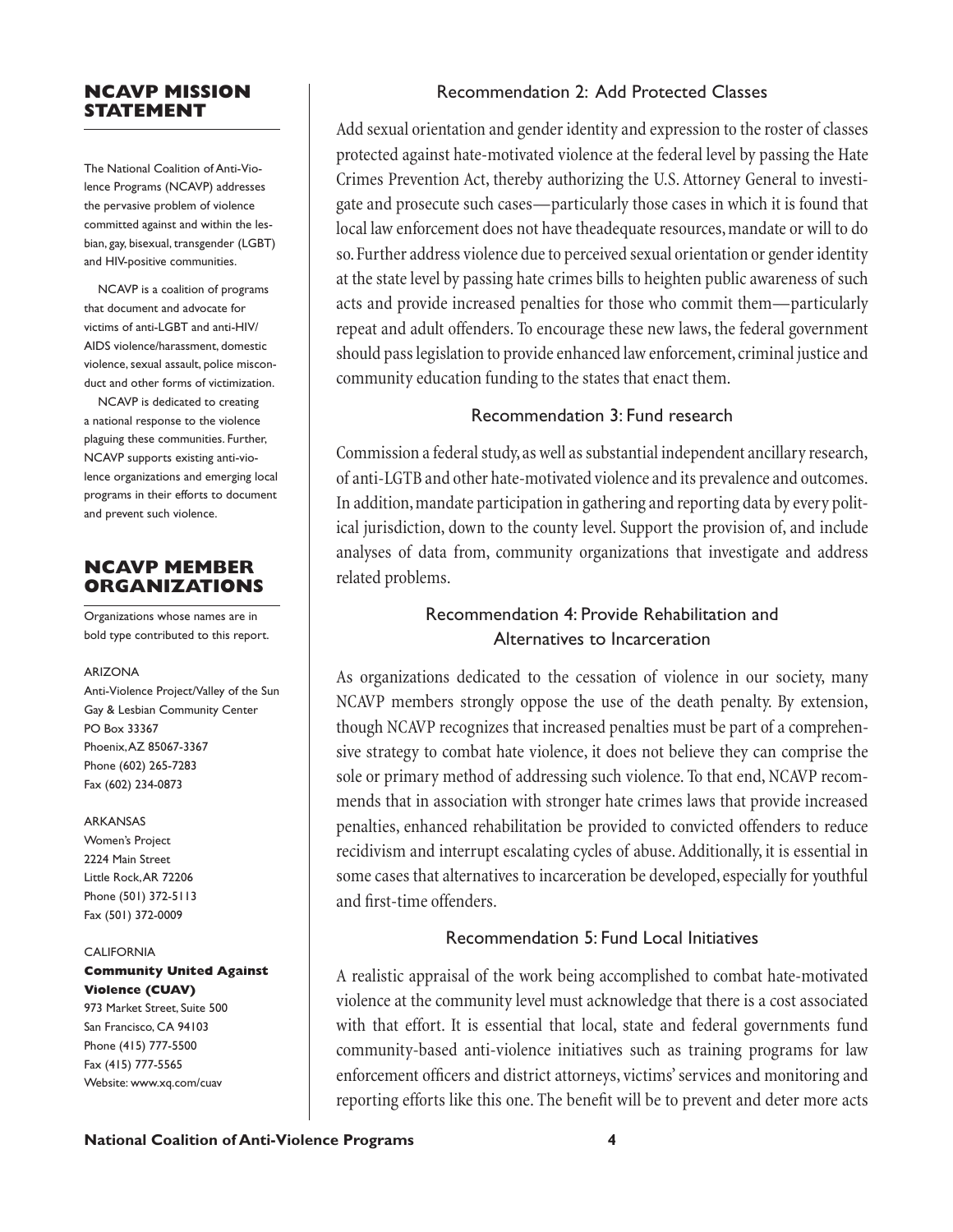## NCAVP MISSION STATEMENT

The National Coalition of Anti-Violence Programs (NCAVP) addresses the pervasive problem of violence committed against and within the lesbian, gay, bisexual, transgender (LGBT) and HIV-positive communities.

NCAVP is a coalition of programs that document and advocate for victims of anti-LGBT and anti-HIV/AIDS violence/harassment, domestic violence, sexual assault, police misconduct and other forms of victimization.

NCAVP is dedicated to creating a national response to the violence plaguing these communities. Further, NCAVP supports existing anti-violence organizations and emerging local programs in their efforts to document and prevent such violence.

## NCAVP MEMBER ORGANIZATIONS

Organizations whose names are in bold type contributed to this report.

ARIZONA
Anti-Violence Project/Valley of the Sun Gay & Lesbian Community Center
PO Box 33367
Phoenix, AZ 85067-3367
Phone (602) 265-7283
Fax (602) 234-0873

ARKANSAS
Women's Project
2224 Main Street
Little Rock, AR 72206
Phone (501) 372-5113
Fax (501) 372-0009

CALIFORNIA
**Community United Against Violence (CUAV)**
973 Market Street, Suite 500
San Francisco, CA 94103
Phone (415) 777-5500
Fax (415) 777-5565
Website: www.xq.com/cuav

### Recommendation 2: Add Protected Classes

Add sexual orientation and gender identity and expression to the roster of classes protected against hate-motivated violence at the federal level by passing the Hate Crimes Prevention Act, thereby authorizing the U.S. Attorney General to investigate and prosecute such cases—particularly those cases in which it is found that local law enforcement does not have theadequate resources, mandate or will to do so. Further address violence due to perceived sexual orientation or gender identity at the state level by passing hate crimes bills to heighten public awareness of such acts and provide increased penalties for those who commit them—particularly repeat and adult offenders. To encourage these new laws, the federal government should pass legislation to provide enhanced law enforcement, criminal justice and community education funding to the states that enact them.

### Recommendation 3: Fund research

Commission a federal study, as well as substantial independent ancillary research, of anti-LGTB and other hate-motivated violence and its prevalence and outcomes. In addition, mandate participation in gathering and reporting data by every political jurisdiction, down to the county level. Support the provision of, and include analyses of data from, community organizations that investigate and address related problems.

### Recommendation 4: Provide Rehabilitation and Alternatives to Incarceration

As organizations dedicated to the cessation of violence in our society, many NCAVP members strongly oppose the use of the death penalty. By extension, though NCAVP recognizes that increased penalties must be part of a comprehensive strategy to combat hate violence, it does not believe they can comprise the sole or primary method of addressing such violence. To that end, NCAVP recommends that in association with stronger hate crimes laws that provide increased penalties, enhanced rehabilitation be provided to convicted offenders to reduce recidivism and interrupt escalating cycles of abuse. Additionally, it is essential in some cases that alternatives to incarceration be developed, especially for youthful and first-time offenders.

### Recommendation 5: Fund Local Initiatives

A realistic appraisal of the work being accomplished to combat hate-motivated violence at the community level must acknowledge that there is a cost associated with that effort. It is essential that local, state and federal governments fund community-based anti-violence initiatives such as training programs for law enforcement officers and district attorneys, victims' services and monitoring and reporting efforts like this one. The benefit will be to prevent and deter more acts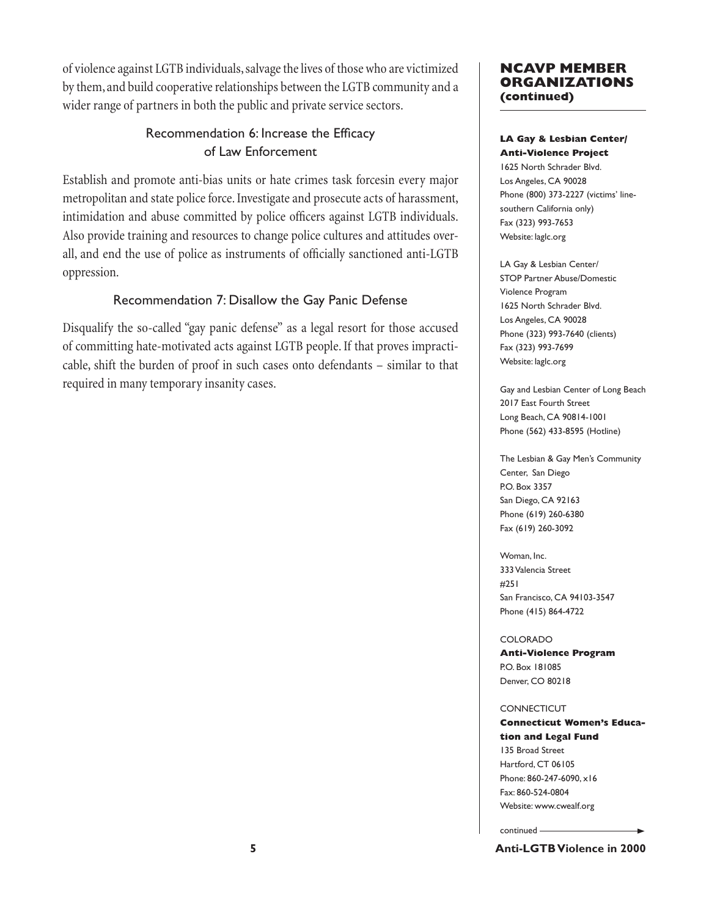of violence against LGTB individuals, salvage the lives of those who are victimized by them, and build cooperative relationships between the LGTB community and a wider range of partners in both the public and private service sectors.

### Recommendation 6: Increase the Efficacy of Law Enforcement

Establish and promote anti-bias units or hate crimes task forcesin every major metropolitan and state police force. Investigate and prosecute acts of harassment, intimidation and abuse committed by police officers against LGTB individuals. Also provide training and resources to change police cultures and attitudes overall, and end the use of police as instruments of officially sanctioned anti-LGTB oppression.

### Recommendation 7: Disallow the Gay Panic Defense

Disqualify the so-called "gay panic defense" as a legal resort for those accused of committing hate-motivated acts against LGTB people. If that proves impracticable, shift the burden of proof in such cases onto defendants – similar to that required in many temporary insanity cases.

## NCAVP MEMBER ORGANIZATIONS (continued)

**LA Gay & Lesbian Center/ Anti-Violence Project**
1625 North Schrader Blvd.
Los Angeles, CA 90028
Phone (800) 373-2227 (victims' line-southern California only)
Fax (323) 993-7653
Website: laglc.org

LA Gay & Lesbian Center/
STOP Partner Abuse/Domestic Violence Program
1625 North Schrader Blvd.
Los Angeles, CA 90028
Phone (323) 993-7640 (clients)
Fax (323) 993-7699
Website: laglc.org

Gay and Lesbian Center of Long Beach
2017 East Fourth Street
Long Beach, CA 90814-1001
Phone (562) 433-8595 (Hotline)

The Lesbian & Gay Men's Community Center, San Diego
P.O. Box 3357
San Diego, CA 92163
Phone (619) 260-6380
Fax (619) 260-3092

Woman, Inc.
333 Valencia Street
#251
San Francisco, CA 94103-3547
Phone (415) 864-4722

COLORADO
**Anti-Violence Program**
P.O. Box 181085
Denver, CO 80218

CONNECTICUT
**Connecticut Women's Education and Legal Fund**
135 Broad Street
Hartford, CT 06105
Phone: 860-247-6090, x16
Fax: 860-524-0804
Website: www.cwealf.org

continued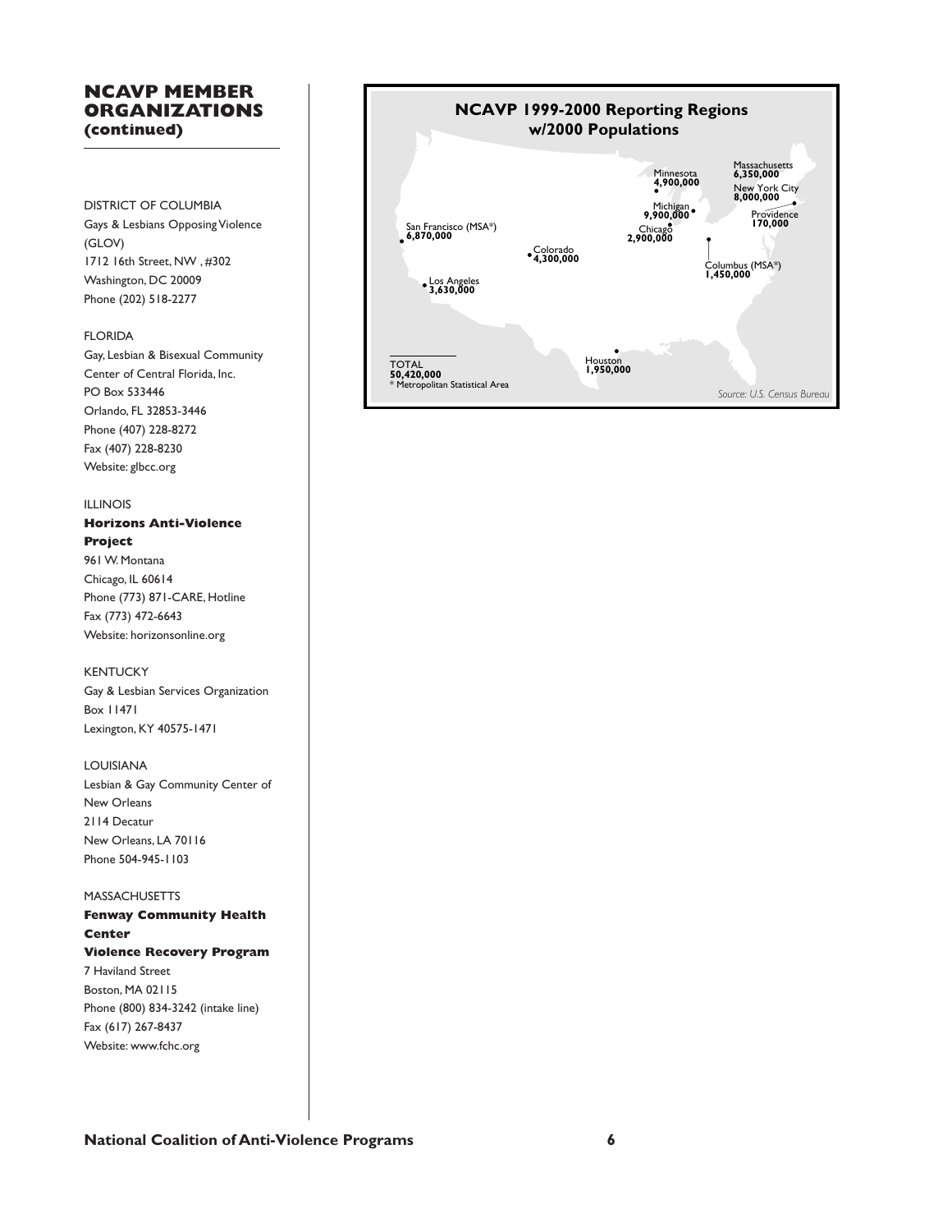## NCAVP MEMBER ORGANIZATIONS (continued)

DISTRICT OF COLUMBIA
Gays & Lesbians Opposing Violence (GLOV)
1712 16th Street, NW , #302
Washington, DC 20009
Phone (202) 518-2277

FLORIDA
Gay, Lesbian & Bisexual Community Center of Central Florida, Inc.
PO Box 533446
Orlando, FL 32853-3446
Phone (407) 228-8272
Fax (407) 228-8230
Website: glbcc.org

ILLINOIS
**Horizons Anti-Violence Project**
961 W. Montana
Chicago, IL 60614
Phone (773) 871-CARE, Hotline
Fax (773) 472-6643
Website: horizonsonline.org

KENTUCKY
Gay & Lesbian Services Organization
Box 11471
Lexington, KY 40575-1471

LOUISIANA
Lesbian & Gay Community Center of New Orleans
2114 Decatur
New Orleans, LA 70116
Phone 504-945-1103

MASSACHUSETTS
**Fenway Community Health Center**
**Violence Recovery Program**
7 Haviland Street
Boston, MA 02115
Phone (800) 834-3242 (intake line)
Fax (617) 267-8437
Website: www.fchc.org

**NCAVP 1999-2000 Reporting Regions w/2000 Populations**

Massachusetts **6,350,000**
Minnesota **4,900,000**
New York City **8,000,000**
Michigan **9,900,000**
Providence **170,000**
San Francisco (MSA*) **6,870,000**
Chicago **2,900,000**
Colorado **4,300,000**
Columbus (MSA*) **1,450,000**
Los Angeles **3,630,000**
Houston **1,950,000**

TOTAL **50,420,000**
* Metropolitan Statistical Area

*Source: U.S. Census Bureau*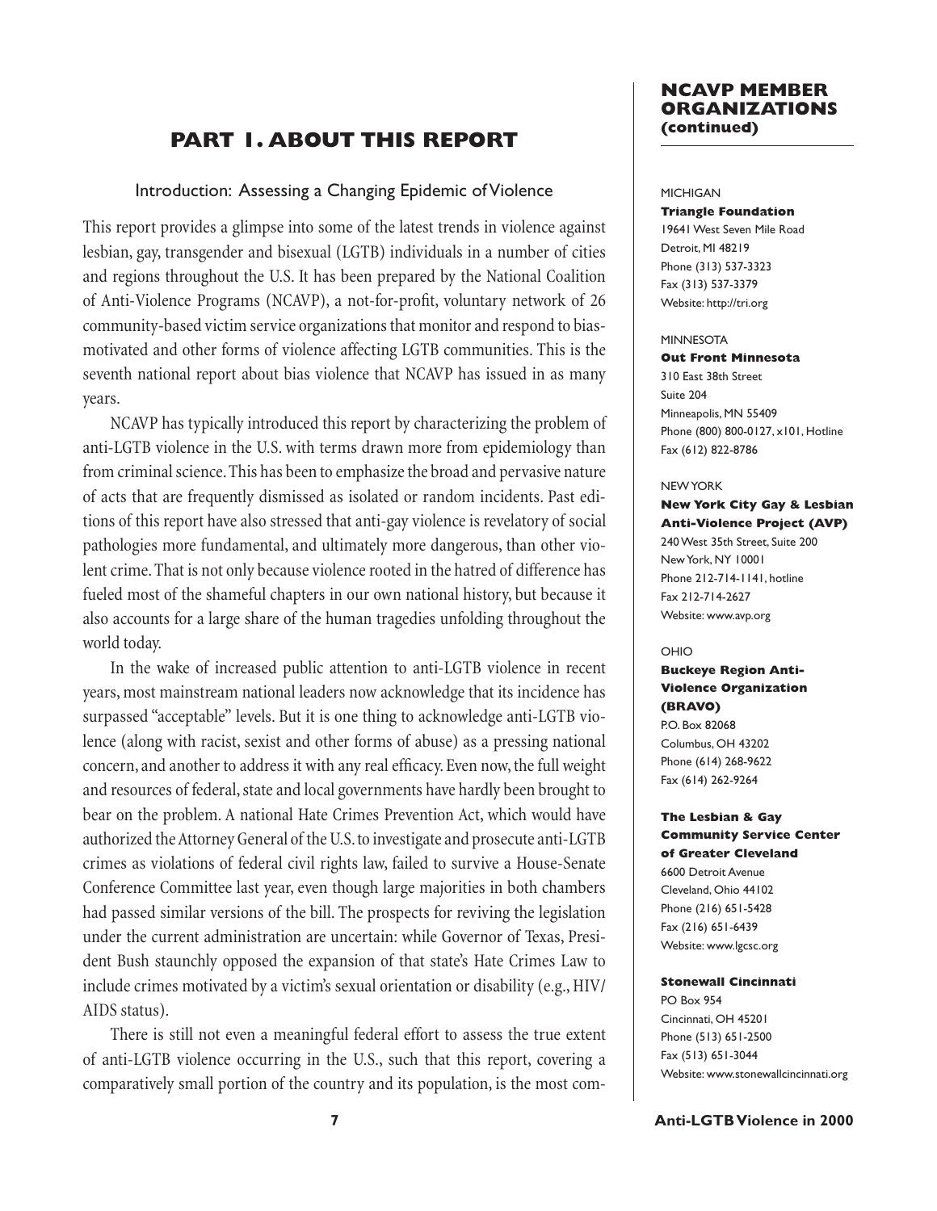# PART 1. ABOUT THIS REPORT

## Introduction: Assessing a Changing Epidemic of Violence

This report provides a glimpse into some of the latest trends in violence against lesbian, gay, transgender and bisexual (LGTB) individuals in a number of cities and regions throughout the U.S. It has been prepared by the National Coalition of Anti-Violence Programs (NCAVP), a not-for-profit, voluntary network of 26 community-based victim service organizations that monitor and respond to bias-motivated and other forms of violence affecting LGTB communities. This is the seventh national report about bias violence that NCAVP has issued in as many years.

NCAVP has typically introduced this report by characterizing the problem of anti-LGTB violence in the U.S. with terms drawn more from epidemiology than from criminal science. This has been to emphasize the broad and pervasive nature of acts that are frequently dismissed as isolated or random incidents. Past editions of this report have also stressed that anti-gay violence is revelatory of social pathologies more fundamental, and ultimately more dangerous, than other violent crime. That is not only because violence rooted in the hatred of difference has fueled most of the shameful chapters in our own national history, but because it also accounts for a large share of the human tragedies unfolding throughout the world today.

In the wake of increased public attention to anti-LGTB violence in recent years, most mainstream national leaders now acknowledge that its incidence has surpassed "acceptable" levels. But it is one thing to acknowledge anti-LGTB violence (along with racist, sexist and other forms of abuse) as a pressing national concern, and another to address it with any real efficacy. Even now, the full weight and resources of federal, state and local governments have hardly been brought to bear on the problem. A national Hate Crimes Prevention Act, which would have authorized the Attorney General of the U.S. to investigate and prosecute anti-LGTB crimes as violations of federal civil rights law, failed to survive a House-Senate Conference Committee last year, even though large majorities in both chambers had passed similar versions of the bill. The prospects for reviving the legislation under the current administration are uncertain: while Governor of Texas, President Bush staunchly opposed the expansion of that state's Hate Crimes Law to include crimes motivated by a victim's sexual orientation or disability (e.g., HIV/AIDS status).

There is still not even a meaningful federal effort to assess the true extent of anti-LGTB violence occurring in the U.S., such that this report, covering a comparatively small portion of the country and its population, is the most com-

## NCAVP MEMBER ORGANIZATIONS (continued)

MICHIGAN

**Triangle Foundation**
19641 West Seven Mile Road
Detroit, MI 48219
Phone (313) 537-3323
Fax (313) 537-3379
Website: http://tri.org

MINNESOTA

**Out Front Minnesota**
310 East 38th Street
Suite 204
Minneapolis, MN 55409
Phone (800) 800-0127, x101, Hotline
Fax (612) 822-8786

NEW YORK

**New York City Gay & Lesbian Anti-Violence Project (AVP)**
240 West 35th Street, Suite 200
New York, NY 10001
Phone 212-714-1141, hotline
Fax 212-714-2627
Website: www.avp.org

OHIO

**Buckeye Region Anti-Violence Organization (BRAVO)**
P.O. Box 82068
Columbus, OH 43202
Phone (614) 268-9622
Fax (614) 262-9264

**The Lesbian & Gay Community Service Center of Greater Cleveland**
6600 Detroit Avenue
Cleveland, Ohio 44102
Phone (216) 651-5428
Fax (216) 651-6439
Website: www.lgcsc.org

**Stonewall Cincinnati**
PO Box 954
Cincinnati, OH 45201
Phone (513) 651-2500
Fax (513) 651-3044
Website: www.stonewallcincinnati.org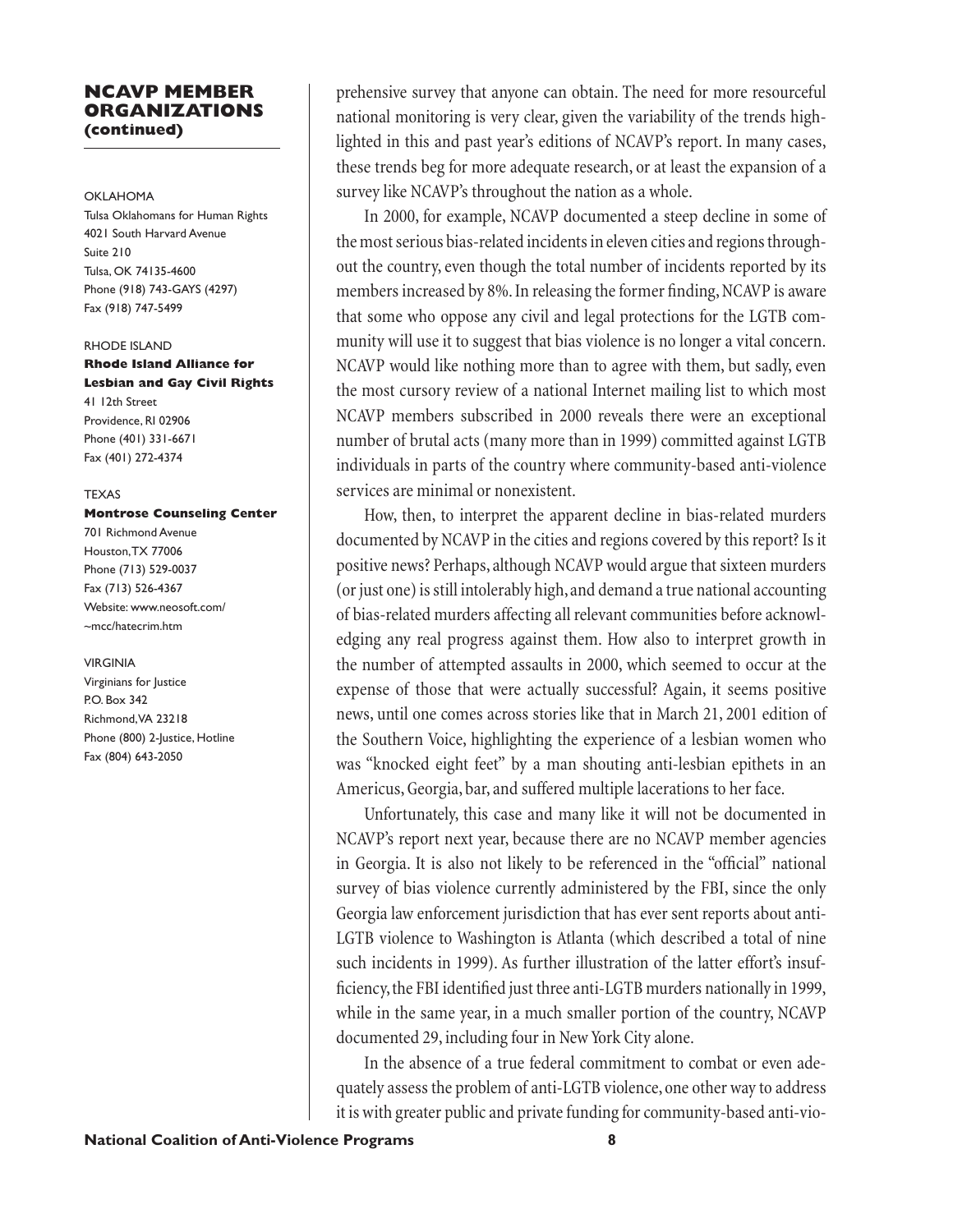## NCAVP MEMBER ORGANIZATIONS (continued)

OKLAHOMA
Tulsa Oklahomans for Human Rights
4021 South Harvard Avenue
Suite 210
Tulsa, OK 74135-4600
Phone (918) 743-GAYS (4297)
Fax (918) 747-5499

RHODE ISLAND
**Rhode Island Alliance for Lesbian and Gay Civil Rights**
41 12th Street
Providence, RI 02906
Phone (401) 331-6671
Fax (401) 272-4374

TEXAS
**Montrose Counseling Center**
701 Richmond Avenue
Houston, TX 77006
Phone (713) 529-0037
Fax (713) 526-4367
Website: www.neosoft.com/~mcc/hatecrim.htm

VIRGINIA
Virginians for Justice
P.O. Box 342
Richmond, VA 23218
Phone (800) 2-Justice, Hotline
Fax (804) 643-2050

prehensive survey that anyone can obtain. The need for more resourceful national monitoring is very clear, given the variability of the trends highlighted in this and past year's editions of NCAVP's report. In many cases, these trends beg for more adequate research, or at least the expansion of a survey like NCAVP's throughout the nation as a whole.

In 2000, for example, NCAVP documented a steep decline in some of the most serious bias-related incidents in eleven cities and regions throughout the country, even though the total number of incidents reported by its members increased by 8%. In releasing the former finding, NCAVP is aware that some who oppose any civil and legal protections for the LGTB community will use it to suggest that bias violence is no longer a vital concern. NCAVP would like nothing more than to agree with them, but sadly, even the most cursory review of a national Internet mailing list to which most NCAVP members subscribed in 2000 reveals there were an exceptional number of brutal acts (many more than in 1999) committed against LGTB individuals in parts of the country where community-based anti-violence services are minimal or nonexistent.

How, then, to interpret the apparent decline in bias-related murders documented by NCAVP in the cities and regions covered by this report? Is it positive news? Perhaps, although NCAVP would argue that sixteen murders (or just one) is still intolerably high, and demand a true national accounting of bias-related murders affecting all relevant communities before acknowledging any real progress against them. How also to interpret growth in the number of attempted assaults in 2000, which seemed to occur at the expense of those that were actually successful? Again, it seems positive news, until one comes across stories like that in March 21, 2001 edition of the Southern Voice, highlighting the experience of a lesbian women who was "knocked eight feet" by a man shouting anti-lesbian epithets in an Americus, Georgia, bar, and suffered multiple lacerations to her face.

Unfortunately, this case and many like it will not be documented in NCAVP's report next year, because there are no NCAVP member agencies in Georgia. It is also not likely to be referenced in the "official" national survey of bias violence currently administered by the FBI, since the only Georgia law enforcement jurisdiction that has ever sent reports about anti-LGTB violence to Washington is Atlanta (which described a total of nine such incidents in 1999). As further illustration of the latter effort's insufficiency, the FBI identified just three anti-LGTB murders nationally in 1999, while in the same year, in a much smaller portion of the country, NCAVP documented 29, including four in New York City alone.

In the absence of a true federal commitment to combat or even adequately assess the problem of anti-LGTB violence, one other way to address it is with greater public and private funding for community-based anti-vio-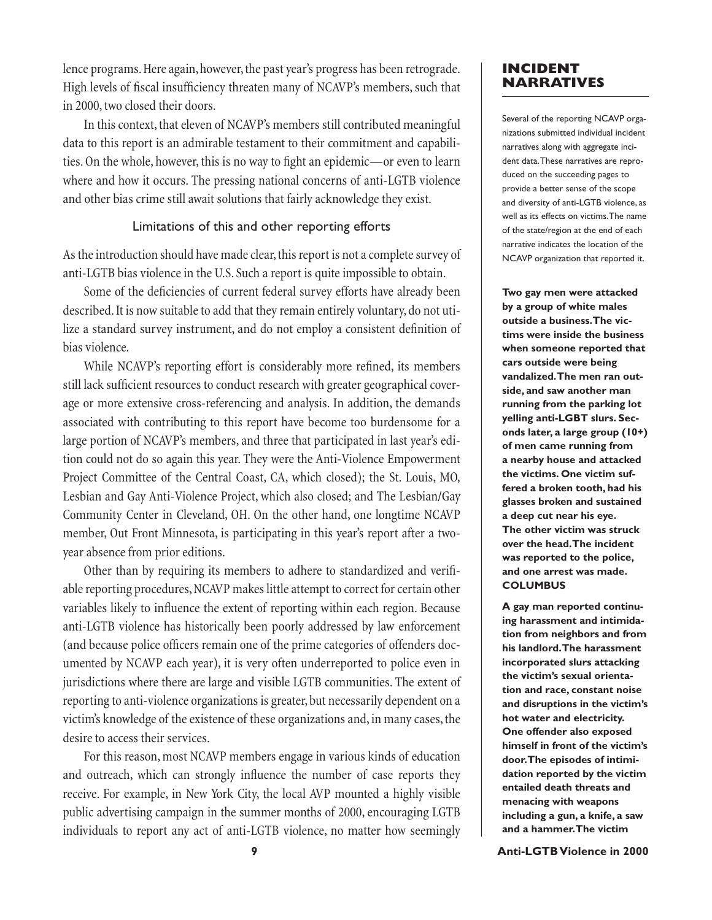lence programs. Here again, however, the past year's progress has been retrograde. High levels of fiscal insufficiency threaten many of NCAVP's members, such that in 2000, two closed their doors.

In this context, that eleven of NCAVP's members still contributed meaningful data to this report is an admirable testament to their commitment and capabilities. On the whole, however, this is no way to fight an epidemic—or even to learn where and how it occurs. The pressing national concerns of anti-LGTB violence and other bias crime still await solutions that fairly acknowledge they exist.

### Limitations of this and other reporting efforts

As the introduction should have made clear, this report is not a complete survey of anti-LGTB bias violence in the U.S. Such a report is quite impossible to obtain.

Some of the deficiencies of current federal survey efforts have already been described. It is now suitable to add that they remain entirely voluntary, do not utilize a standard survey instrument, and do not employ a consistent definition of bias violence.

While NCAVP's reporting effort is considerably more refined, its members still lack sufficient resources to conduct research with greater geographical coverage or more extensive cross-referencing and analysis. In addition, the demands associated with contributing to this report have become too burdensome for a large portion of NCAVP's members, and three that participated in last year's edition could not do so again this year. They were the Anti-Violence Empowerment Project Committee of the Central Coast, CA, which closed); the St. Louis, MO, Lesbian and Gay Anti-Violence Project, which also closed; and The Lesbian/Gay Community Center in Cleveland, OH. On the other hand, one longtime NCAVP member, Out Front Minnesota, is participating in this year's report after a two-year absence from prior editions.

Other than by requiring its members to adhere to standardized and verifiable reporting procedures, NCAVP makes little attempt to correct for certain other variables likely to influence the extent of reporting within each region. Because anti-LGTB violence has historically been poorly addressed by law enforcement (and because police officers remain one of the prime categories of offenders documented by NCAVP each year), it is very often underreported to police even in jurisdictions where there are large and visible LGTB communities. The extent of reporting to anti-violence organizations is greater, but necessarily dependent on a victim's knowledge of the existence of these organizations and, in many cases, the desire to access their services.

For this reason, most NCAVP members engage in various kinds of education and outreach, which can strongly influence the number of case reports they receive. For example, in New York City, the local AVP mounted a highly visible public advertising campaign in the summer months of 2000, encouraging LGTB individuals to report any act of anti-LGTB violence, no matter how seemingly

## INCIDENT NARRATIVES

Several of the reporting NCAVP organizations submitted individual incident narratives along with aggregate incident data. These narratives are reproduced on the succeeding pages to provide a better sense of the scope and diversity of anti-LGTB violence, as well as its effects on victims. The name of the state/region at the end of each narrative indicates the location of the NCAVP organization that reported it.

**Two gay men were attacked by a group of white males outside a business. The victims were inside the business when someone reported that cars outside were being vandalized. The men ran outside, and saw another man running from the parking lot yelling anti-LGBT slurs. Seconds later, a large group (10+) of men came running from a nearby house and attacked the victims. One victim suffered a broken tooth, had his glasses broken and sustained a deep cut near his eye. The other victim was struck over the head. The incident was reported to the police, and one arrest was made. COLUMBUS**

**A gay man reported continuing harassment and intimidation from neighbors and from his landlord. The harassment incorporated slurs attacking the victim's sexual orientation and race, constant noise and disruptions in the victim's hot water and electricity. One offender also exposed himself in front of the victim's door. The episodes of intimidation reported by the victim entailed death threats and menacing with weapons including a gun, a knife, a saw and a hammer. The victim**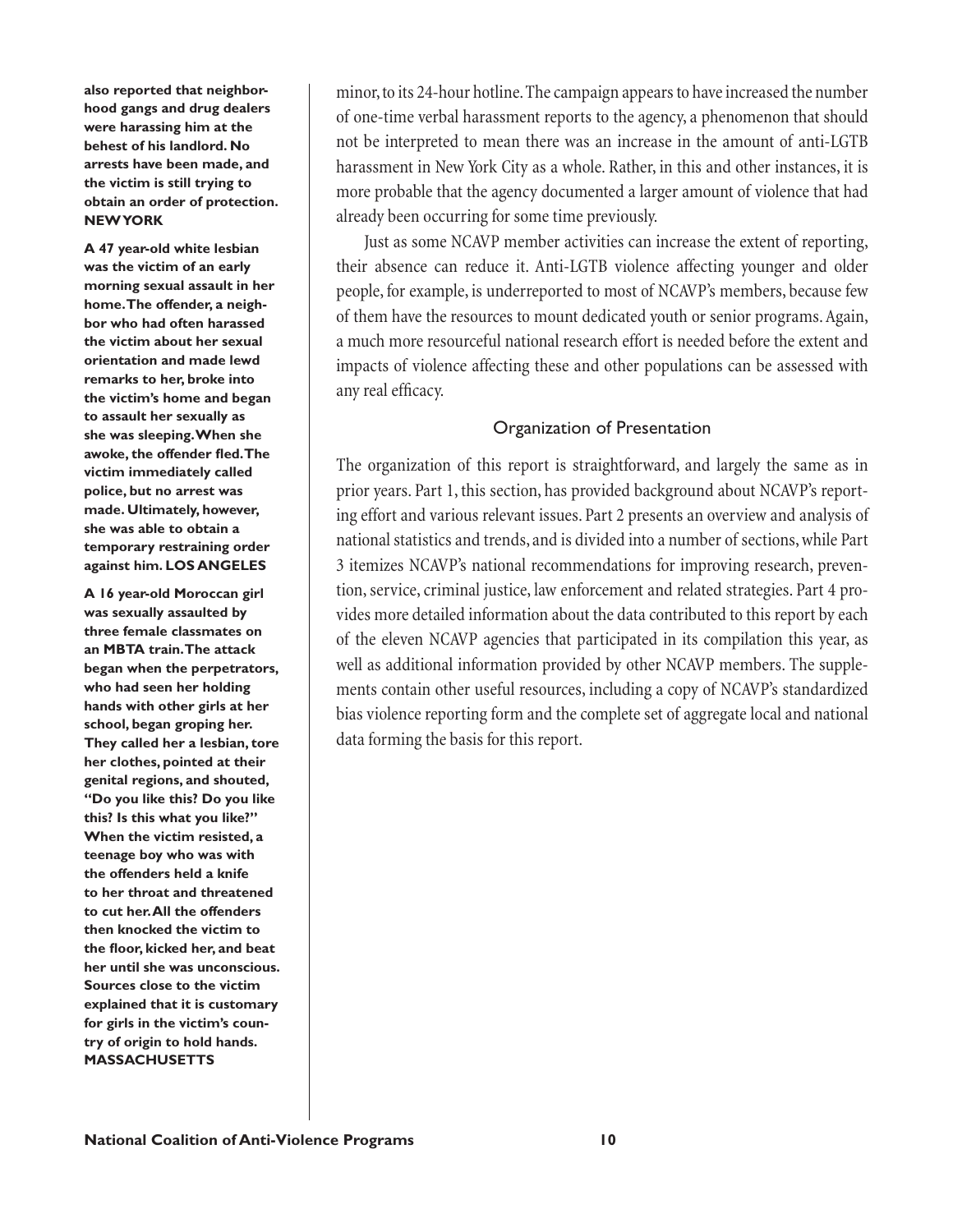**also reported that neighborhood gangs and drug dealers were harassing him at the behest of his landlord. No arrests have been made, and the victim is still trying to obtain an order of protection. NEW YORK**

**A 47 year-old white lesbian was the victim of an early morning sexual assault in her home. The offender, a neighbor who had often harassed the victim about her sexual orientation and made lewd remarks to her, broke into the victim's home and began to assault her sexually as she was sleeping. When she awoke, the offender fled. The victim immediately called police, but no arrest was made. Ultimately, however, she was able to obtain a temporary restraining order against him. LOS ANGELES**

**A 16 year-old Moroccan girl was sexually assaulted by three female classmates on an MBTA train. The attack began when the perpetrators, who had seen her holding hands with other girls at her school, began groping her. They called her a lesbian, tore her clothes, pointed at their genital regions, and shouted, "Do you like this? Do you like this? Is this what you like?" When the victim resisted, a teenage boy who was with the offenders held a knife to her throat and threatened to cut her. All the offenders then knocked the victim to the floor, kicked her, and beat her until she was unconscious. Sources close to the victim explained that it is customary for girls in the victim's country of origin to hold hands. MASSACHUSETTS**

minor, to its 24-hour hotline. The campaign appears to have increased the number of one-time verbal harassment reports to the agency, a phenomenon that should not be interpreted to mean there was an increase in the amount of anti-LGTB harassment in New York City as a whole. Rather, in this and other instances, it is more probable that the agency documented a larger amount of violence that had already been occurring for some time previously.

Just as some NCAVP member activities can increase the extent of reporting, their absence can reduce it. Anti-LGTB violence affecting younger and older people, for example, is underreported to most of NCAVP's members, because few of them have the resources to mount dedicated youth or senior programs. Again, a much more resourceful national research effort is needed before the extent and impacts of violence affecting these and other populations can be assessed with any real efficacy.

## Organization of Presentation

The organization of this report is straightforward, and largely the same as in prior years. Part 1, this section, has provided background about NCAVP's reporting effort and various relevant issues. Part 2 presents an overview and analysis of national statistics and trends, and is divided into a number of sections, while Part 3 itemizes NCAVP's national recommendations for improving research, prevention, service, criminal justice, law enforcement and related strategies. Part 4 provides more detailed information about the data contributed to this report by each of the eleven NCAVP agencies that participated in its compilation this year, as well as additional information provided by other NCAVP members. The supplements contain other useful resources, including a copy of NCAVP's standardized bias violence reporting form and the complete set of aggregate local and national data forming the basis for this report.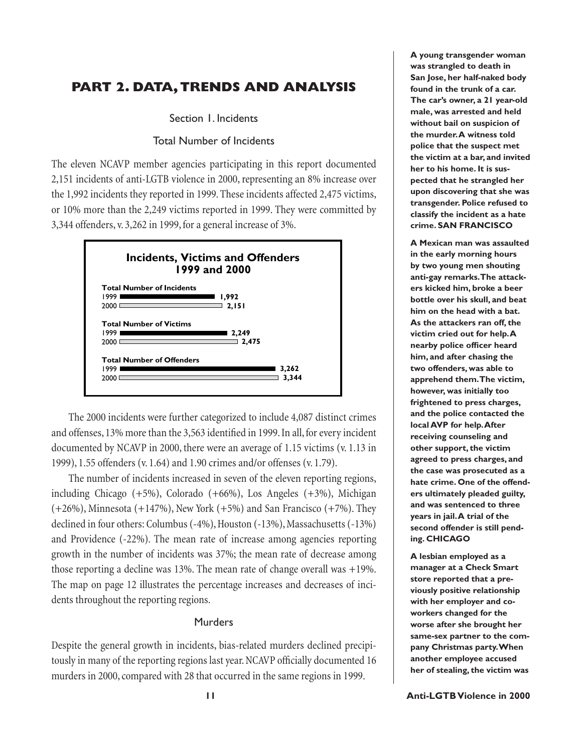# PART 2. DATA, TRENDS AND ANALYSIS

## Section 1. Incidents

### Total Number of Incidents

The eleven NCAVP member agencies participating in this report documented 2,151 incidents of anti-LGTB violence in 2000, representing an 8% increase over the 1,992 incidents they reported in 1999. These incidents affected 2,475 victims, or 10% more than the 2,249 victims reported in 1999. They were committed by 3,344 offenders, v. 3,262 in 1999, for a general increase of 3%.

**Incidents, Victims and Offenders 1999 and 2000**

| | 1999 | 2000 |
|---|---|---|
| Total Number of Incidents | 1,992 | 2,151 |
| Total Number of Victims | 2,249 | 2,475 |
| Total Number of Offenders | 3,262 | 3,344 |

The 2000 incidents were further categorized to include 4,087 distinct crimes and offenses, 13% more than the 3,563 identified in 1999. In all, for every incident documented by NCAVP in 2000, there were an average of 1.15 victims (v. 1.13 in 1999), 1.55 offenders (v. 1.64) and 1.90 crimes and/or offenses (v. 1.79).

The number of incidents increased in seven of the eleven reporting regions, including Chicago (+5%), Colorado (+66%), Los Angeles (+3%), Michigan (+26%), Minnesota (+147%), New York (+5%) and San Francisco (+7%). They declined in four others: Columbus (-4%), Houston (-13%), Massachusetts (-13%) and Providence (-22%). The mean rate of increase among agencies reporting growth in the number of incidents was 37%; the mean rate of decrease among those reporting a decline was 13%. The mean rate of change overall was +19%. The map on page 12 illustrates the percentage increases and decreases of incidents throughout the reporting regions.

### Murders

Despite the general growth in incidents, bias-related murders declined precipitously in many of the reporting regions last year. NCAVP officially documented 16 murders in 2000, compared with 28 that occurred in the same regions in 1999.

**A young transgender woman was strangled to death in San Jose, her half-naked body found in the trunk of a car. The car's owner, a 21 year-old male, was arrested and held without bail on suspicion of the murder. A witness told police that the suspect met the victim at a bar, and invited her to his home. It is suspected that he strangled her upon discovering that she was transgender. Police refused to classify the incident as a hate crime. SAN FRANCISCO**

**A Mexican man was assaulted in the early morning hours by two young men shouting anti-gay remarks. The attackers kicked him, broke a beer bottle over his skull, and beat him on the head with a bat. As the attackers ran off, the victim cried out for help. A nearby police officer heard him, and after chasing the two offenders, was able to apprehend them. The victim, however, was initially too frightened to press charges, and the police contacted the local AVP for help. After receiving counseling and other support, the victim agreed to press charges, and the case was prosecuted as a hate crime. One of the offenders ultimately pleaded guilty, and was sentenced to three years in jail. A trial of the second offender is still pending. CHICAGO**

**A lesbian employed as a manager at a Check Smart store reported that a previously positive relationship with her employer and co-workers changed for the worse after she brought her same-sex partner to the company Christmas party. When another employee accused her of stealing, the victim was**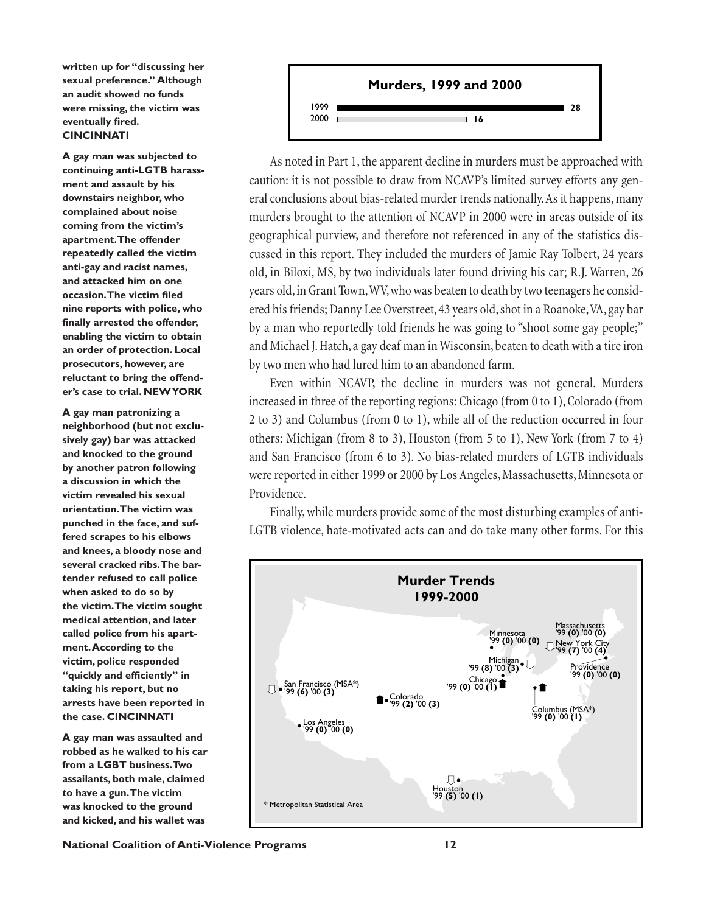**written up for "discussing her sexual preference." Although an audit showed no funds were missing, the victim was eventually fired. CINCINNATI**

**A gay man was subjected to continuing anti-LGTB harassment and assault by his downstairs neighbor, who complained about noise coming from the victim's apartment. The offender repeatedly called the victim anti-gay and racist names, and attacked him on one occasion. The victim filed nine reports with police, who finally arrested the offender, enabling the victim to obtain an order of protection. Local prosecutors, however, are reluctant to bring the offender's case to trial. NEW YORK**

**A gay man patronizing a neighborhood (but not exclusively gay) bar was attacked and knocked to the ground by another patron following a discussion in which the victim revealed his sexual orientation. The victim was punched in the face, and suffered scrapes to his elbows and knees, a bloody nose and several cracked ribs. The bartender refused to call police when asked to do so by the victim. The victim sought medical attention, and later called police from his apartment. According to the victim, police responded "quickly and efficiently" in taking his report, but no arrests have been reported in the case. CINCINNATI**

**A gay man was assaulted and robbed as he walked to his car from a LGBT business. Two assailants, both male, claimed to have a gun. The victim was knocked to the ground and kicked, and his wallet was**

**Murders, 1999 and 2000**

| Year | Murders |
|---|---|
| 1999 | 28 |
| 2000 | 16 |

As noted in Part 1, the apparent decline in murders must be approached with caution: it is not possible to draw from NCAVP's limited survey efforts any general conclusions about bias-related murder trends nationally. As it happens, many murders brought to the attention of NCAVP in 2000 were in areas outside of its geographical purview, and therefore not referenced in any of the statistics discussed in this report. They included the murders of Jamie Ray Tolbert, 24 years old, in Biloxi, MS, by two individuals later found driving his car; R.J. Warren, 26 years old, in Grant Town, WV, who was beaten to death by two teenagers he considered his friends; Danny Lee Overstreet, 43 years old, shot in a Roanoke, VA, gay bar by a man who reportedly told friends he was going to "shoot some gay people;" and Michael J. Hatch, a gay deaf man in Wisconsin, beaten to death with a tire iron by two men who had lured him to an abandoned farm.

Even within NCAVP, the decline in murders was not general. Murders increased in three of the reporting regions: Chicago (from 0 to 1), Colorado (from 2 to 3) and Columbus (from 0 to 1), while all of the reduction occurred in four others: Michigan (from 8 to 3), Houston (from 5 to 1), New York (from 7 to 4) and San Francisco (from 6 to 3). No bias-related murders of LGTB individuals were reported in either 1999 or 2000 by Los Angeles, Massachusetts, Minnesota or Providence.

Finally, while murders provide some of the most disturbing examples of anti-LGTB violence, hate-motivated acts can and do take many other forms. For this

**Murder Trends 1999-2000**

| Region | '99 | '00 |
|---|---|---|
| San Francisco (MSA*) | 6 | 3 |
| Los Angeles | 0 | 0 |
| Colorado | 2 | 3 |
| Houston | 5 | 1 |
| Minnesota | 0 | 0 |
| Michigan | 8 | 3 |
| Chicago | 0 | 1 |
| Columbus (MSA*) | 0 | 1 |
| Massachusetts | 0 | 0 |
| New York City | 7 | 4 |
| Providence | 0 | 0 |

\* Metropolitan Statistical Area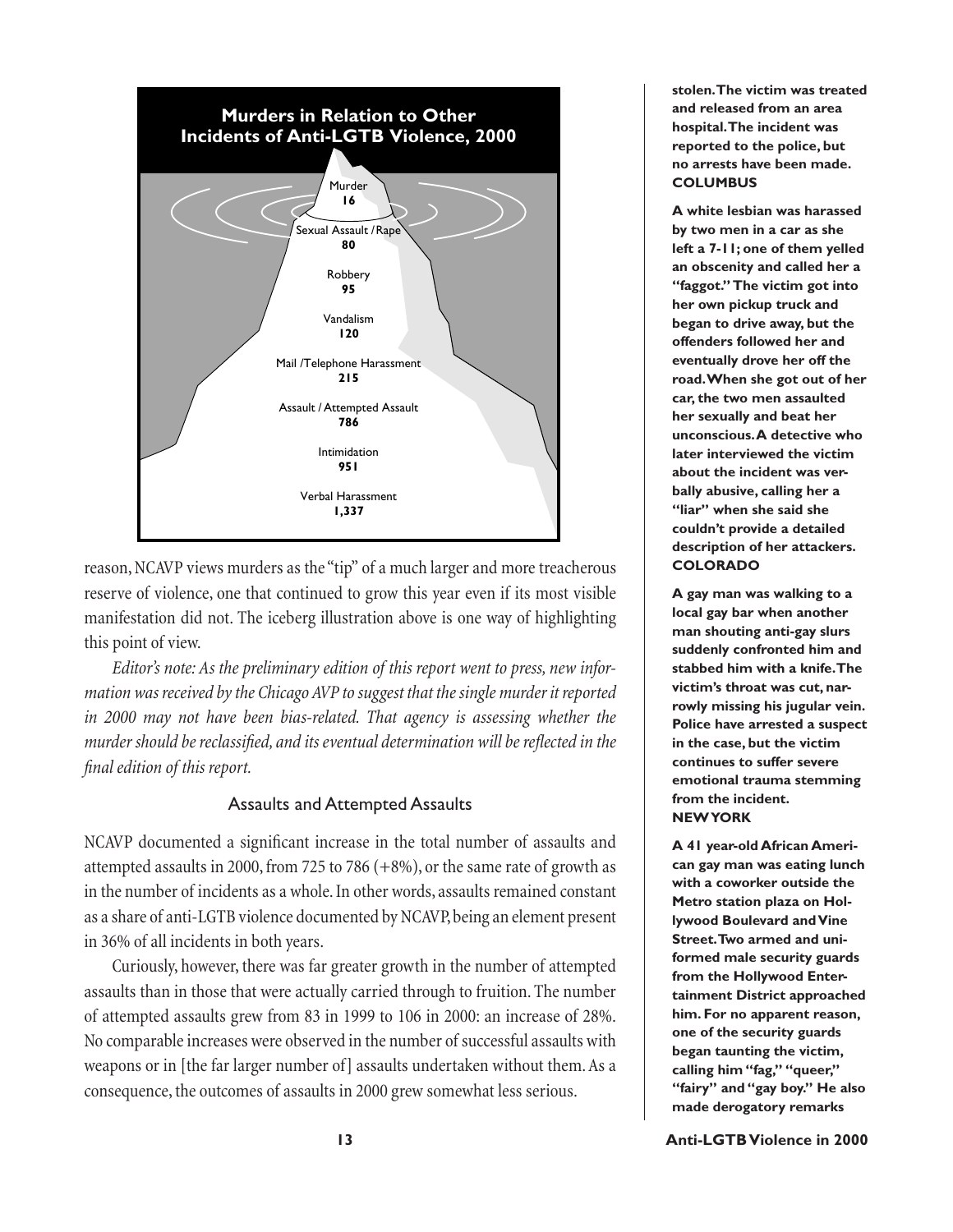**Murders in Relation to Other Incidents of Anti-LGTB Violence, 2000**

Murder
**16**

Sexual Assault / Rape
**80**

Robbery
**95**

Vandalism
**120**

Mail /Telephone Harassment
**215**

Assault / Attempted Assault
**786**

Intimidation
**951**

Verbal Harassment
**1,337**

reason, NCAVP views murders as the "tip" of a much larger and more treacherous reserve of violence, one that continued to grow this year even if its most visible manifestation did not. The iceberg illustration above is one way of highlighting this point of view.

*Editor's note: As the preliminary edition of this report went to press, new information was received by the Chicago AVP to suggest that the single murder it reported in 2000 may not have been bias-related. That agency is assessing whether the murder should be reclassified, and its eventual determination will be reflected in the final edition of this report.*

### Assaults and Attempted Assaults

NCAVP documented a significant increase in the total number of assaults and attempted assaults in 2000, from 725 to 786 (+8%), or the same rate of growth as in the number of incidents as a whole. In other words, assaults remained constant as a share of anti-LGTB violence documented by NCAVP, being an element present in 36% of all incidents in both years.

Curiously, however, there was far greater growth in the number of attempted assaults than in those that were actually carried through to fruition. The number of attempted assaults grew from 83 in 1999 to 106 in 2000: an increase of 28%. No comparable increases were observed in the number of successful assaults with weapons or in [the far larger number of] assaults undertaken without them. As a consequence, the outcomes of assaults in 2000 grew somewhat less serious.

**stolen. The victim was treated and released from an area hospital. The incident was reported to the police, but no arrests have been made. COLUMBUS**

**A white lesbian was harassed by two men in a car as she left a 7-11; one of them yelled an obscenity and called her a "faggot." The victim got into her own pickup truck and began to drive away, but the offenders followed her and eventually drove her off the road. When she got out of her car, the two men assaulted her sexually and beat her unconscious. A detective who later interviewed the victim about the incident was verbally abusive, calling her a "liar" when she said she couldn't provide a detailed description of her attackers. COLORADO**

**A gay man was walking to a local gay bar when another man shouting anti-gay slurs suddenly confronted him and stabbed him with a knife. The victim's throat was cut, narrowly missing his jugular vein. Police have arrested a suspect in the case, but the victim continues to suffer severe emotional trauma stemming from the incident. NEW YORK**

**A 41 year-old African American gay man was eating lunch with a coworker outside the Metro station plaza on Hollywood Boulevard and Vine Street. Two armed and uniformed male security guards from the Hollywood Entertainment District approached him. For no apparent reason, one of the security guards began taunting the victim, calling him "fag," "queer," "fairy" and "gay boy." He also made derogatory remarks**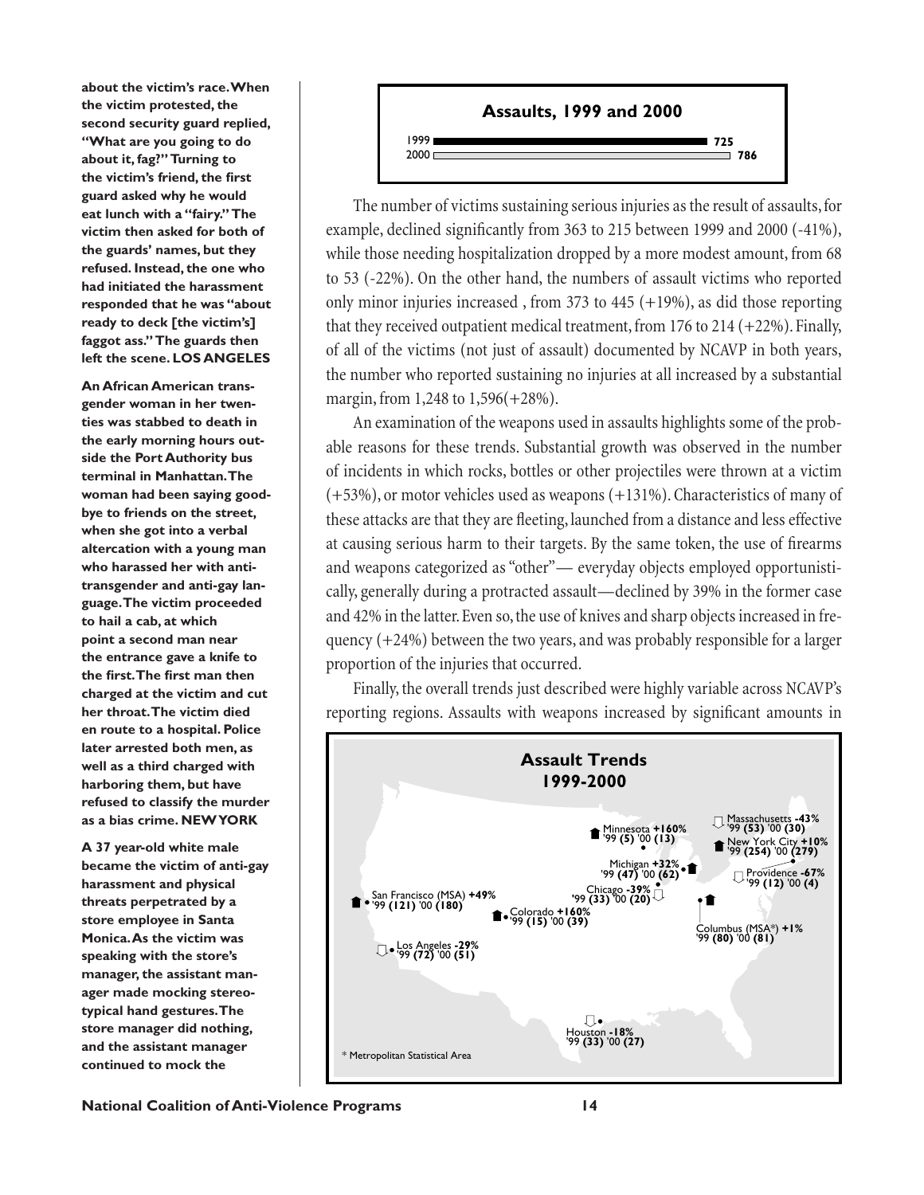about the victim's race. When the victim protested, the second security guard replied, "What are you going to do about it, fag?" Turning to the victim's friend, the first guard asked why he would eat lunch with a "fairy." The victim then asked for both of the guards' names, but they refused. Instead, the one who had initiated the harassment responded that he was "about ready to deck [the victim's] faggot ass." The guards then left the scene. **LOS ANGELES**

**An African American transgender woman in her twenties was stabbed to death in the early morning hours outside the Port Authority bus terminal in Manhattan. The woman had been saying goodbye to friends on the street, when she got into a verbal altercation with a young man who harassed her with anti-transgender and anti-gay language. The victim proceeded to hail a cab, at which point a second man near the entrance gave a knife to the first. The first man then charged at the victim and cut her throat. The victim died en route to a hospital. Police later arrested both men, as well as a third charged with harboring them, but have refused to classify the murder as a bias crime. NEW YORK**

**A 37 year-old white male became the victim of anti-gay harassment and physical threats perpetrated by a store employee in Santa Monica. As the victim was speaking with the store's manager, the assistant manager made mocking stereotypical hand gestures. The store manager did nothing, and the assistant manager continued to mock the**

**Assaults, 1999 and 2000**

| Year | Assaults |
|---|---|
| 1999 | 725 |
| 2000 | 786 |

The number of victims sustaining serious injuries as the result of assaults, for example, declined significantly from 363 to 215 between 1999 and 2000 (-41%), while those needing hospitalization dropped by a more modest amount, from 68 to 53 (-22%). On the other hand, the numbers of assault victims who reported only minor injuries increased , from 373 to 445 (+19%), as did those reporting that they received outpatient medical treatment, from 176 to 214 (+22%). Finally, of all of the victims (not just of assault) documented by NCAVP in both years, the number who reported sustaining no injuries at all increased by a substantial margin, from 1,248 to 1,596(+28%).

An examination of the weapons used in assaults highlights some of the probable reasons for these trends. Substantial growth was observed in the number of incidents in which rocks, bottles or other projectiles were thrown at a victim (+53%), or motor vehicles used as weapons (+131%). Characteristics of many of these attacks are that they are fleeting, launched from a distance and less effective at causing serious harm to their targets. By the same token, the use of firearms and weapons categorized as "other"— everyday objects employed opportunistically, generally during a protracted assault—declined by 39% in the former case and 42% in the latter. Even so, the use of knives and sharp objects increased in frequency (+24%) between the two years, and was probably responsible for a larger proportion of the injuries that occurred.

Finally, the overall trends just described were highly variable across NCAVP's reporting regions. Assaults with weapons increased by significant amounts in

**Assault Trends 1999-2000**

| Region | '99 | '00 | Change |
|---|---|---|---|
| Massachusetts | 53 | 30 | -43% |
| Minnesota | 5 | 13 | +160% |
| New York City | 254 | 279 | +10% |
| Michigan | 47 | 62 | +32% |
| Providence | 12 | 4 | -67% |
| Chicago | 33 | 20 | -39% |
| San Francisco (MSA) | 121 | 180 | +49% |
| Colorado | 15 | 39 | +160% |
| Columbus (MSA*) | 80 | 81 | +1% |
| Los Angeles | 72 | 51 | -29% |
| Houston | 33 | 27 | -18% |

\* Metropolitan Statistical Area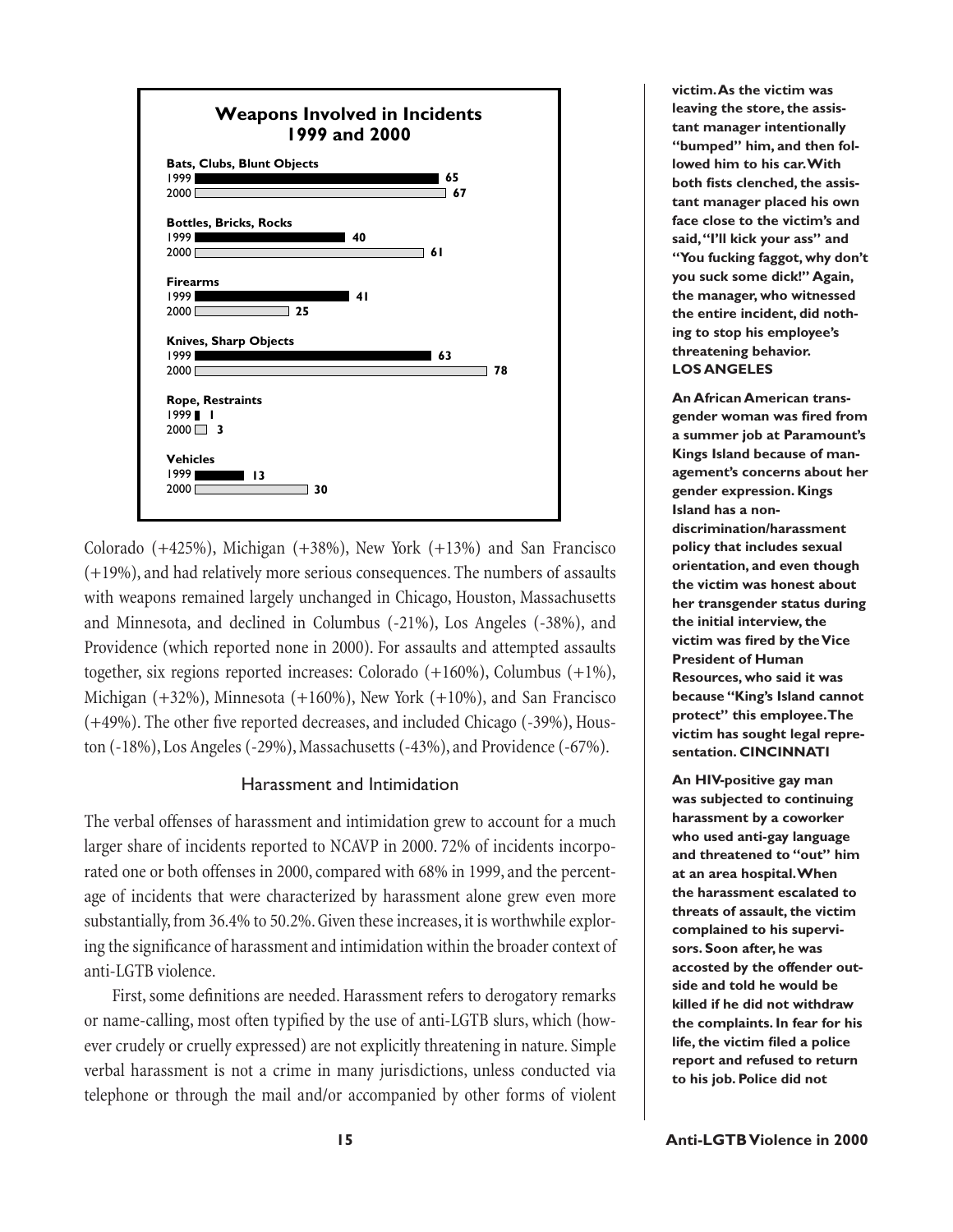**Weapons Involved in Incidents 1999 and 2000**

| Weapon | 1999 | 2000 |
| --- | --- | --- |
| Bats, Clubs, Blunt Objects | 65 | 67 |
| Bottles, Bricks, Rocks | 40 | 61 |
| Firearms | 41 | 25 |
| Knives, Sharp Objects | 63 | 78 |
| Rope, Restraints | 1 | 3 |
| Vehicles | 13 | 30 |

Colorado (+425%), Michigan (+38%), New York (+13%) and San Francisco (+19%), and had relatively more serious consequences. The numbers of assaults with weapons remained largely unchanged in Chicago, Houston, Massachusetts and Minnesota, and declined in Columbus (-21%), Los Angeles (-38%), and Providence (which reported none in 2000). For assaults and attempted assaults together, six regions reported increases: Colorado (+160%), Columbus (+1%), Michigan (+32%), Minnesota (+160%), New York (+10%), and San Francisco (+49%). The other five reported decreases, and included Chicago (-39%), Houston (-18%), Los Angeles (-29%), Massachusetts (-43%), and Providence (-67%).

## Harassment and Intimidation

The verbal offenses of harassment and intimidation grew to account for a much larger share of incidents reported to NCAVP in 2000. 72% of incidents incorporated one or both offenses in 2000, compared with 68% in 1999, and the percentage of incidents that were characterized by harassment alone grew even more substantially, from 36.4% to 50.2%. Given these increases, it is worthwhile exploring the significance of harassment and intimidation within the broader context of anti-LGTB violence.

First, some definitions are needed. Harassment refers to derogatory remarks or name-calling, most often typified by the use of anti-LGTB slurs, which (however crudely or cruelly expressed) are not explicitly threatening in nature. Simple verbal harassment is not a crime in many jurisdictions, unless conducted via telephone or through the mail and/or accompanied by other forms of violent

**victim. As the victim was leaving the store, the assistant manager intentionally "bumped" him, and then followed him to his car. With both fists clenched, the assistant manager placed his own face close to the victim's and said, "I'll kick your ass" and "You fucking faggot, why don't you suck some dick!" Again, the manager, who witnessed the entire incident, did nothing to stop his employee's threatening behavior. LOS ANGELES**

**An African American transgender woman was fired from a summer job at Paramount's Kings Island because of management's concerns about her gender expression. Kings Island has a non-discrimination/harassment policy that includes sexual orientation, and even though the victim was honest about her transgender status during the initial interview, the victim was fired by the Vice President of Human Resources, who said it was because "King's Island cannot protect" this employee. The victim has sought legal representation. CINCINNATI**

**An HIV-positive gay man was subjected to continuing harassment by a coworker who used anti-gay language and threatened to "out" him at an area hospital. When the harassment escalated to threats of assault, the victim complained to his supervisors. Soon after, he was accosted by the offender outside and told he would be killed if he did not withdraw the complaints. In fear for his life, the victim filed a police report and refused to return to his job. Police did not**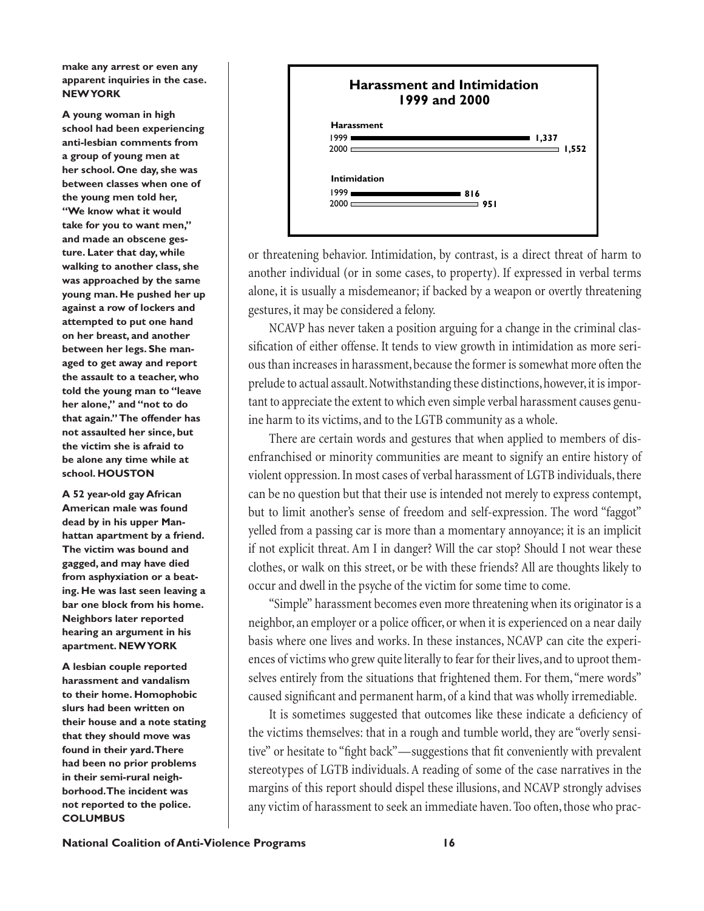**make any arrest or even any apparent inquiries in the case. NEW YORK**

**A young woman in high school had been experiencing anti-lesbian comments from a group of young men at her school. One day, she was between classes when one of the young men told her, "We know what it would take for you to want men," and made an obscene gesture. Later that day, while walking to another class, she was approached by the same young man. He pushed her up against a row of lockers and attempted to put one hand on her breast, and another between her legs. She managed to get away and report the assault to a teacher, who told the young man to "leave her alone," and "not to do that again." The offender has not assaulted her since, but the victim she is afraid to be alone any time while at school. HOUSTON**

**A 52 year-old gay African American male was found dead by in his upper Manhattan apartment by a friend. The victim was bound and gagged, and may have died from asphyxiation or a beating. He was last seen leaving a bar one block from his home. Neighbors later reported hearing an argument in his apartment. NEW YORK**

**A lesbian couple reported harassment and vandalism to their home. Homophobic slurs had been written on their house and a note stating that they should move was found in their yard. There had been no prior problems in their semi-rural neighborhood. The incident was not reported to the police. COLUMBUS**

**Harassment and Intimidation 1999 and 2000**

| | 1999 | 2000 |
|---|---|---|
| Harassment | 1,337 | 1,552 |
| Intimidation | 816 | 951 |

or threatening behavior. Intimidation, by contrast, is a direct threat of harm to another individual (or in some cases, to property). If expressed in verbal terms alone, it is usually a misdemeanor; if backed by a weapon or overtly threatening gestures, it may be considered a felony.

NCAVP has never taken a position arguing for a change in the criminal classification of either offense. It tends to view growth in intimidation as more serious than increases in harassment, because the former is somewhat more often the prelude to actual assault. Notwithstanding these distinctions, however, it is important to appreciate the extent to which even simple verbal harassment causes genuine harm to its victims, and to the LGTB community as a whole.

There are certain words and gestures that when applied to members of disenfranchised or minority communities are meant to signify an entire history of violent oppression. In most cases of verbal harassment of LGTB individuals, there can be no question but that their use is intended not merely to express contempt, but to limit another's sense of freedom and self-expression. The word "faggot" yelled from a passing car is more than a momentary annoyance; it is an implicit if not explicit threat. Am I in danger? Will the car stop? Should I not wear these clothes, or walk on this street, or be with these friends? All are thoughts likely to occur and dwell in the psyche of the victim for some time to come.

"Simple" harassment becomes even more threatening when its originator is a neighbor, an employer or a police officer, or when it is experienced on a near daily basis where one lives and works. In these instances, NCAVP can cite the experiences of victims who grew quite literally to fear for their lives, and to uproot themselves entirely from the situations that frightened them. For them, "mere words" caused significant and permanent harm, of a kind that was wholly irremediable.

It is sometimes suggested that outcomes like these indicate a deficiency of the victims themselves: that in a rough and tumble world, they are "overly sensitive" or hesitate to "fight back"—suggestions that fit conveniently with prevalent stereotypes of LGTB individuals. A reading of some of the case narratives in the margins of this report should dispel these illusions, and NCAVP strongly advises any victim of harassment to seek an immediate haven. Too often, those who prac-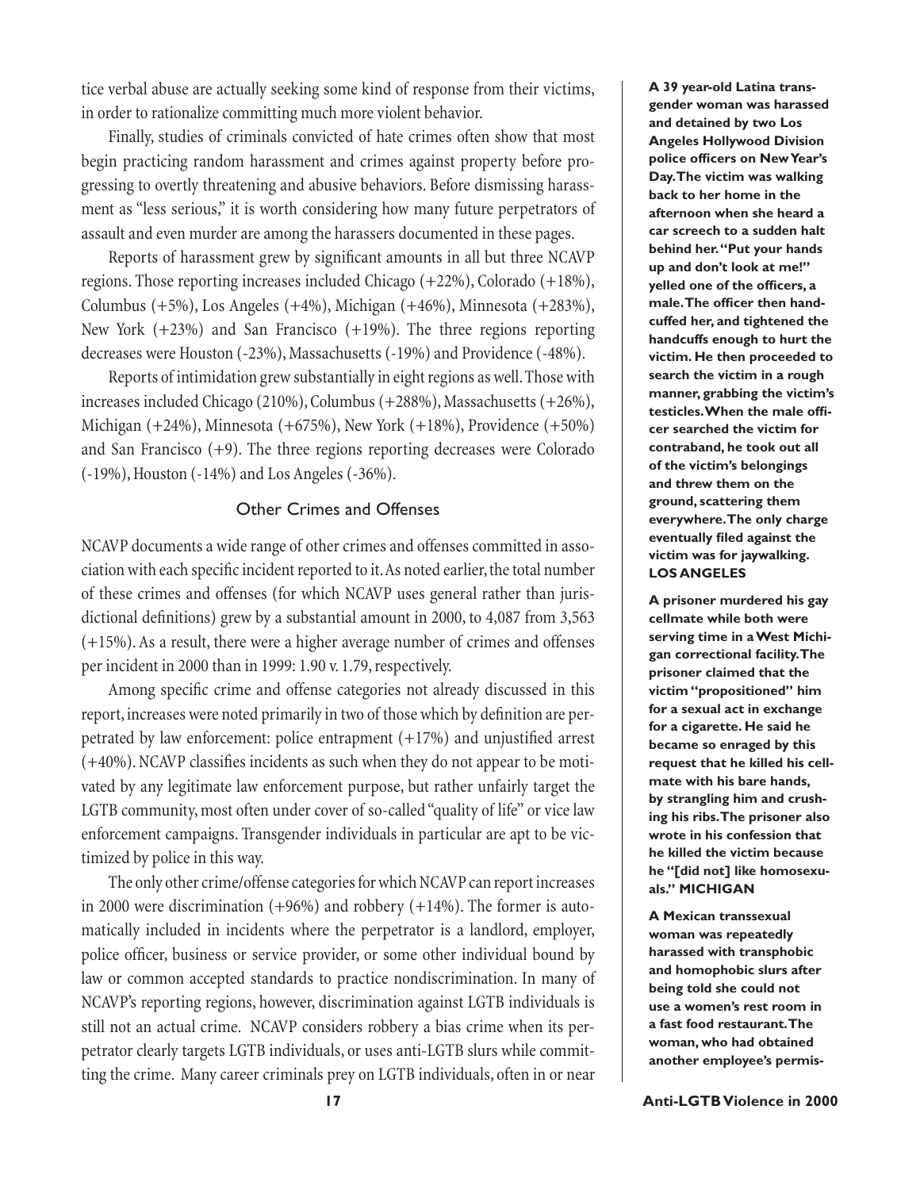tice verbal abuse are actually seeking some kind of response from their victims, in order to rationalize committing much more violent behavior.

Finally, studies of criminals convicted of hate crimes often show that most begin practicing random harassment and crimes against property before progressing to overtly threatening and abusive behaviors. Before dismissing harassment as "less serious," it is worth considering how many future perpetrators of assault and even murder are among the harassers documented in these pages.

Reports of harassment grew by significant amounts in all but three NCAVP regions. Those reporting increases included Chicago (+22%), Colorado (+18%), Columbus (+5%), Los Angeles (+4%), Michigan (+46%), Minnesota (+283%), New York (+23%) and San Francisco (+19%). The three regions reporting decreases were Houston (-23%), Massachusetts (-19%) and Providence (-48%).

Reports of intimidation grew substantially in eight regions as well. Those with increases included Chicago (210%), Columbus (+288%), Massachusetts (+26%), Michigan (+24%), Minnesota (+675%), New York (+18%), Providence (+50%) and San Francisco (+9). The three regions reporting decreases were Colorado (-19%), Houston (-14%) and Los Angeles (-36%).

## Other Crimes and Offenses

NCAVP documents a wide range of other crimes and offenses committed in association with each specific incident reported to it. As noted earlier, the total number of these crimes and offenses (for which NCAVP uses general rather than jurisdictional definitions) grew by a substantial amount in 2000, to 4,087 from 3,563 (+15%). As a result, there were a higher average number of crimes and offenses per incident in 2000 than in 1999: 1.90 v. 1.79, respectively.

Among specific crime and offense categories not already discussed in this report, increases were noted primarily in two of those which by definition are perpetrated by law enforcement: police entrapment (+17%) and unjustified arrest (+40%). NCAVP classifies incidents as such when they do not appear to be motivated by any legitimate law enforcement purpose, but rather unfairly target the LGTB community, most often under cover of so-called "quality of life" or vice law enforcement campaigns. Transgender individuals in particular are apt to be victimized by police in this way.

The only other crime/offense categories for which NCAVP can report increases in 2000 were discrimination (+96%) and robbery (+14%). The former is automatically included in incidents where the perpetrator is a landlord, employer, police officer, business or service provider, or some other individual bound by law or common accepted standards to practice nondiscrimination. In many of NCAVP's reporting regions, however, discrimination against LGTB individuals is still not an actual crime. NCAVP considers robbery a bias crime when its perpetrator clearly targets LGTB individuals, or uses anti-LGTB slurs while committing the crime. Many career criminals prey on LGTB individuals, often in or near

**A 39 year-old Latina transgender woman was harassed and detained by two Los Angeles Hollywood Division police officers on New Year's Day. The victim was walking back to her home in the afternoon when she heard a car screech to a sudden halt behind her. "Put your hands up and don't look at me!" yelled one of the officers, a male. The officer then handcuffed her, and tightened the handcuffs enough to hurt the victim. He then proceeded to search the victim in a rough manner, grabbing the victim's testicles. When the male officer searched the victim for contraband, he took out all of the victim's belongings and threw them on the ground, scattering them everywhere. The only charge eventually filed against the victim was for jaywalking. LOS ANGELES**

**A prisoner murdered his gay cellmate while both were serving time in a West Michigan correctional facility. The prisoner claimed that the victim "propositioned" him for a sexual act in exchange for a cigarette. He said he became so enraged by this request that he killed his cellmate with his bare hands, by strangling him and crushing his ribs. The prisoner also wrote in his confession that he killed the victim because he "[did not] like homosexuals." MICHIGAN**

**A Mexican transsexual woman was repeatedly harassed with transphobic and homophobic slurs after being told she could not use a women's rest room in a fast food restaurant. The woman, who had obtained another employee's permis-**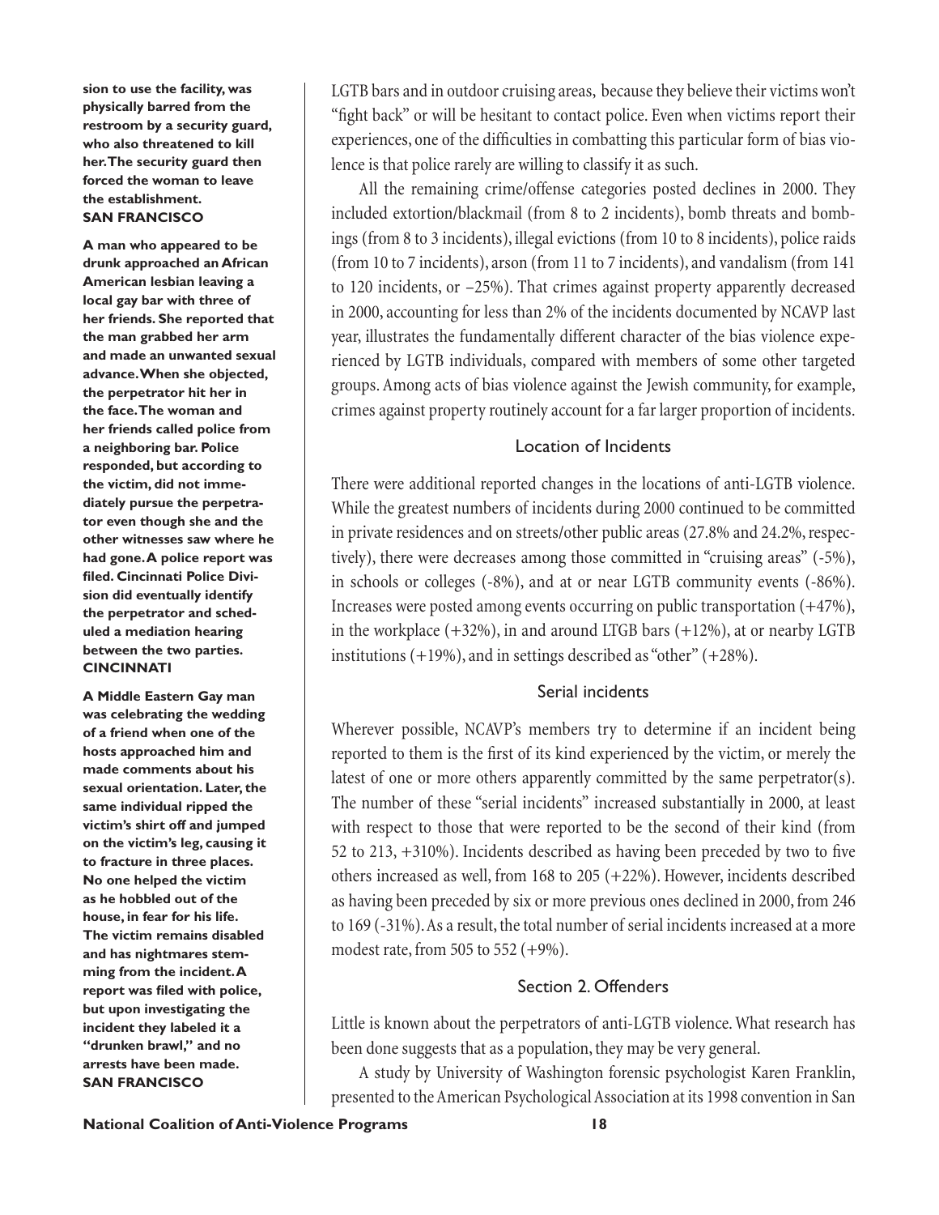**sion to use the facility, was physically barred from the restroom by a security guard, who also threatened to kill her. The security guard then forced the woman to leave the establishment. SAN FRANCISCO**

**A man who appeared to be drunk approached an African American lesbian leaving a local gay bar with three of her friends. She reported that the man grabbed her arm and made an unwanted sexual advance. When she objected, the perpetrator hit her in the face. The woman and her friends called police from a neighboring bar. Police responded, but according to the victim, did not immediately pursue the perpetrator even though she and the other witnesses saw where he had gone. A police report was filed. Cincinnati Police Division did eventually identify the perpetrator and scheduled a mediation hearing between the two parties. CINCINNATI**

**A Middle Eastern Gay man was celebrating the wedding of a friend when one of the hosts approached him and made comments about his sexual orientation. Later, the same individual ripped the victim's shirt off and jumped on the victim's leg, causing it to fracture in three places. No one helped the victim as he hobbled out of the house, in fear for his life. The victim remains disabled and has nightmares stemming from the incident. A report was filed with police, but upon investigating the incident they labeled it a "drunken brawl," and no arrests have been made. SAN FRANCISCO**

LGTB bars and in outdoor cruising areas, because they believe their victims won't "fight back" or will be hesitant to contact police. Even when victims report their experiences, one of the difficulties in combatting this particular form of bias violence is that police rarely are willing to classify it as such.

All the remaining crime/offense categories posted declines in 2000. They included extortion/blackmail (from 8 to 2 incidents), bomb threats and bombings (from 8 to 3 incidents), illegal evictions (from 10 to 8 incidents), police raids (from 10 to 7 incidents), arson (from 11 to 7 incidents), and vandalism (from 141 to 120 incidents, or −25%). That crimes against property apparently decreased in 2000, accounting for less than 2% of the incidents documented by NCAVP last year, illustrates the fundamentally different character of the bias violence experienced by LGTB individuals, compared with members of some other targeted groups. Among acts of bias violence against the Jewish community, for example, crimes against property routinely account for a far larger proportion of incidents.

## Location of Incidents

There were additional reported changes in the locations of anti-LGTB violence. While the greatest numbers of incidents during 2000 continued to be committed in private residences and on streets/other public areas (27.8% and 24.2%, respectively), there were decreases among those committed in "cruising areas" (-5%), in schools or colleges (-8%), and at or near LGTB community events (-86%). Increases were posted among events occurring on public transportation (+47%), in the workplace (+32%), in and around LTGB bars (+12%), at or nearby LGTB institutions (+19%), and in settings described as "other" (+28%).

## Serial incidents

Wherever possible, NCAVP's members try to determine if an incident being reported to them is the first of its kind experienced by the victim, or merely the latest of one or more others apparently committed by the same perpetrator(s). The number of these "serial incidents" increased substantially in 2000, at least with respect to those that were reported to be the second of their kind (from 52 to 213, +310%). Incidents described as having been preceded by two to five others increased as well, from 168 to 205 (+22%). However, incidents described as having been preceded by six or more previous ones declined in 2000, from 246 to 169 (-31%). As a result, the total number of serial incidents increased at a more modest rate, from 505 to 552 (+9%).

## Section 2. Offenders

Little is known about the perpetrators of anti-LGTB violence. What research has been done suggests that as a population, they may be very general.

A study by University of Washington forensic psychologist Karen Franklin, presented to the American Psychological Association at its 1998 convention in San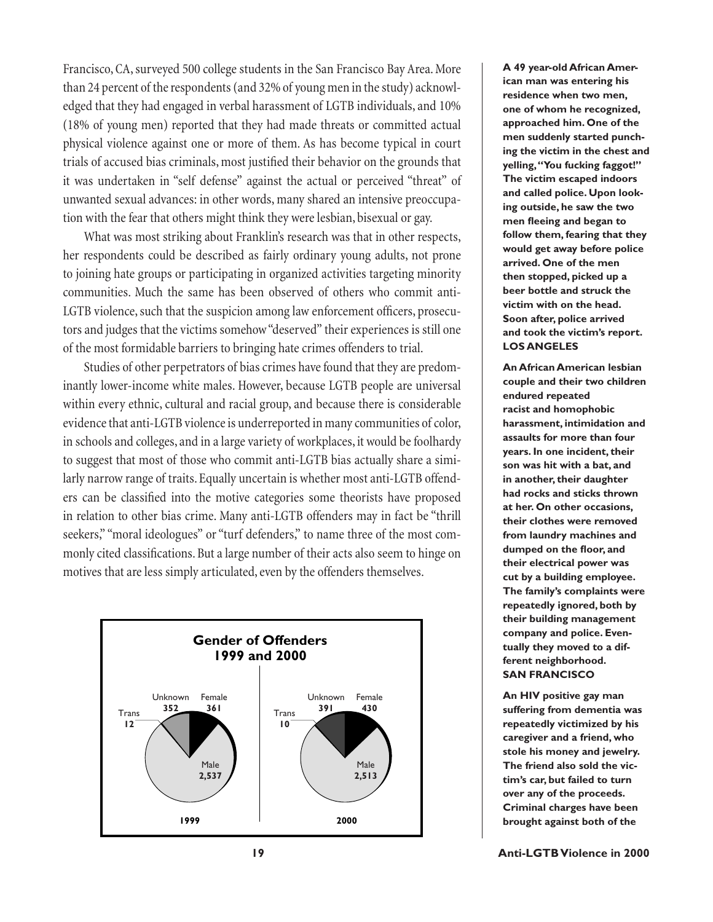Francisco, CA, surveyed 500 college students in the San Francisco Bay Area. More than 24 percent of the respondents (and 32% of young men in the study) acknowledged that they had engaged in verbal harassment of LGTB individuals, and 10% (18% of young men) reported that they had made threats or committed actual physical violence against one or more of them. As has become typical in court trials of accused bias criminals, most justified their behavior on the grounds that it was undertaken in "self defense" against the actual or perceived "threat" of unwanted sexual advances: in other words, many shared an intensive preoccupation with the fear that others might think they were lesbian, bisexual or gay.

What was most striking about Franklin's research was that in other respects, her respondents could be described as fairly ordinary young adults, not prone to joining hate groups or participating in organized activities targeting minority communities. Much the same has been observed of others who commit anti-LGTB violence, such that the suspicion among law enforcement officers, prosecutors and judges that the victims somehow "deserved" their experiences is still one of the most formidable barriers to bringing hate crimes offenders to trial.

Studies of other perpetrators of bias crimes have found that they are predominantly lower-income white males. However, because LGTB people are universal within every ethnic, cultural and racial group, and because there is considerable evidence that anti-LGTB violence is underreported in many communities of color, in schools and colleges, and in a large variety of workplaces, it would be foolhardy to suggest that most of those who commit anti-LGTB bias actually share a similarly narrow range of traits. Equally uncertain is whether most anti-LGTB offenders can be classified into the motive categories some theorists have proposed in relation to other bias crime. Many anti-LGTB offenders may in fact be "thrill seekers," "moral ideologues" or "turf defenders," to name three of the most commonly cited classifications. But a large number of their acts also seem to hinge on motives that are less simply articulated, even by the offenders themselves.

**Gender of Offenders 1999 and 2000**

| Gender | 1999 | 2000 |
|---|---|---|
| Male | 2,537 | 2,513 |
| Female | 361 | 430 |
| Unknown | 352 | 391 |
| Trans | 12 | 10 |

**A 49 year-old African American man was entering his residence when two men, one of whom he recognized, approached him. One of the men suddenly started punching the victim in the chest and yelling, "You fucking faggot!" The victim escaped indoors and called police. Upon looking outside, he saw the two men fleeing and began to follow them, fearing that they would get away before police arrived. One of the men then stopped, picked up a beer bottle and struck the victim with on the head. Soon after, police arrived and took the victim's report. LOS ANGELES**

**An African American lesbian couple and their two children endured repeated racist and homophobic harassment, intimidation and assaults for more than four years. In one incident, their son was hit with a bat, and in another, their daughter had rocks and sticks thrown at her. On other occasions, their clothes were removed from laundry machines and dumped on the floor, and their electrical power was cut by a building employee. The family's complaints were repeatedly ignored, both by their building management company and police. Eventually they moved to a different neighborhood. SAN FRANCISCO**

**An HIV positive gay man suffering from dementia was repeatedly victimized by his caregiver and a friend, who stole his money and jewelry. The friend also sold the victim's car, but failed to turn over any of the proceeds. Criminal charges have been brought against both of the**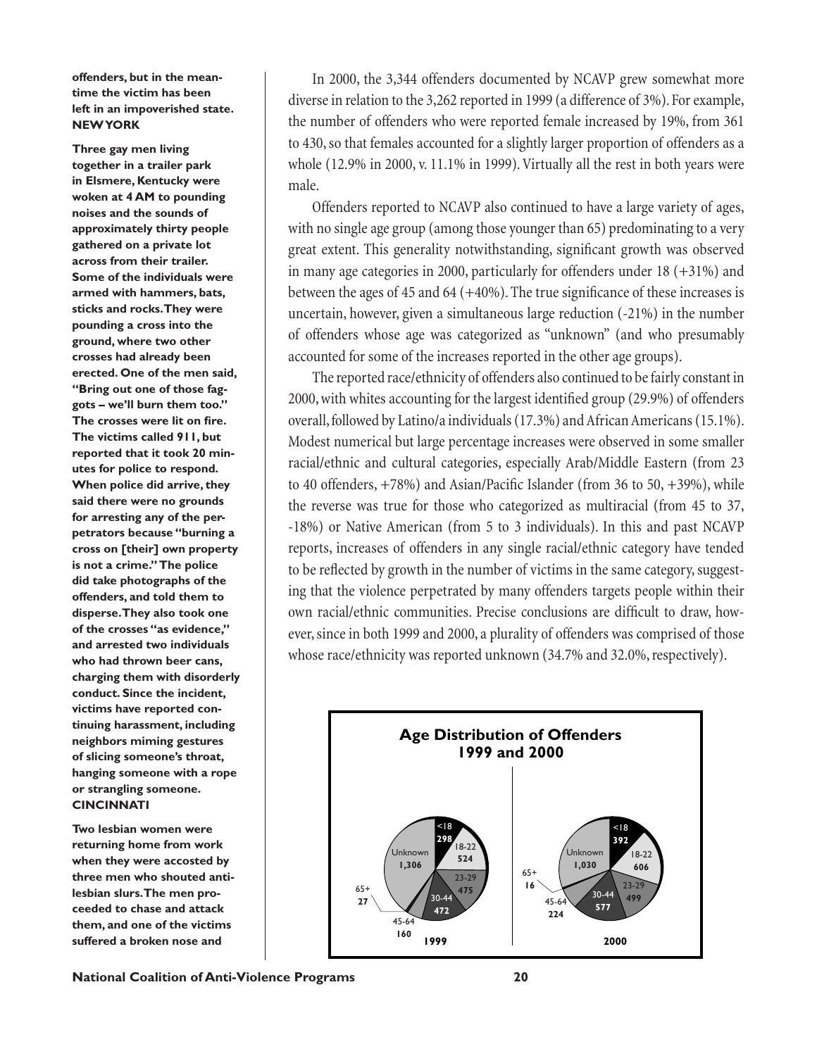**offenders, but in the meantime the victim has been left in an impoverished state. NEW YORK**

**Three gay men living together in a trailer park in Elsmere, Kentucky were woken at 4 AM to pounding noises and the sounds of approximately thirty people gathered on a private lot across from their trailer. Some of the individuals were armed with hammers, bats, sticks and rocks. They were pounding a cross into the ground, where two other crosses had already been erected. One of the men said, "Bring out one of those faggots – we'll burn them too." The crosses were lit on fire. The victims called 911, but reported that it took 20 minutes for police to respond. When police did arrive, they said there were no grounds for arresting any of the perpetrators because "burning a cross on [their] own property is not a crime." The police did take photographs of the offenders, and told them to disperse. They also took one of the crosses "as evidence," and arrested two individuals who had thrown beer cans, charging them with disorderly conduct. Since the incident, victims have reported continuing harassment, including neighbors miming gestures of slicing someone's throat, hanging someone with a rope or strangling someone. CINCINNATI**

**Two lesbian women were returning home from work when they were accosted by three men who shouted anti-lesbian slurs. The men proceeded to chase and attack them, and one of the victims suffered a broken nose and**

In 2000, the 3,344 offenders documented by NCAVP grew somewhat more diverse in relation to the 3,262 reported in 1999 (a difference of 3%). For example, the number of offenders who were reported female increased by 19%, from 361 to 430, so that females accounted for a slightly larger proportion of offenders as a whole (12.9% in 2000, v. 11.1% in 1999). Virtually all the rest in both years were male.

Offenders reported to NCAVP also continued to have a large variety of ages, with no single age group (among those younger than 65) predominating to a very great extent. This generality notwithstanding, significant growth was observed in many age categories in 2000, particularly for offenders under 18 (+31%) and between the ages of 45 and 64 (+40%). The true significance of these increases is uncertain, however, given a simultaneous large reduction (-21%) in the number of offenders whose age was categorized as "unknown" (and who presumably accounted for some of the increases reported in the other age groups).

The reported race/ethnicity of offenders also continued to be fairly constant in 2000, with whites accounting for the largest identified group (29.9%) of offenders overall, followed by Latino/a individuals (17.3%) and African Americans (15.1%). Modest numerical but large percentage increases were observed in some smaller racial/ethnic and cultural categories, especially Arab/Middle Eastern (from 23 to 40 offenders, +78%) and Asian/Pacific Islander (from 36 to 50, +39%), while the reverse was true for those who categorized as multiracial (from 45 to 37, -18%) or Native American (from 5 to 3 individuals). In this and past NCAVP reports, increases of offenders in any single racial/ethnic category have tended to be reflected by growth in the number of victims in the same category, suggesting that the violence perpetrated by many offenders targets people within their own racial/ethnic communities. Precise conclusions are difficult to draw, however, since in both 1999 and 2000, a plurality of offenders was comprised of those whose race/ethnicity was reported unknown (34.7% and 32.0%, respectively).

**Age Distribution of Offenders 1999 and 2000**

| Age | 1999 | 2000 |
|---|---|---|
| <18 | 298 | 392 |
| 18-22 | 524 | 606 |
| 23-29 | 475 | 499 |
| 30-44 | 472 | 577 |
| 45-64 | 160 | 224 |
| 65+ | 27 | 16 |
| Unknown | 1,306 | 1,030 |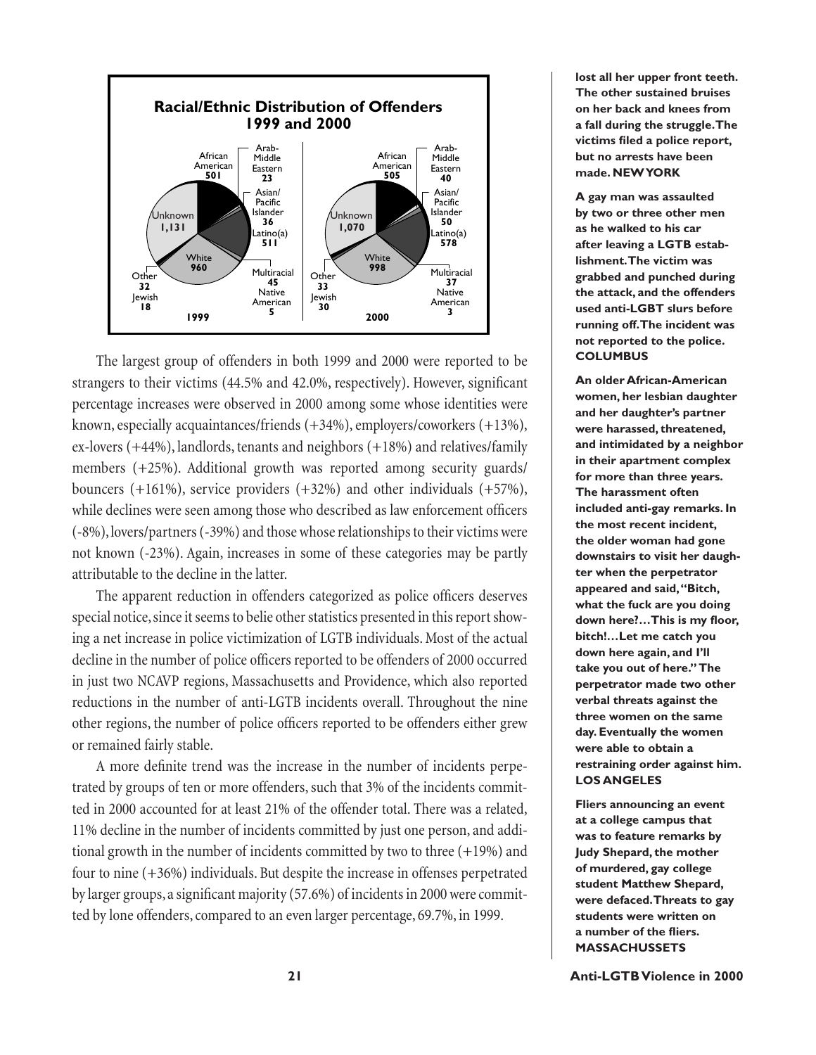**Racial/Ethnic Distribution of Offenders 1999 and 2000**

| Race/Ethnicity | 1999 | 2000 |
|---|---|---|
| African American | 501 | 505 |
| Arab-Middle Eastern | 23 | 40 |
| Asian/Pacific Islander | 36 | 50 |
| Latino(a) | 511 | 578 |
| Multiracial | 45 | 37 |
| Native American | 5 | 3 |
| White | 960 | 998 |
| Unknown | 1,131 | 1,070 |
| Other | 32 | 33 |
| Jewish | 18 | 30 |

The largest group of offenders in both 1999 and 2000 were reported to be strangers to their victims (44.5% and 42.0%, respectively). However, significant percentage increases were observed in 2000 among some whose identities were known, especially acquaintances/friends (+34%), employers/coworkers (+13%), ex-lovers (+44%), landlords, tenants and neighbors (+18%) and relatives/family members (+25%). Additional growth was reported among security guards/ bouncers (+161%), service providers (+32%) and other individuals (+57%), while declines were seen among those who described as law enforcement officers (-8%), lovers/partners (-39%) and those whose relationships to their victims were not known (-23%). Again, increases in some of these categories may be partly attributable to the decline in the latter.

The apparent reduction in offenders categorized as police officers deserves special notice, since it seems to belie other statistics presented in this report showing a net increase in police victimization of LGTB individuals. Most of the actual decline in the number of police officers reported to be offenders of 2000 occurred in just two NCAVP regions, Massachusetts and Providence, which also reported reductions in the number of anti-LGTB incidents overall. Throughout the nine other regions, the number of police officers reported to be offenders either grew or remained fairly stable.

A more definite trend was the increase in the number of incidents perpetrated by groups of ten or more offenders, such that 3% of the incidents committed in 2000 accounted for at least 21% of the offender total. There was a related, 11% decline in the number of incidents committed by just one person, and additional growth in the number of incidents committed by two to three (+19%) and four to nine (+36%) individuals. But despite the increase in offenses perpetrated by larger groups, a significant majority (57.6%) of incidents in 2000 were committed by lone offenders, compared to an even larger percentage, 69.7%, in 1999.

**lost all her upper front teeth. The other sustained bruises on her back and knees from a fall during the struggle. The victims filed a police report, but no arrests have been made. NEW YORK**

**A gay man was assaulted by two or three other men as he walked to his car after leaving a LGTB establishment. The victim was grabbed and punched during the attack, and the offenders used anti-LGBT slurs before running off. The incident was not reported to the police. COLUMBUS**

**An older African-American women, her lesbian daughter and her daughter's partner were harassed, threatened, and intimidated by a neighbor in their apartment complex for more than three years. The harassment often included anti-gay remarks. In the most recent incident, the older woman had gone downstairs to visit her daughter when the perpetrator appeared and said, "Bitch, what the fuck are you doing down here?…This is my floor, bitch!…Let me catch you down here again, and I'll take you out of here." The perpetrator made two other verbal threats against the three women on the same day. Eventually the women were able to obtain a restraining order against him. LOS ANGELES**

**Fliers announcing an event at a college campus that was to feature remarks by Judy Shepard, the mother of murdered, gay college student Matthew Shepard, were defaced. Threats to gay students were written on a number of the fliers. MASSACHUSSETTS**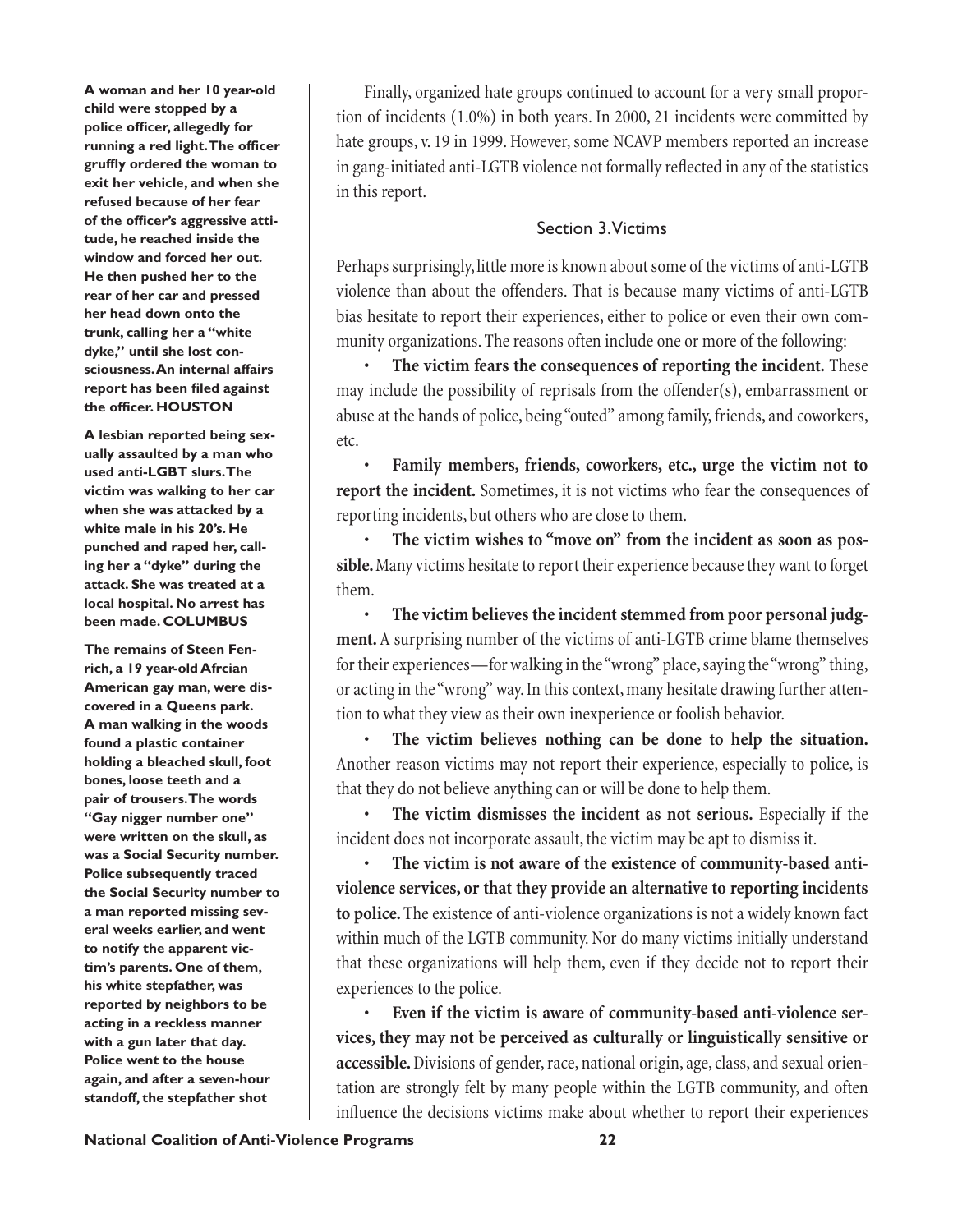**A woman and her 10 year-old child were stopped by a police officer, allegedly for running a red light. The officer gruffly ordered the woman to exit her vehicle, and when she refused because of her fear of the officer's aggressive attitude, he reached inside the window and forced her out. He then pushed her to the rear of her car and pressed her head down onto the trunk, calling her a "white dyke," until she lost consciousness. An internal affairs report has been filed against the officer. HOUSTON**

**A lesbian reported being sexually assaulted by a man who used anti-LGBT slurs. The victim was walking to her car when she was attacked by a white male in his 20's. He punched and raped her, calling her a "dyke" during the attack. She was treated at a local hospital. No arrest has been made. COLUMBUS**

**The remains of Steen Fenrich, a 19 year-old Afrcian American gay man, were discovered in a Queens park. A man walking in the woods found a plastic container holding a bleached skull, foot bones, loose teeth and a pair of trousers. The words "Gay nigger number one" were written on the skull, as was a Social Security number. Police subsequently traced the Social Security number to a man reported missing several weeks earlier, and went to notify the apparent victim's parents. One of them, his white stepfather, was reported by neighbors to be acting in a reckless manner with a gun later that day. Police went to the house again, and after a seven-hour standoff, the stepfather shot**

Finally, organized hate groups continued to account for a very small proportion of incidents (1.0%) in both years. In 2000, 21 incidents were committed by hate groups, v. 19 in 1999. However, some NCAVP members reported an increase in gang-initiated anti-LGTB violence not formally reflected in any of the statistics in this report.

## Section 3. Victims

Perhaps surprisingly, little more is known about some of the victims of anti-LGTB violence than about the offenders. That is because many victims of anti-LGTB bias hesitate to report their experiences, either to police or even their own community organizations. The reasons often include one or more of the following:

- **The victim fears the consequences of reporting the incident.** These may include the possibility of reprisals from the offender(s), embarrassment or abuse at the hands of police, being "outed" among family, friends, and coworkers, etc.
- **Family members, friends, coworkers, etc., urge the victim not to report the incident.** Sometimes, it is not victims who fear the consequences of reporting incidents, but others who are close to them.
- **The victim wishes to "move on" from the incident as soon as possible.** Many victims hesitate to report their experience because they want to forget them.
- **The victim believes the incident stemmed from poor personal judgment.** A surprising number of the victims of anti-LGTB crime blame themselves for their experiences—for walking in the "wrong" place, saying the "wrong" thing, or acting in the "wrong" way. In this context, many hesitate drawing further attention to what they view as their own inexperience or foolish behavior.
- **The victim believes nothing can be done to help the situation.** Another reason victims may not report their experience, especially to police, is that they do not believe anything can or will be done to help them.
- **The victim dismisses the incident as not serious.** Especially if the incident does not incorporate assault, the victim may be apt to dismiss it.
- **The victim is not aware of the existence of community-based anti-violence services, or that they provide an alternative to reporting incidents to police.** The existence of anti-violence organizations is not a widely known fact within much of the LGTB community. Nor do many victims initially understand that these organizations will help them, even if they decide not to report their experiences to the police.
- **Even if the victim is aware of community-based anti-violence services, they may not be perceived as culturally or linguistically sensitive or accessible.** Divisions of gender, race, national origin, age, class, and sexual orientation are strongly felt by many people within the LGTB community, and often influence the decisions victims make about whether to report their experiences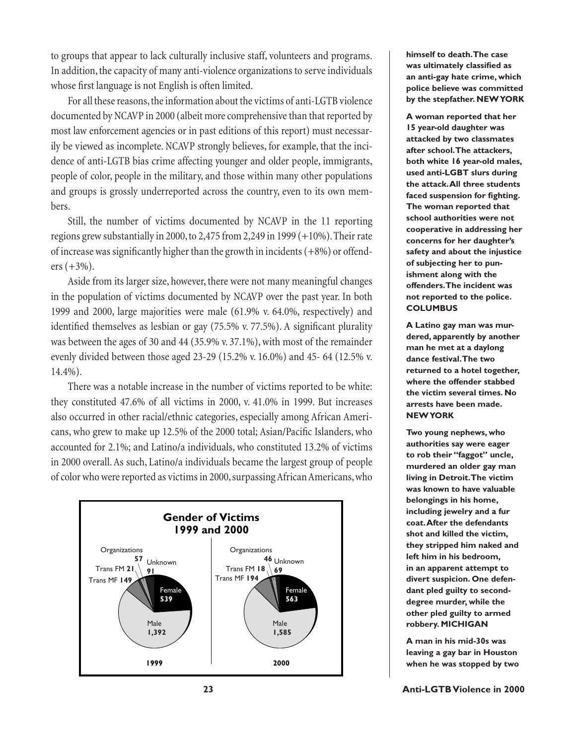to groups that appear to lack culturally inclusive staff, volunteers and programs. In addition, the capacity of many anti-violence organizations to serve individuals whose first language is not English is often limited.

For all these reasons, the information about the victims of anti-LGTB violence documented by NCAVP in 2000 (albeit more comprehensive than that reported by most law enforcement agencies or in past editions of this report) must necessarily be viewed as incomplete. NCAVP strongly believes, for example, that the incidence of anti-LGTB bias crime affecting younger and older people, immigrants, people of color, people in the military, and those within many other populations and groups is grossly underreported across the country, even to its own members.

Still, the number of victims documented by NCAVP in the 11 reporting regions grew substantially in 2000, to 2,475 from 2,249 in 1999 (+10%). Their rate of increase was significantly higher than the growth in incidents (+8%) or offenders (+3%).

Aside from its larger size, however, there were not many meaningful changes in the population of victims documented by NCAVP over the past year. In both 1999 and 2000, large majorities were male (61.9% v. 64.0%, respectively) and identified themselves as lesbian or gay (75.5% v. 77.5%). A significant plurality was between the ages of 30 and 44 (35.9% v. 37.1%), with most of the remainder evenly divided between those aged 23-29 (15.2% v. 16.0%) and 45- 64 (12.5% v. 14.4%).

There was a notable increase in the number of victims reported to be white: they constituted 47.6% of all victims in 2000, v. 41.0% in 1999. But increases also occurred in other racial/ethnic categories, especially among African Americans, who grew to make up 12.5% of the 2000 total; Asian/Pacific Islanders, who accounted for 2.1%; and Latino/a individuals, who constituted 13.2% of victims in 2000 overall. As such, Latino/a individuals became the largest group of people of color who were reported as victims in 2000, surpassing African Americans, who

**Gender of Victims 1999 and 2000**

| Gender | 1999 | 2000 |
|---|---|---|
| Female | 539 | 563 |
| Male | 1,392 | 1,585 |
| Trans MF | 149 | 194 |
| Trans FM | 21 | 18 |
| Organizations | 57 | 46 |
| Unknown | 91 | 69 |

**himself to death. The case was ultimately classified as an anti-gay hate crime, which police believe was committed by the stepfather. NEW YORK**

**A woman reported that her 15 year-old daughter was attacked by two classmates after school. The attackers, both white 16 year-old males, used anti-LGBT slurs during the attack. All three students faced suspension for fighting. The woman reported that school authorities were not cooperative in addressing her concerns for her daughter's safety and about the injustice of subjecting her to punishment along with the offenders. The incident was not reported to the police. COLUMBUS**

**A Latino gay man was murdered, apparently by another man he met at a daylong dance festival. The two returned to a hotel together, where the offender stabbed the victim several times. No arrests have been made. NEW YORK**

**Two young nephews, who authorities say were eager to rob their "faggot" uncle, murdered an older gay man living in Detroit. The victim was known to have valuable belongings in his home, including jewelry and a fur coat. After the defendants shot and killed the victim, they stripped him naked and left him in his bedroom, in an apparent attempt to divert suspicion. One defendant pled guilty to second-degree murder, while the other pled guilty to armed robbery. MICHIGAN**

**A man in his mid-30s was leaving a gay bar in Houston when he was stopped by two**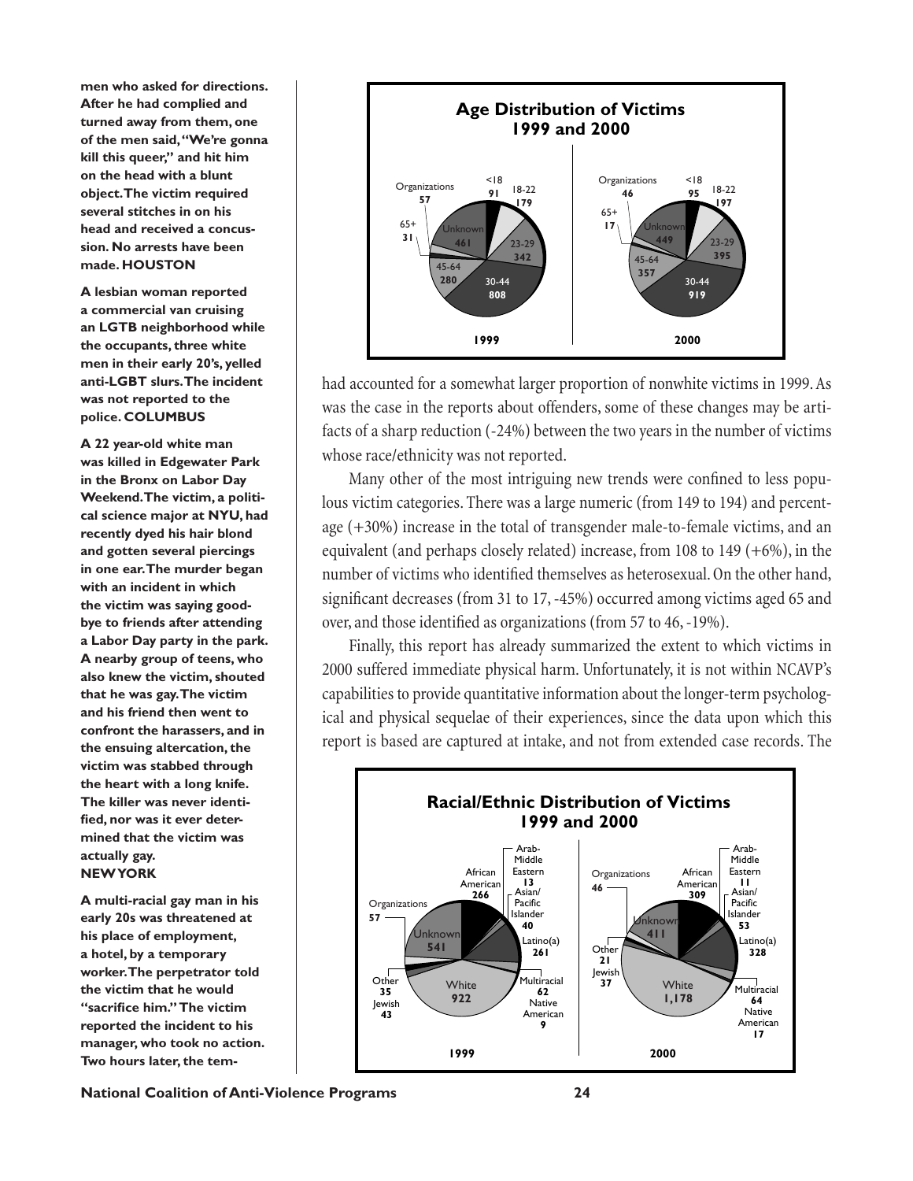**men who asked for directions. After he had complied and turned away from them, one of the men said, "We're gonna kill this queer," and hit him on the head with a blunt object. The victim required several stitches in on his head and received a concussion. No arrests have been made. HOUSTON**

**A lesbian woman reported a commercial van cruising an LGTB neighborhood while the occupants, three white men in their early 20's, yelled anti-LGBT slurs. The incident was not reported to the police. COLUMBUS**

**A 22 year-old white man was killed in Edgewater Park in the Bronx on Labor Day Weekend. The victim, a political science major at NYU, had recently dyed his hair blond and gotten several piercings in one ear. The murder began with an incident in which the victim was saying goodbye to friends after attending a Labor Day party in the park. A nearby group of teens, who also knew the victim, shouted that he was gay. The victim and his friend then went to confront the harassers, and in the ensuing altercation, the victim was stabbed through the heart with a long knife. The killer was never identified, nor was it ever determined that the victim was actually gay. NEW YORK**

**A multi-racial gay man in his early 20s was threatened at his place of employment, a hotel, by a temporary worker. The perpetrator told the victim that he would "sacrifice him." The victim reported the incident to his manager, who took no action. Two hours later, the tem-**

**Age Distribution of Victims 1999 and 2000**

| Age | 1999 | 2000 |
|---|---|---|
| <18 | 91 | 95 |
| 18-22 | 179 | 197 |
| 23-29 | 342 | 395 |
| 30-44 | 808 | 919 |
| 45-64 | 280 | 357 |
| 65+ | 31 | 17 |
| Unknown | 461 | 449 |
| Organizations | 57 | 46 |

had accounted for a somewhat larger proportion of nonwhite victims in 1999. As was the case in the reports about offenders, some of these changes may be artifacts of a sharp reduction (-24%) between the two years in the number of victims whose race/ethnicity was not reported.

Many other of the most intriguing new trends were confined to less populous victim categories. There was a large numeric (from 149 to 194) and percentage (+30%) increase in the total of transgender male-to-female victims, and an equivalent (and perhaps closely related) increase, from 108 to 149 (+6%), in the number of victims who identified themselves as heterosexual. On the other hand, significant decreases (from 31 to 17, -45%) occurred among victims aged 65 and over, and those identified as organizations (from 57 to 46, -19%).

Finally, this report has already summarized the extent to which victims in 2000 suffered immediate physical harm. Unfortunately, it is not within NCAVP's capabilities to provide quantitative information about the longer-term psychological and physical sequelae of their experiences, since the data upon which this report is based are captured at intake, and not from extended case records. The

**Racial/Ethnic Distribution of Victims 1999 and 2000**

| Race/Ethnicity | 1999 | 2000 |
|---|---|---|
| African American | 266 | 309 |
| Arab-Middle Eastern | 13 | 11 |
| Asian/Pacific Islander | 40 | 53 |
| Latino(a) | 261 | 328 |
| Multiracial | 62 | 64 |
| Native American | 9 | 17 |
| White | 922 | 1,178 |
| Jewish | 43 | 37 |
| Other | 35 | 21 |
| Unknown | 541 | 411 |
| Organizations | 57 | 46 |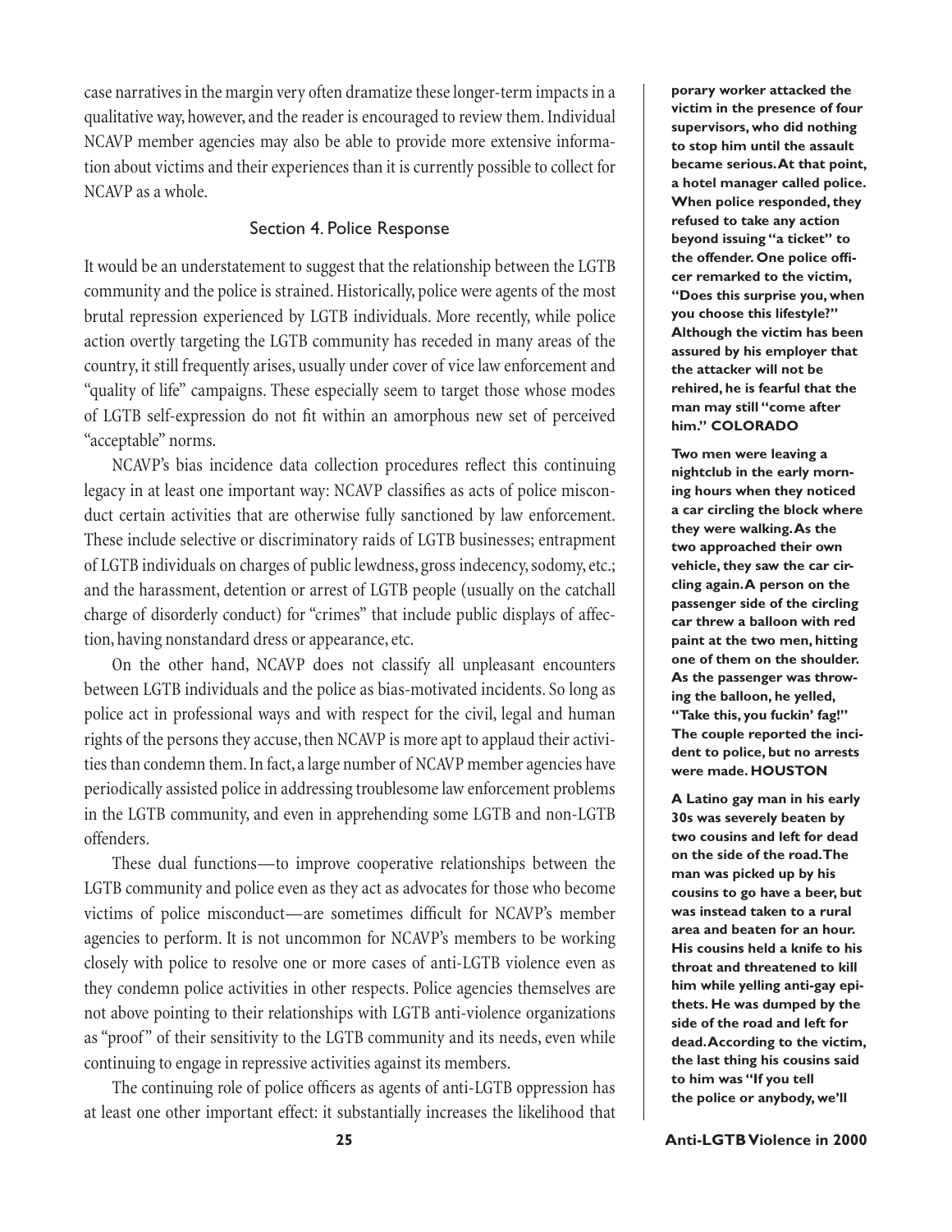case narratives in the margin very often dramatize these longer-term impacts in a qualitative way, however, and the reader is encouraged to review them. Individual NCAVP member agencies may also be able to provide more extensive information about victims and their experiences than it is currently possible to collect for NCAVP as a whole.

## Section 4. Police Response

It would be an understatement to suggest that the relationship between the LGTB community and the police is strained. Historically, police were agents of the most brutal repression experienced by LGTB individuals. More recently, while police action overtly targeting the LGTB community has receded in many areas of the country, it still frequently arises, usually under cover of vice law enforcement and "quality of life" campaigns. These especially seem to target those whose modes of LGTB self-expression do not fit within an amorphous new set of perceived "acceptable" norms.

NCAVP's bias incidence data collection procedures reflect this continuing legacy in at least one important way: NCAVP classifies as acts of police misconduct certain activities that are otherwise fully sanctioned by law enforcement. These include selective or discriminatory raids of LGTB businesses; entrapment of LGTB individuals on charges of public lewdness, gross indecency, sodomy, etc.; and the harassment, detention or arrest of LGTB people (usually on the catchall charge of disorderly conduct) for "crimes" that include public displays of affection, having nonstandard dress or appearance, etc.

On the other hand, NCAVP does not classify all unpleasant encounters between LGTB individuals and the police as bias-motivated incidents. So long as police act in professional ways and with respect for the civil, legal and human rights of the persons they accuse, then NCAVP is more apt to applaud their activities than condemn them. In fact, a large number of NCAVP member agencies have periodically assisted police in addressing troublesome law enforcement problems in the LGTB community, and even in apprehending some LGTB and non-LGTB offenders.

These dual functions—to improve cooperative relationships between the LGTB community and police even as they act as advocates for those who become victims of police misconduct—are sometimes difficult for NCAVP's member agencies to perform. It is not uncommon for NCAVP's members to be working closely with police to resolve one or more cases of anti-LGTB violence even as they condemn police activities in other respects. Police agencies themselves are not above pointing to their relationships with LGTB anti-violence organizations as "proof" of their sensitivity to the LGTB community and its needs, even while continuing to engage in repressive activities against its members.

The continuing role of police officers as agents of anti-LGTB oppression has at least one other important effect: it substantially increases the likelihood that

**porary worker attacked the victim in the presence of four supervisors, who did nothing to stop him until the assault became serious. At that point, a hotel manager called police. When police responded, they refused to take any action beyond issuing "a ticket" to the offender. One police officer remarked to the victim, "Does this surprise you, when you choose this lifestyle?" Although the victim has been assured by his employer that the attacker will not be rehired, he is fearful that the man may still "come after him." COLORADO**

**Two men were leaving a nightclub in the early morning hours when they noticed a car circling the block where they were walking. As the two approached their own vehicle, they saw the car circling again. A person on the passenger side of the circling car threw a balloon with red paint at the two men, hitting one of them on the shoulder. As the passenger was throwing the balloon, he yelled, "Take this, you fuckin' fag!" The couple reported the incident to police, but no arrests were made. HOUSTON**

**A Latino gay man in his early 30s was severely beaten by two cousins and left for dead on the side of the road. The man was picked up by his cousins to go have a beer, but was instead taken to a rural area and beaten for an hour. His cousins held a knife to his throat and threatened to kill him while yelling anti-gay epithets. He was dumped by the side of the road and left for dead. According to the victim, the last thing his cousins said to him was "If you tell the police or anybody, we'll**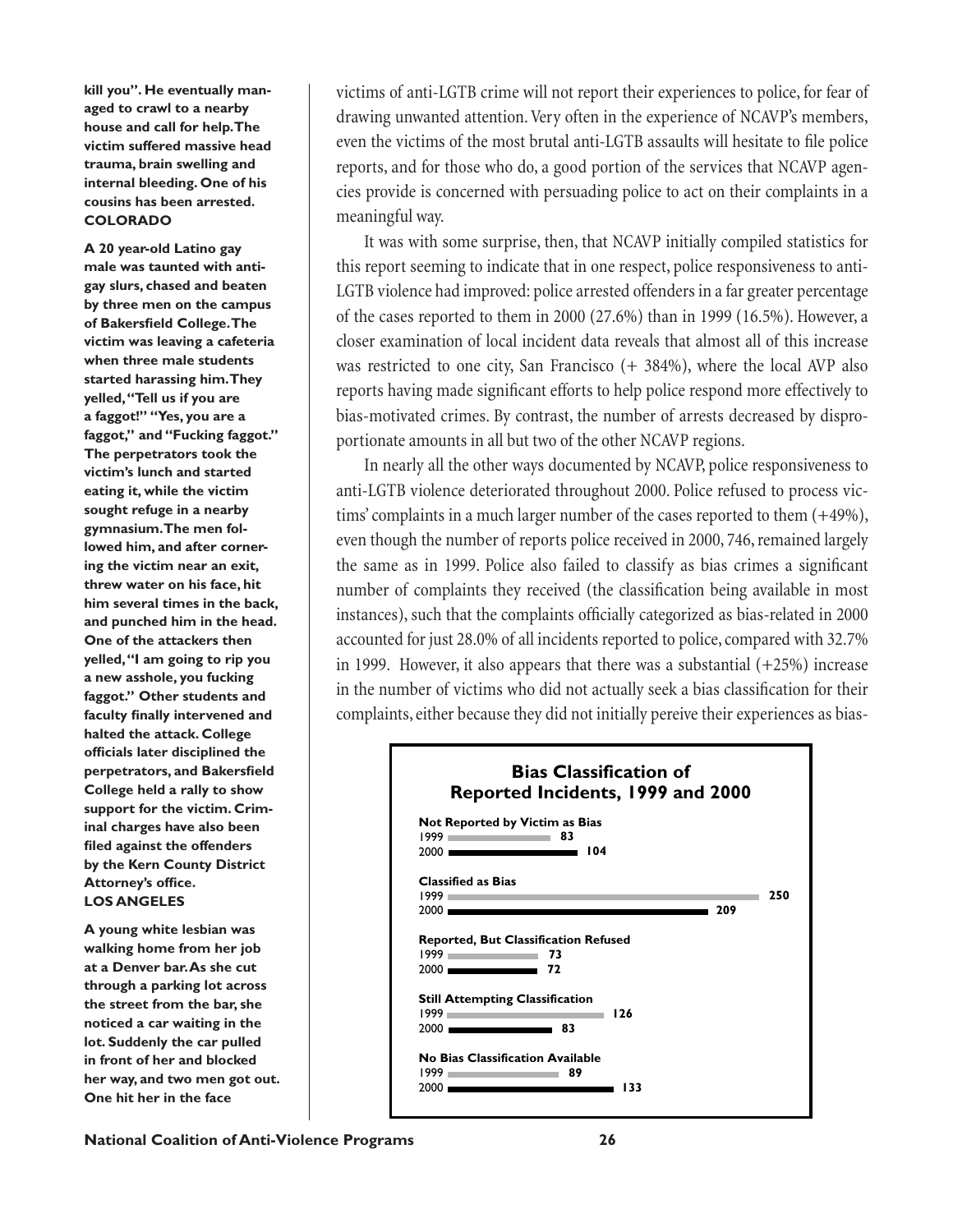**kill you". He eventually managed to crawl to a nearby house and call for help. The victim suffered massive head trauma, brain swelling and internal bleeding. One of his cousins has been arrested. COLORADO**

**A 20 year-old Latino gay male was taunted with anti-gay slurs, chased and beaten by three men on the campus of Bakersfield College. The victim was leaving a cafeteria when three male students started harassing him. They yelled, "Tell us if you are a faggot!" "Yes, you are a faggot," and "Fucking faggot." The perpetrators took the victim's lunch and started eating it, while the victim sought refuge in a nearby gymnasium. The men followed him, and after cornering the victim near an exit, threw water on his face, hit him several times in the back, and punched him in the head. One of the attackers then yelled, "I am going to rip you a new asshole, you fucking faggot." Other students and faculty finally intervened and halted the attack. College officials later disciplined the perpetrators, and Bakersfield College held a rally to show support for the victim. Criminal charges have also been filed against the offenders by the Kern County District Attorney's office. LOS ANGELES**

**A young white lesbian was walking home from her job at a Denver bar. As she cut through a parking lot across the street from the bar, she noticed a car waiting in the lot. Suddenly the car pulled in front of her and blocked her way, and two men got out. One hit her in the face**

victims of anti-LGTB crime will not report their experiences to police, for fear of drawing unwanted attention. Very often in the experience of NCAVP's members, even the victims of the most brutal anti-LGTB assaults will hesitate to file police reports, and for those who do, a good portion of the services that NCAVP agencies provide is concerned with persuading police to act on their complaints in a meaningful way.

It was with some surprise, then, that NCAVP initially compiled statistics for this report seeming to indicate that in one respect, police responsiveness to anti-LGTB violence had improved: police arrested offenders in a far greater percentage of the cases reported to them in 2000 (27.6%) than in 1999 (16.5%). However, a closer examination of local incident data reveals that almost all of this increase was restricted to one city, San Francisco (+ 384%), where the local AVP also reports having made significant efforts to help police respond more effectively to bias-motivated crimes. By contrast, the number of arrests decreased by disproportionate amounts in all but two of the other NCAVP regions.

In nearly all the other ways documented by NCAVP, police responsiveness to anti-LGTB violence deteriorated throughout 2000. Police refused to process victims' complaints in a much larger number of the cases reported to them (+49%), even though the number of reports police received in 2000, 746, remained largely the same as in 1999. Police also failed to classify as bias crimes a significant number of complaints they received (the classification being available in most instances), such that the complaints officially categorized as bias-related in 2000 accounted for just 28.0% of all incidents reported to police, compared with 32.7% in 1999. However, it also appears that there was a substantial (+25%) increase in the number of victims who did not actually seek a bias classification for their complaints, either because they did not initially pereive their experiences as bias-

**Bias Classification of Reported Incidents, 1999 and 2000**

| | 1999 | 2000 |
|---|---|---|
| Not Reported by Victim as Bias | 83 | 104 |
| Classified as Bias | 250 | 209 |
| Reported, But Classification Refused | 73 | 72 |
| Still Attempting Classification | 126 | 83 |
| No Bias Classification Available | 89 | 133 |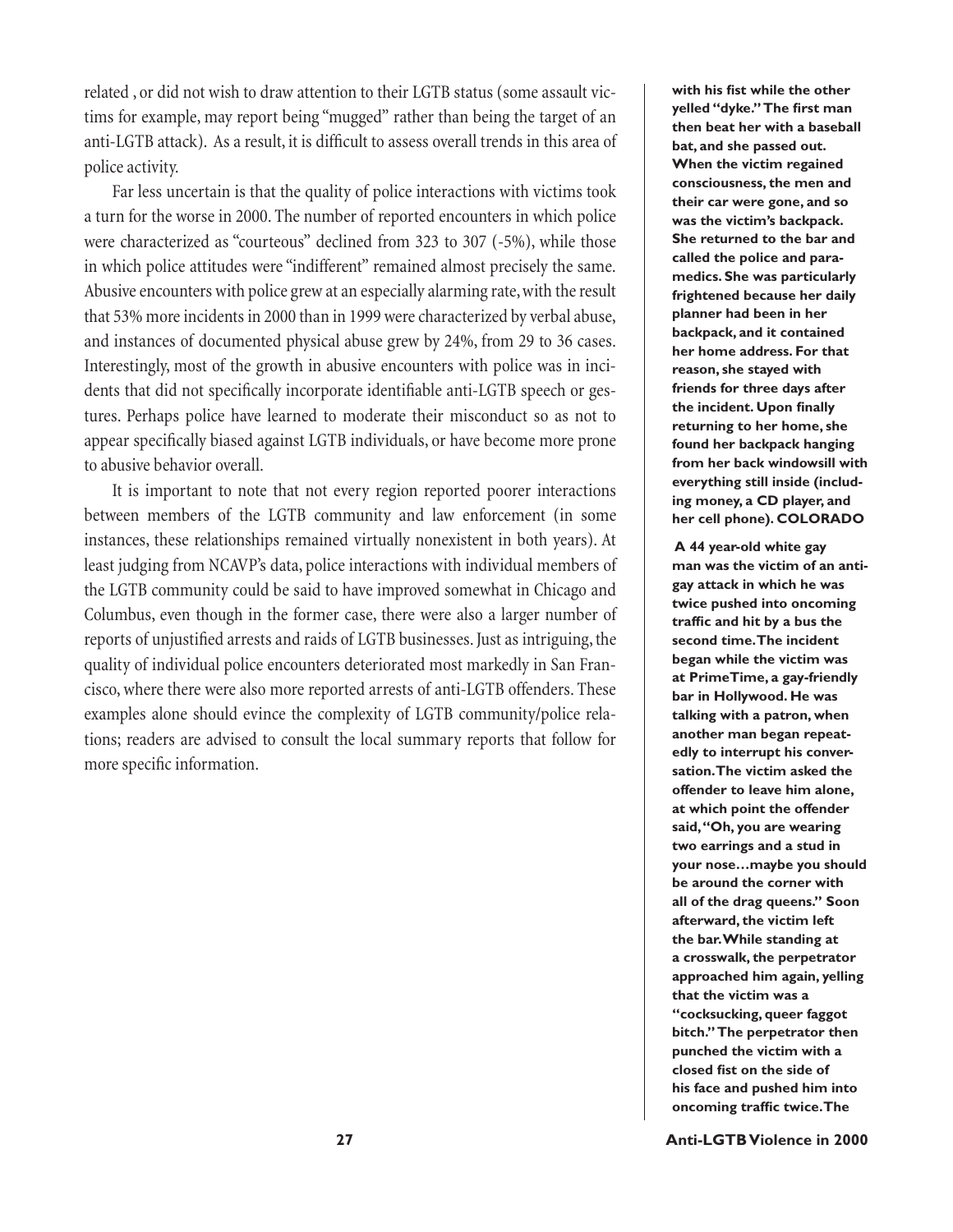related , or did not wish to draw attention to their LGTB status (some assault victims for example, may report being "mugged" rather than being the target of an anti-LGTB attack). As a result, it is difficult to assess overall trends in this area of police activity.

Far less uncertain is that the quality of police interactions with victims took a turn for the worse in 2000. The number of reported encounters in which police were characterized as "courteous" declined from 323 to 307 (-5%), while those in which police attitudes were "indifferent" remained almost precisely the same. Abusive encounters with police grew at an especially alarming rate, with the result that 53% more incidents in 2000 than in 1999 were characterized by verbal abuse, and instances of documented physical abuse grew by 24%, from 29 to 36 cases. Interestingly, most of the growth in abusive encounters with police was in incidents that did not specifically incorporate identifiable anti-LGTB speech or gestures. Perhaps police have learned to moderate their misconduct so as not to appear specifically biased against LGTB individuals, or have become more prone to abusive behavior overall.

It is important to note that not every region reported poorer interactions between members of the LGTB community and law enforcement (in some instances, these relationships remained virtually nonexistent in both years). At least judging from NCAVP's data, police interactions with individual members of the LGTB community could be said to have improved somewhat in Chicago and Columbus, even though in the former case, there were also a larger number of reports of unjustified arrests and raids of LGTB businesses. Just as intriguing, the quality of individual police encounters deteriorated most markedly in San Francisco, where there were also more reported arrests of anti-LGTB offenders. These examples alone should evince the complexity of LGTB community/police relations; readers are advised to consult the local summary reports that follow for more specific information.

**with his fist while the other yelled "dyke." The first man then beat her with a baseball bat, and she passed out. When the victim regained consciousness, the men and their car were gone, and so was the victim's backpack. She returned to the bar and called the police and paramedics. She was particularly frightened because her daily planner had been in her backpack, and it contained her home address. For that reason, she stayed with friends for three days after the incident. Upon finally returning to her home, she found her backpack hanging from her back windowsill with everything still inside (including money, a CD player, and her cell phone). COLORADO**

**A 44 year-old white gay man was the victim of an anti-gay attack in which he was twice pushed into oncoming traffic and hit by a bus the second time. The incident began while the victim was at PrimeTime, a gay-friendly bar in Hollywood. He was talking with a patron, when another man began repeatedly to interrupt his conversation. The victim asked the offender to leave him alone, at which point the offender said, "Oh, you are wearing two earrings and a stud in your nose…maybe you should be around the corner with all of the drag queens." Soon afterward, the victim left the bar. While standing at a crosswalk, the perpetrator approached him again, yelling that the victim was a "cocksucking, queer faggot bitch." The perpetrator then punched the victim with a closed fist on the side of his face and pushed him into oncoming traffic twice. The**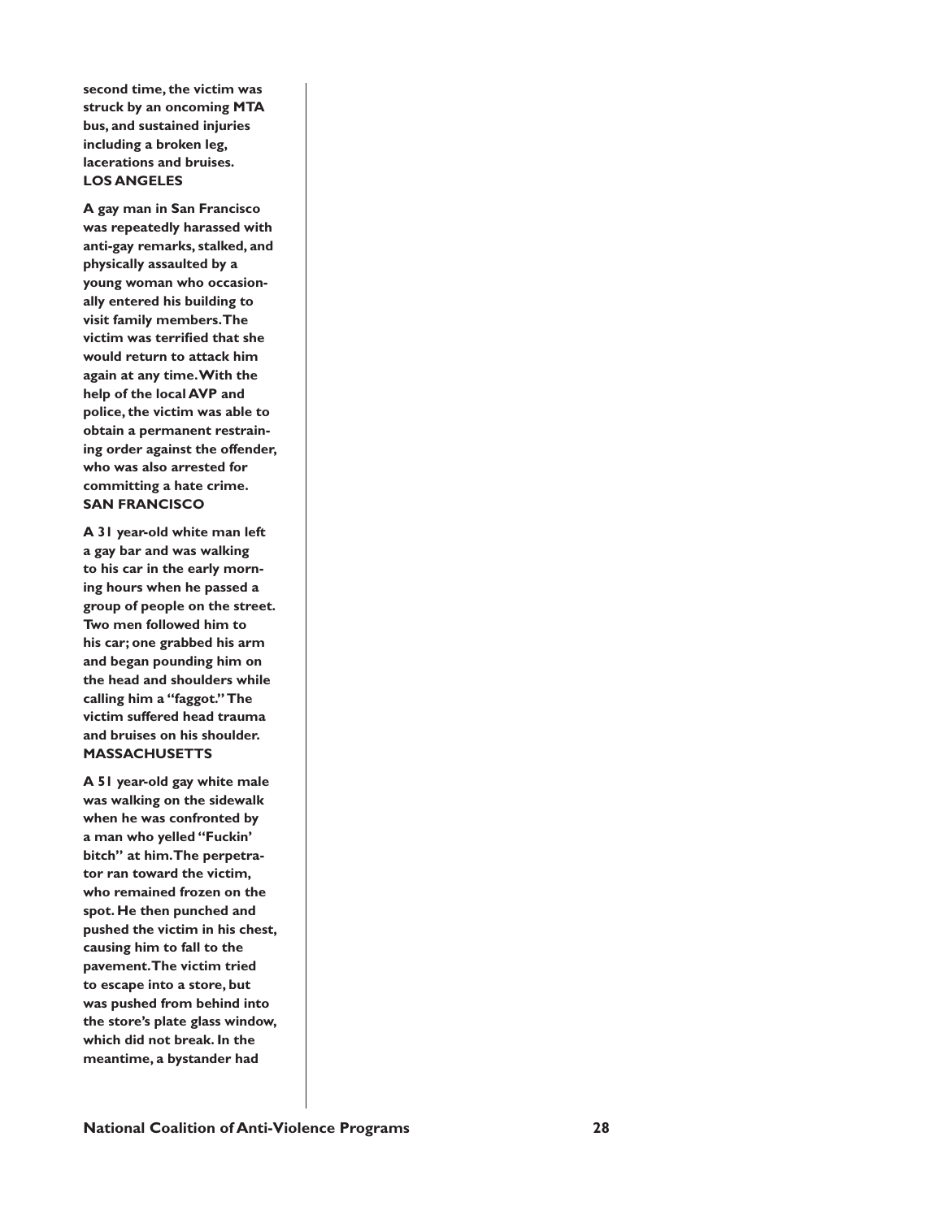**second time, the victim was struck by an oncoming MTA bus, and sustained injuries including a broken leg, lacerations and bruises.**
**LOS ANGELES**

**A gay man in San Francisco was repeatedly harassed with anti-gay remarks, stalked, and physically assaulted by a young woman who occasionally entered his building to visit family members. The victim was terrified that she would return to attack him again at any time. With the help of the local AVP and police, the victim was able to obtain a permanent restraining order against the offender, who was also arrested for committing a hate crime.**
**SAN FRANCISCO**

**A 31 year-old white man left a gay bar and was walking to his car in the early morning hours when he passed a group of people on the street. Two men followed him to his car; one grabbed his arm and began pounding him on the head and shoulders while calling him a "faggot." The victim suffered head trauma and bruises on his shoulder.**
**MASSACHUSETTS**

**A 51 year-old gay white male was walking on the sidewalk when he was confronted by a man who yelled "Fuckin' bitch" at him. The perpetrator ran toward the victim, who remained frozen on the spot. He then punched and pushed the victim in his chest, causing him to fall to the pavement. The victim tried to escape into a store, but was pushed from behind into the store's plate glass window, which did not break. In the meantime, a bystander had**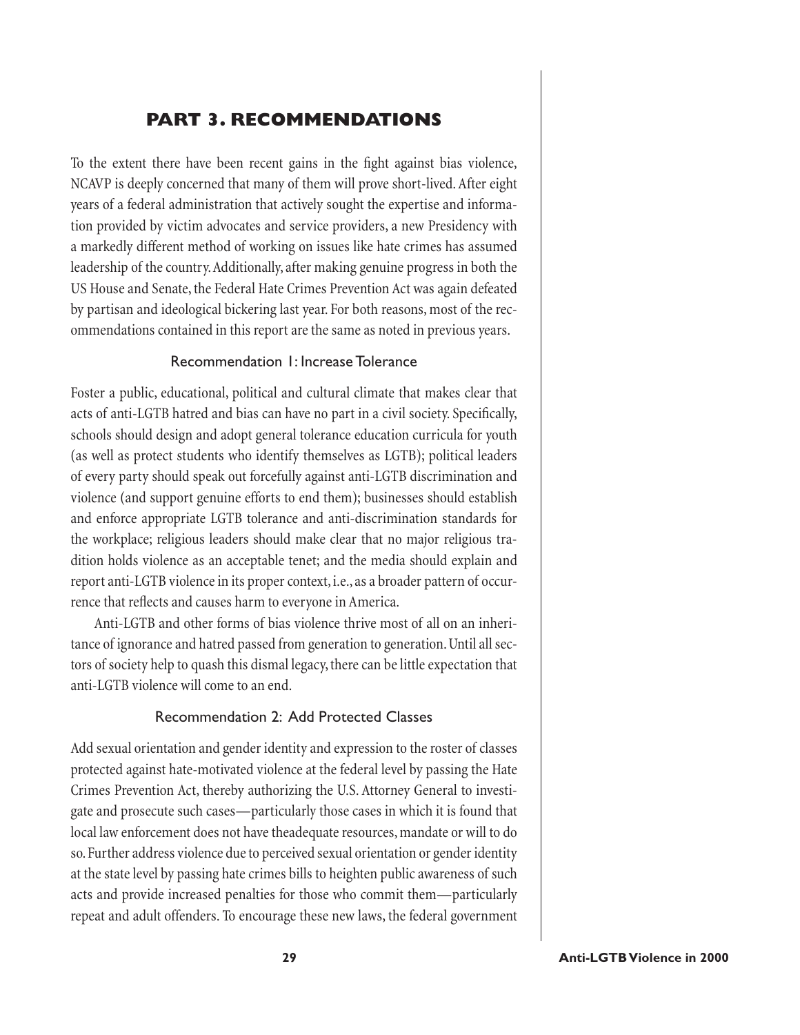## PART 3. RECOMMENDATIONS

To the extent there have been recent gains in the fight against bias violence, NCAVP is deeply concerned that many of them will prove short-lived. After eight years of a federal administration that actively sought the expertise and information provided by victim advocates and service providers, a new Presidency with a markedly different method of working on issues like hate crimes has assumed leadership of the country. Additionally, after making genuine progress in both the US House and Senate, the Federal Hate Crimes Prevention Act was again defeated by partisan and ideological bickering last year. For both reasons, most of the recommendations contained in this report are the same as noted in previous years.

### Recommendation 1: Increase Tolerance

Foster a public, educational, political and cultural climate that makes clear that acts of anti-LGTB hatred and bias can have no part in a civil society. Specifically, schools should design and adopt general tolerance education curricula for youth (as well as protect students who identify themselves as LGTB); political leaders of every party should speak out forcefully against anti-LGTB discrimination and violence (and support genuine efforts to end them); businesses should establish and enforce appropriate LGTB tolerance and anti-discrimination standards for the workplace; religious leaders should make clear that no major religious tradition holds violence as an acceptable tenet; and the media should explain and report anti-LGTB violence in its proper context, i.e., as a broader pattern of occurrence that reflects and causes harm to everyone in America.

Anti-LGTB and other forms of bias violence thrive most of all on an inheritance of ignorance and hatred passed from generation to generation. Until all sectors of society help to quash this dismal legacy, there can be little expectation that anti-LGTB violence will come to an end.

### Recommendation 2: Add Protected Classes

Add sexual orientation and gender identity and expression to the roster of classes protected against hate-motivated violence at the federal level by passing the Hate Crimes Prevention Act, thereby authorizing the U.S. Attorney General to investigate and prosecute such cases—particularly those cases in which it is found that local law enforcement does not have theadequate resources, mandate or will to do so. Further address violence due to perceived sexual orientation or gender identity at the state level by passing hate crimes bills to heighten public awareness of such acts and provide increased penalties for those who commit them—particularly repeat and adult offenders. To encourage these new laws, the federal government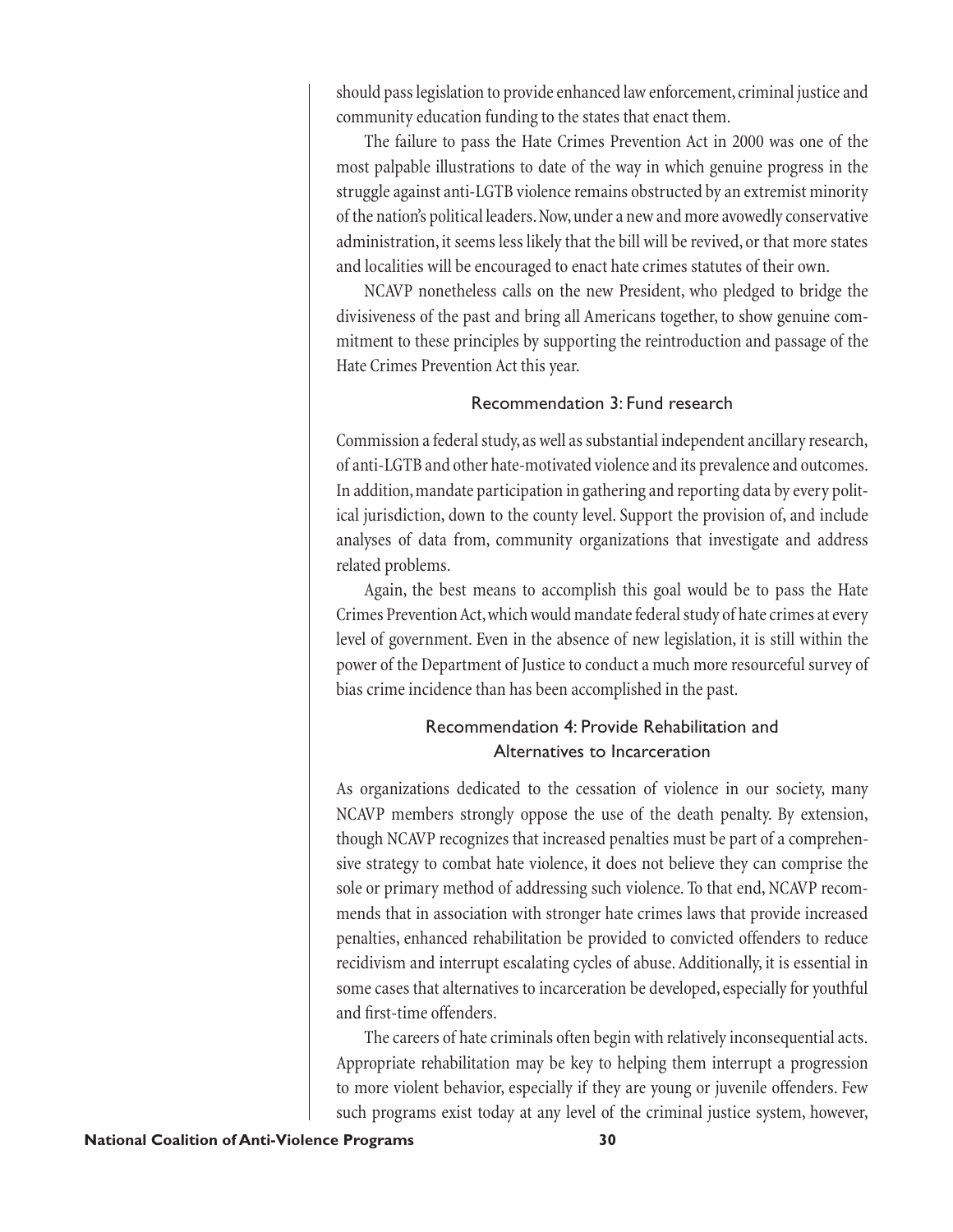should pass legislation to provide enhanced law enforcement, criminal justice and community education funding to the states that enact them.

The failure to pass the Hate Crimes Prevention Act in 2000 was one of the most palpable illustrations to date of the way in which genuine progress in the struggle against anti-LGTB violence remains obstructed by an extremist minority of the nation's political leaders. Now, under a new and more avowedly conservative administration, it seems less likely that the bill will be revived, or that more states and localities will be encouraged to enact hate crimes statutes of their own.

NCAVP nonetheless calls on the new President, who pledged to bridge the divisiveness of the past and bring all Americans together, to show genuine commitment to these principles by supporting the reintroduction and passage of the Hate Crimes Prevention Act this year.

### Recommendation 3: Fund research

Commission a federal study, as well as substantial independent ancillary research, of anti-LGTB and other hate-motivated violence and its prevalence and outcomes. In addition, mandate participation in gathering and reporting data by every political jurisdiction, down to the county level. Support the provision of, and include analyses of data from, community organizations that investigate and address related problems.

Again, the best means to accomplish this goal would be to pass the Hate Crimes Prevention Act, which would mandate federal study of hate crimes at every level of government. Even in the absence of new legislation, it is still within the power of the Department of Justice to conduct a much more resourceful survey of bias crime incidence than has been accomplished in the past.

### Recommendation 4: Provide Rehabilitation and Alternatives to Incarceration

As organizations dedicated to the cessation of violence in our society, many NCAVP members strongly oppose the use of the death penalty. By extension, though NCAVP recognizes that increased penalties must be part of a comprehensive strategy to combat hate violence, it does not believe they can comprise the sole or primary method of addressing such violence. To that end, NCAVP recommends that in association with stronger hate crimes laws that provide increased penalties, enhanced rehabilitation be provided to convicted offenders to reduce recidivism and interrupt escalating cycles of abuse. Additionally, it is essential in some cases that alternatives to incarceration be developed, especially for youthful and first-time offenders.

The careers of hate criminals often begin with relatively inconsequential acts. Appropriate rehabilitation may be key to helping them interrupt a progression to more violent behavior, especially if they are young or juvenile offenders. Few such programs exist today at any level of the criminal justice system, however,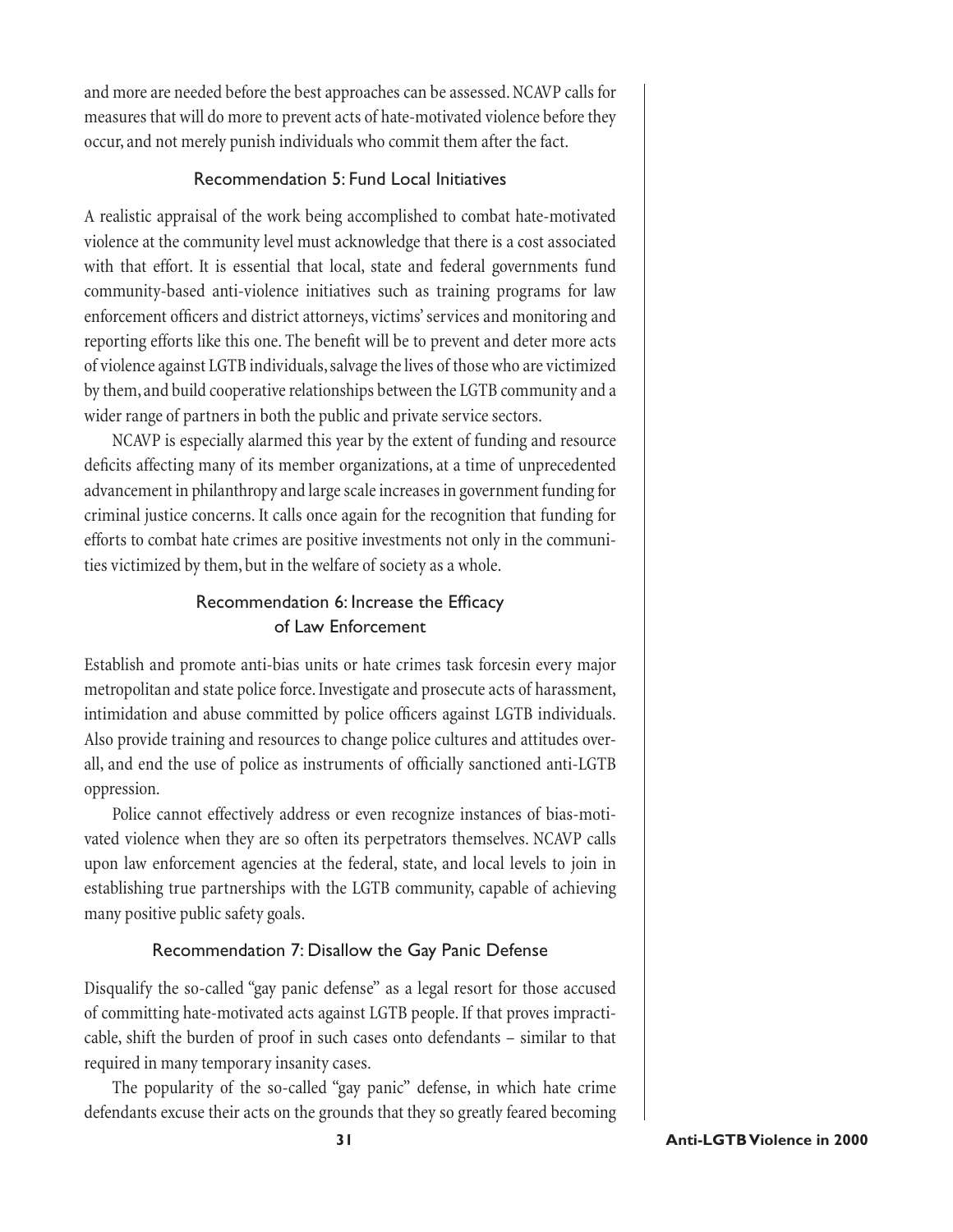and more are needed before the best approaches can be assessed. NCAVP calls for measures that will do more to prevent acts of hate-motivated violence before they occur, and not merely punish individuals who commit them after the fact.

### Recommendation 5: Fund Local Initiatives

A realistic appraisal of the work being accomplished to combat hate-motivated violence at the community level must acknowledge that there is a cost associated with that effort. It is essential that local, state and federal governments fund community-based anti-violence initiatives such as training programs for law enforcement officers and district attorneys, victims' services and monitoring and reporting efforts like this one. The benefit will be to prevent and deter more acts of violence against LGTB individuals, salvage the lives of those who are victimized by them, and build cooperative relationships between the LGTB community and a wider range of partners in both the public and private service sectors.

NCAVP is especially alarmed this year by the extent of funding and resource deficits affecting many of its member organizations, at a time of unprecedented advancement in philanthropy and large scale increases in government funding for criminal justice concerns. It calls once again for the recognition that funding for efforts to combat hate crimes are positive investments not only in the communities victimized by them, but in the welfare of society as a whole.

### Recommendation 6: Increase the Efficacy of Law Enforcement

Establish and promote anti-bias units or hate crimes task forcesin every major metropolitan and state police force. Investigate and prosecute acts of harassment, intimidation and abuse committed by police officers against LGTB individuals. Also provide training and resources to change police cultures and attitudes overall, and end the use of police as instruments of officially sanctioned anti-LGTB oppression.

Police cannot effectively address or even recognize instances of bias-motivated violence when they are so often its perpetrators themselves. NCAVP calls upon law enforcement agencies at the federal, state, and local levels to join in establishing true partnerships with the LGTB community, capable of achieving many positive public safety goals.

### Recommendation 7: Disallow the Gay Panic Defense

Disqualify the so-called "gay panic defense" as a legal resort for those accused of committing hate-motivated acts against LGTB people. If that proves impracticable, shift the burden of proof in such cases onto defendants – similar to that required in many temporary insanity cases.

The popularity of the so-called "gay panic" defense, in which hate crime defendants excuse their acts on the grounds that they so greatly feared becoming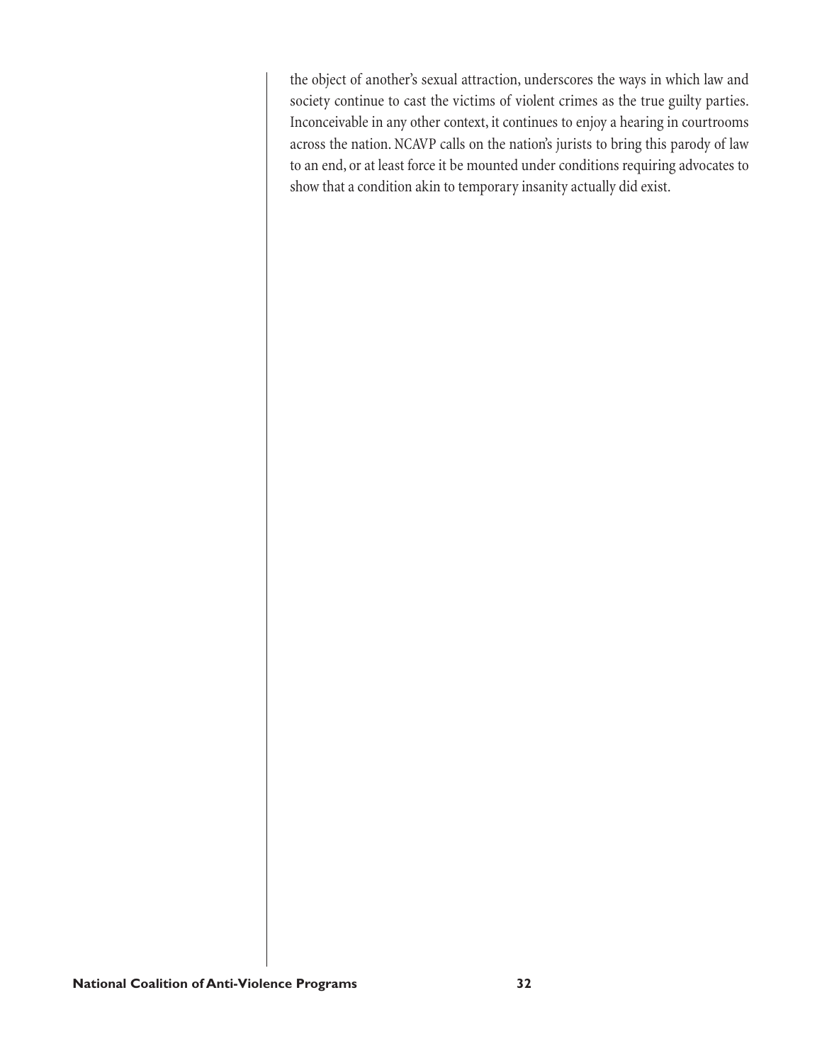the object of another's sexual attraction, underscores the ways in which law and society continue to cast the victims of violent crimes as the true guilty parties. Inconceivable in any other context, it continues to enjoy a hearing in courtrooms across the nation. NCAVP calls on the nation's jurists to bring this parody of law to an end, or at least force it be mounted under conditions requiring advocates to show that a condition akin to temporary insanity actually did exist.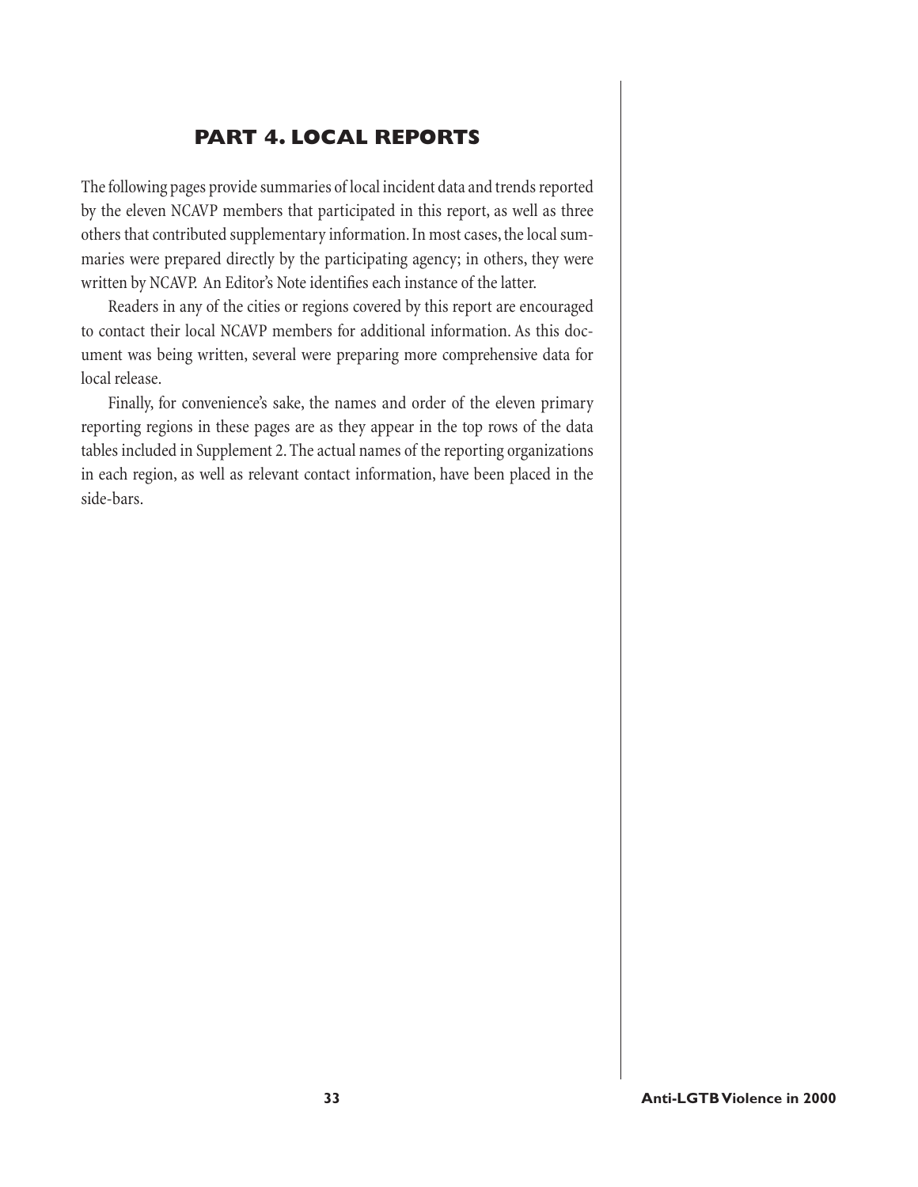## PART 4. LOCAL REPORTS

The following pages provide summaries of local incident data and trends reported by the eleven NCAVP members that participated in this report, as well as three others that contributed supplementary information. In most cases, the local summaries were prepared directly by the participating agency; in others, they were written by NCAVP. An Editor's Note identifies each instance of the latter.

Readers in any of the cities or regions covered by this report are encouraged to contact their local NCAVP members for additional information. As this document was being written, several were preparing more comprehensive data for local release.

Finally, for convenience's sake, the names and order of the eleven primary reporting regions in these pages are as they appear in the top rows of the data tables included in Supplement 2. The actual names of the reporting organizations in each region, as well as relevant contact information, have been placed in the side-bars.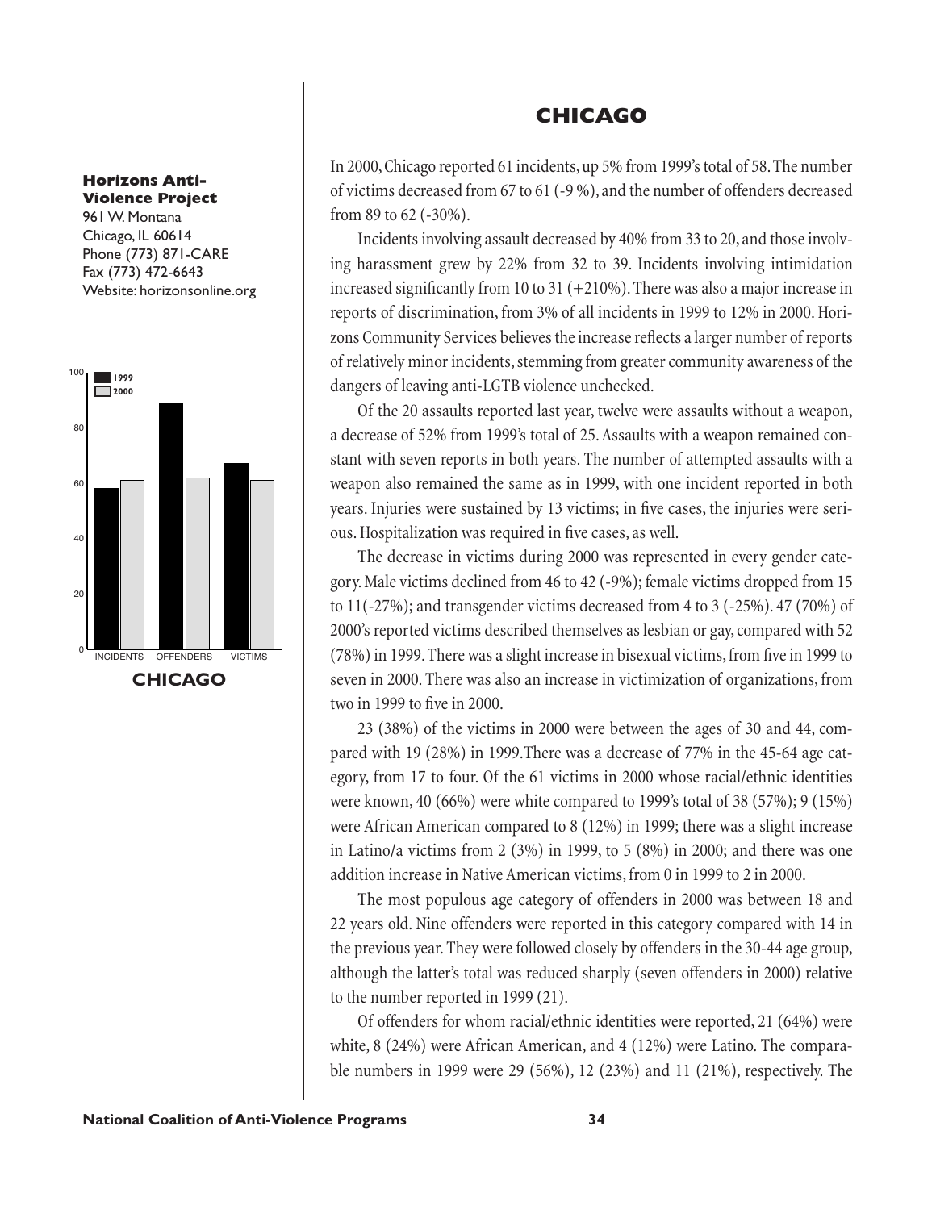**Horizons Anti-Violence Project**
961 W. Montana
Chicago, IL 60614
Phone (773) 871-CARE
Fax (773) 472-6643
Website: horizonsonline.org

**CHICAGO**

# CHICAGO

In 2000, Chicago reported 61 incidents, up 5% from 1999's total of 58. The number of victims decreased from 67 to 61 (-9 %), and the number of offenders decreased from 89 to 62 (-30%).

Incidents involving assault decreased by 40% from 33 to 20, and those involving harassment grew by 22% from 32 to 39. Incidents involving intimidation increased significantly from 10 to 31 (+210%). There was also a major increase in reports of discrimination, from 3% of all incidents in 1999 to 12% in 2000. Horizons Community Services believes the increase reflects a larger number of reports of relatively minor incidents, stemming from greater community awareness of the dangers of leaving anti-LGTB violence unchecked.

Of the 20 assaults reported last year, twelve were assaults without a weapon, a decrease of 52% from 1999's total of 25. Assaults with a weapon remained constant with seven reports in both years. The number of attempted assaults with a weapon also remained the same as in 1999, with one incident reported in both years. Injuries were sustained by 13 victims; in five cases, the injuries were serious. Hospitalization was required in five cases, as well.

The decrease in victims during 2000 was represented in every gender category. Male victims declined from 46 to 42 (-9%); female victims dropped from 15 to 11(-27%); and transgender victims decreased from 4 to 3 (-25%). 47 (70%) of 2000's reported victims described themselves as lesbian or gay, compared with 52 (78%) in 1999. There was a slight increase in bisexual victims, from five in 1999 to seven in 2000. There was also an increase in victimization of organizations, from two in 1999 to five in 2000.

23 (38%) of the victims in 2000 were between the ages of 30 and 44, compared with 19 (28%) in 1999. There was a decrease of 77% in the 45-64 age category, from 17 to four. Of the 61 victims in 2000 whose racial/ethnic identities were known, 40 (66%) were white compared to 1999's total of 38 (57%); 9 (15%) were African American compared to 8 (12%) in 1999; there was a slight increase in Latino/a victims from 2 (3%) in 1999, to 5 (8%) in 2000; and there was one addition increase in Native American victims, from 0 in 1999 to 2 in 2000.

The most populous age category of offenders in 2000 was between 18 and 22 years old. Nine offenders were reported in this category compared with 14 in the previous year. They were followed closely by offenders in the 30-44 age group, although the latter's total was reduced sharply (seven offenders in 2000) relative to the number reported in 1999 (21).

Of offenders for whom racial/ethnic identities were reported, 21 (64%) were white, 8 (24%) were African American, and 4 (12%) were Latino. The comparable numbers in 1999 were 29 (56%), 12 (23%) and 11 (21%), respectively. The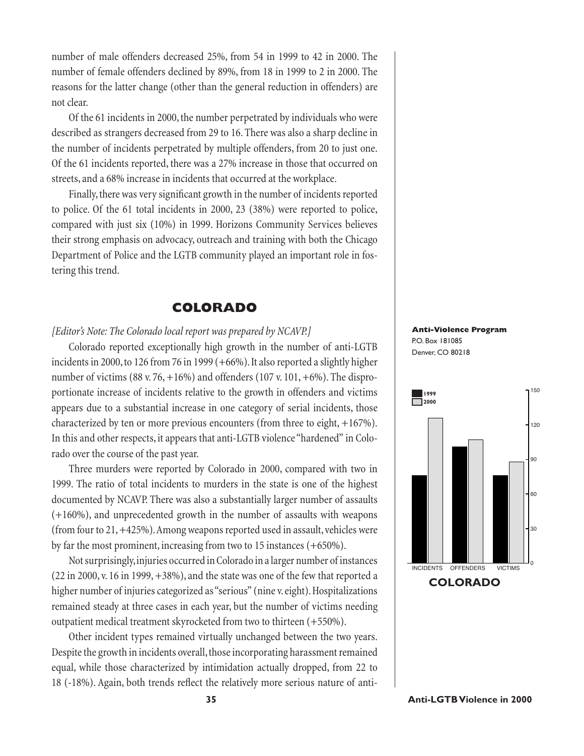number of male offenders decreased 25%, from 54 in 1999 to 42 in 2000. The number of female offenders declined by 89%, from 18 in 1999 to 2 in 2000. The reasons for the latter change (other than the general reduction in offenders) are not clear.

Of the 61 incidents in 2000, the number perpetrated by individuals who were described as strangers decreased from 29 to 16. There was also a sharp decline in the number of incidents perpetrated by multiple offenders, from 20 to just one. Of the 61 incidents reported, there was a 27% increase in those that occurred on streets, and a 68% increase in incidents that occurred at the workplace.

Finally, there was very significant growth in the number of incidents reported to police. Of the 61 total incidents in 2000, 23 (38%) were reported to police, compared with just six (10%) in 1999. Horizons Community Services believes their strong emphasis on advocacy, outreach and training with both the Chicago Department of Police and the LGTB community played an important role in fostering this trend.

## COLORADO

*[Editor's Note: The Colorado local report was prepared by NCAVP.]*

Colorado reported exceptionally high growth in the number of anti-LGTB incidents in 2000, to 126 from 76 in 1999 (+66%). It also reported a slightly higher number of victims (88 v. 76, +16%) and offenders (107 v. 101, +6%). The disproportionate increase of incidents relative to the growth in offenders and victims appears due to a substantial increase in one category of serial incidents, those characterized by ten or more previous encounters (from three to eight, +167%). In this and other respects, it appears that anti-LGTB violence "hardened" in Colorado over the course of the past year.

Three murders were reported by Colorado in 2000, compared with two in 1999. The ratio of total incidents to murders in the state is one of the highest documented by NCAVP. There was also a substantially larger number of assaults (+160%), and unprecedented growth in the number of assaults with weapons (from four to 21, +425%). Among weapons reported used in assault, vehicles were by far the most prominent, increasing from two to 15 instances (+650%).

Not surprisingly, injuries occurred in Colorado in a larger number of instances (22 in 2000, v. 16 in 1999, +38%), and the state was one of the few that reported a higher number of injuries categorized as "serious" (nine v. eight). Hospitalizations remained steady at three cases in each year, but the number of victims needing outpatient medical treatment skyrocketed from two to thirteen (+550%).

Other incident types remained virtually unchanged between the two years. Despite the growth in incidents overall, those incorporating harassment remained equal, while those characterized by intimidation actually dropped, from 22 to 18 (-18%). Again, both trends reflect the relatively more serious nature of anti-

**Anti-Violence Program**
P.O. Box 181085
Denver, CO 80218

| | INCIDENTS | OFFENDERS | VICTIMS |
|---|---|---|---|
| 1999 | 76 | 101 | 76 |
| 2000 | 126 | 107 | 88 |

**COLORADO**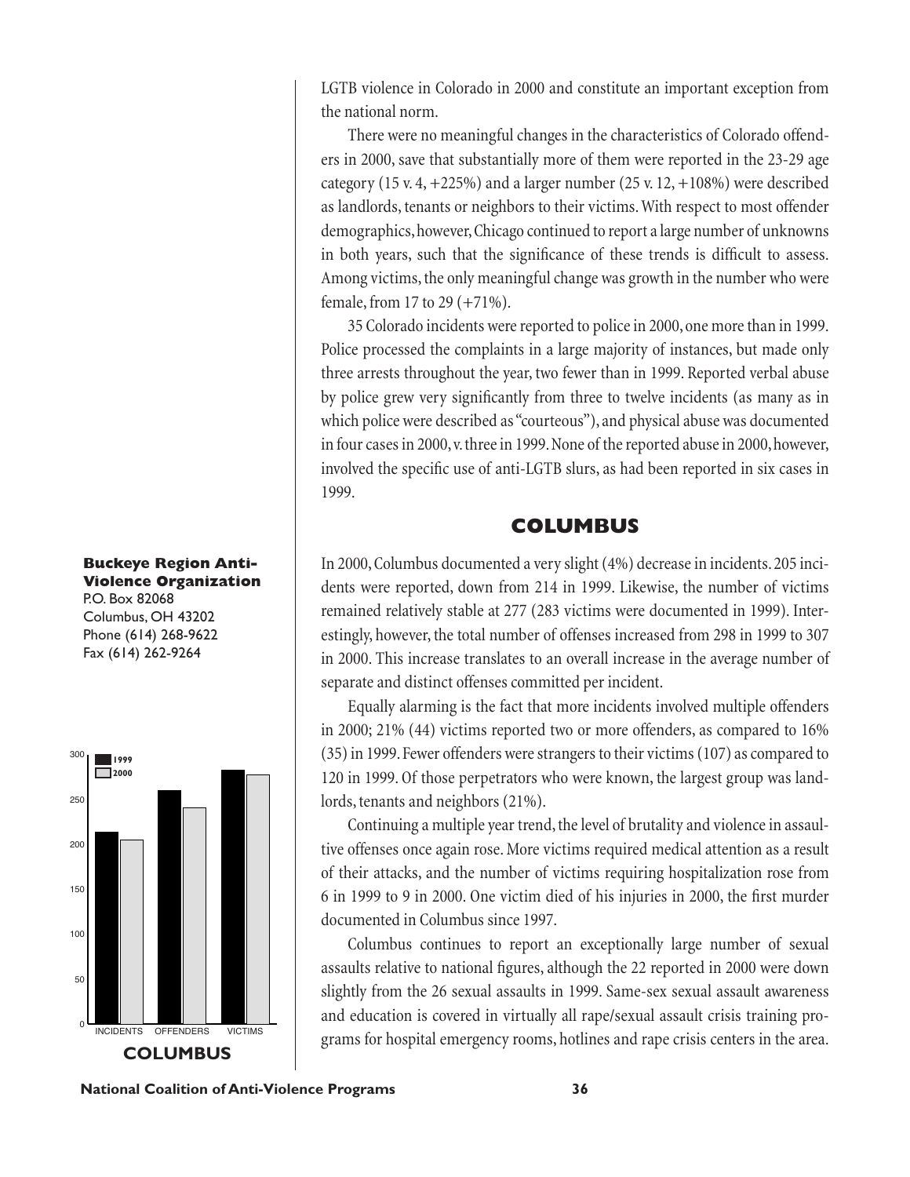LGTB violence in Colorado in 2000 and constitute an important exception from the national norm.

There were no meaningful changes in the characteristics of Colorado offenders in 2000, save that substantially more of them were reported in the 23-29 age category (15 v. 4, +225%) and a larger number (25 v. 12, +108%) were described as landlords, tenants or neighbors to their victims. With respect to most offender demographics, however, Chicago continued to report a large number of unknowns in both years, such that the significance of these trends is difficult to assess. Among victims, the only meaningful change was growth in the number who were female, from 17 to 29 (+71%).

35 Colorado incidents were reported to police in 2000, one more than in 1999. Police processed the complaints in a large majority of instances, but made only three arrests throughout the year, two fewer than in 1999. Reported verbal abuse by police grew very significantly from three to twelve incidents (as many as in which police were described as "courteous"), and physical abuse was documented in four cases in 2000, v. three in 1999. None of the reported abuse in 2000, however, involved the specific use of anti-LGTB slurs, as had been reported in six cases in 1999.

## COLUMBUS

**Buckeye Region Anti-Violence Organization**
P.O. Box 82068
Columbus, OH 43202
Phone (614) 268-9622
Fax (614) 262-9264

In 2000, Columbus documented a very slight (4%) decrease in incidents. 205 incidents were reported, down from 214 in 1999. Likewise, the number of victims remained relatively stable at 277 (283 victims were documented in 1999). Interestingly, however, the total number of offenses increased from 298 in 1999 to 307 in 2000. This increase translates to an overall increase in the average number of separate and distinct offenses committed per incident.

Equally alarming is the fact that more incidents involved multiple offenders in 2000; 21% (44) victims reported two or more offenders, as compared to 16% (35) in 1999. Fewer offenders were strangers to their victims (107) as compared to 120 in 1999. Of those perpetrators who were known, the largest group was landlords, tenants and neighbors (21%).

Continuing a multiple year trend, the level of brutality and violence in assaultive offenses once again rose. More victims required medical attention as a result of their attacks, and the number of victims requiring hospitalization rose from 6 in 1999 to 9 in 2000. One victim died of his injuries in 2000, the first murder documented in Columbus since 1997.

Columbus continues to report an exceptionally large number of sexual assaults relative to national figures, although the 22 reported in 2000 were down slightly from the 26 sexual assaults in 1999. Same-sex sexual assault awareness and education is covered in virtually all rape/sexual assault crisis training programs for hospital emergency rooms, hotlines and rape crisis centers in the area.

**COLUMBUS**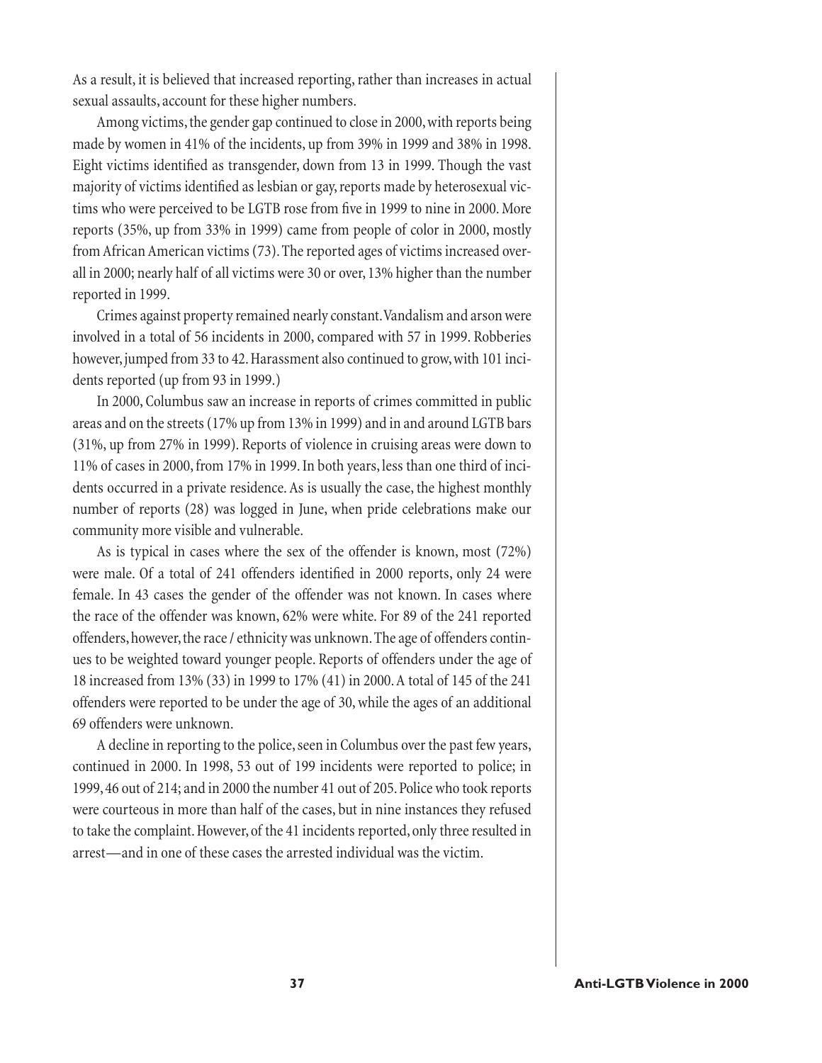As a result, it is believed that increased reporting, rather than increases in actual sexual assaults, account for these higher numbers.

Among victims, the gender gap continued to close in 2000, with reports being made by women in 41% of the incidents, up from 39% in 1999 and 38% in 1998. Eight victims identified as transgender, down from 13 in 1999. Though the vast majority of victims identified as lesbian or gay, reports made by heterosexual victims who were perceived to be LGTB rose from five in 1999 to nine in 2000. More reports (35%, up from 33% in 1999) came from people of color in 2000, mostly from African American victims (73). The reported ages of victims increased overall in 2000; nearly half of all victims were 30 or over, 13% higher than the number reported in 1999.

Crimes against property remained nearly constant. Vandalism and arson were involved in a total of 56 incidents in 2000, compared with 57 in 1999. Robberies however, jumped from 33 to 42. Harassment also continued to grow, with 101 incidents reported (up from 93 in 1999.)

In 2000, Columbus saw an increase in reports of crimes committed in public areas and on the streets (17% up from 13% in 1999) and in and around LGTB bars (31%, up from 27% in 1999). Reports of violence in cruising areas were down to 11% of cases in 2000, from 17% in 1999. In both years, less than one third of incidents occurred in a private residence. As is usually the case, the highest monthly number of reports (28) was logged in June, when pride celebrations make our community more visible and vulnerable.

As is typical in cases where the sex of the offender is known, most (72%) were male. Of a total of 241 offenders identified in 2000 reports, only 24 were female. In 43 cases the gender of the offender was not known. In cases where the race of the offender was known, 62% were white. For 89 of the 241 reported offenders, however, the race / ethnicity was unknown. The age of offenders continues to be weighted toward younger people. Reports of offenders under the age of 18 increased from 13% (33) in 1999 to 17% (41) in 2000. A total of 145 of the 241 offenders were reported to be under the age of 30, while the ages of an additional 69 offenders were unknown.

A decline in reporting to the police, seen in Columbus over the past few years, continued in 2000. In 1998, 53 out of 199 incidents were reported to police; in 1999, 46 out of 214; and in 2000 the number 41 out of 205. Police who took reports were courteous in more than half of the cases, but in nine instances they refused to take the complaint. However, of the 41 incidents reported, only three resulted in arrest—and in one of these cases the arrested individual was the victim.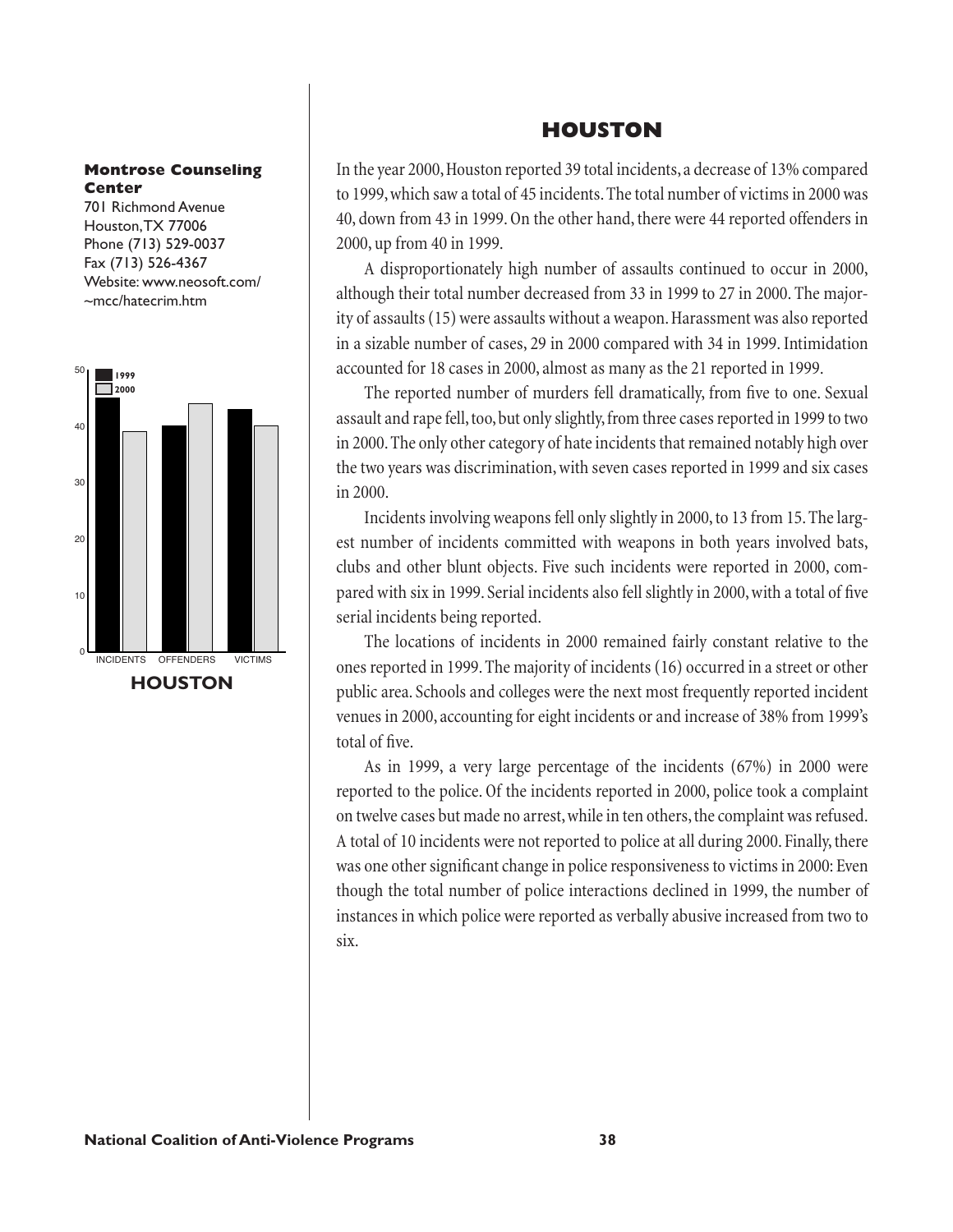**Montrose Counseling Center**
701 Richmond Avenue
Houston, TX 77006
Phone (713) 529-0037
Fax (713) 526-4367
Website: www.neosoft.com/~mcc/hatecrim.htm

# HOUSTON

In the year 2000, Houston reported 39 total incidents, a decrease of 13% compared to 1999, which saw a total of 45 incidents. The total number of victims in 2000 was 40, down from 43 in 1999. On the other hand, there were 44 reported offenders in 2000, up from 40 in 1999.

A disproportionately high number of assaults continued to occur in 2000, although their total number decreased from 33 in 1999 to 27 in 2000. The majority of assaults (15) were assaults without a weapon. Harassment was also reported in a sizable number of cases, 29 in 2000 compared with 34 in 1999. Intimidation accounted for 18 cases in 2000, almost as many as the 21 reported in 1999.

The reported number of murders fell dramatically, from five to one. Sexual assault and rape fell, too, but only slightly, from three cases reported in 1999 to two in 2000. The only other category of hate incidents that remained notably high over the two years was discrimination, with seven cases reported in 1999 and six cases in 2000.

Incidents involving weapons fell only slightly in 2000, to 13 from 15. The largest number of incidents committed with weapons in both years involved bats, clubs and other blunt objects. Five such incidents were reported in 2000, compared with six in 1999. Serial incidents also fell slightly in 2000, with a total of five serial incidents being reported.

The locations of incidents in 2000 remained fairly constant relative to the ones reported in 1999. The majority of incidents (16) occurred in a street or other public area. Schools and colleges were the next most frequently reported incident venues in 2000, accounting for eight incidents or and increase of 38% from 1999's total of five.

As in 1999, a very large percentage of the incidents (67%) in 2000 were reported to the police. Of the incidents reported in 2000, police took a complaint on twelve cases but made no arrest, while in ten others, the complaint was refused. A total of 10 incidents were not reported to police at all during 2000. Finally, there was one other significant change in police responsiveness to victims in 2000: Even though the total number of police interactions declined in 1999, the number of instances in which police were reported as verbally abusive increased from two to six.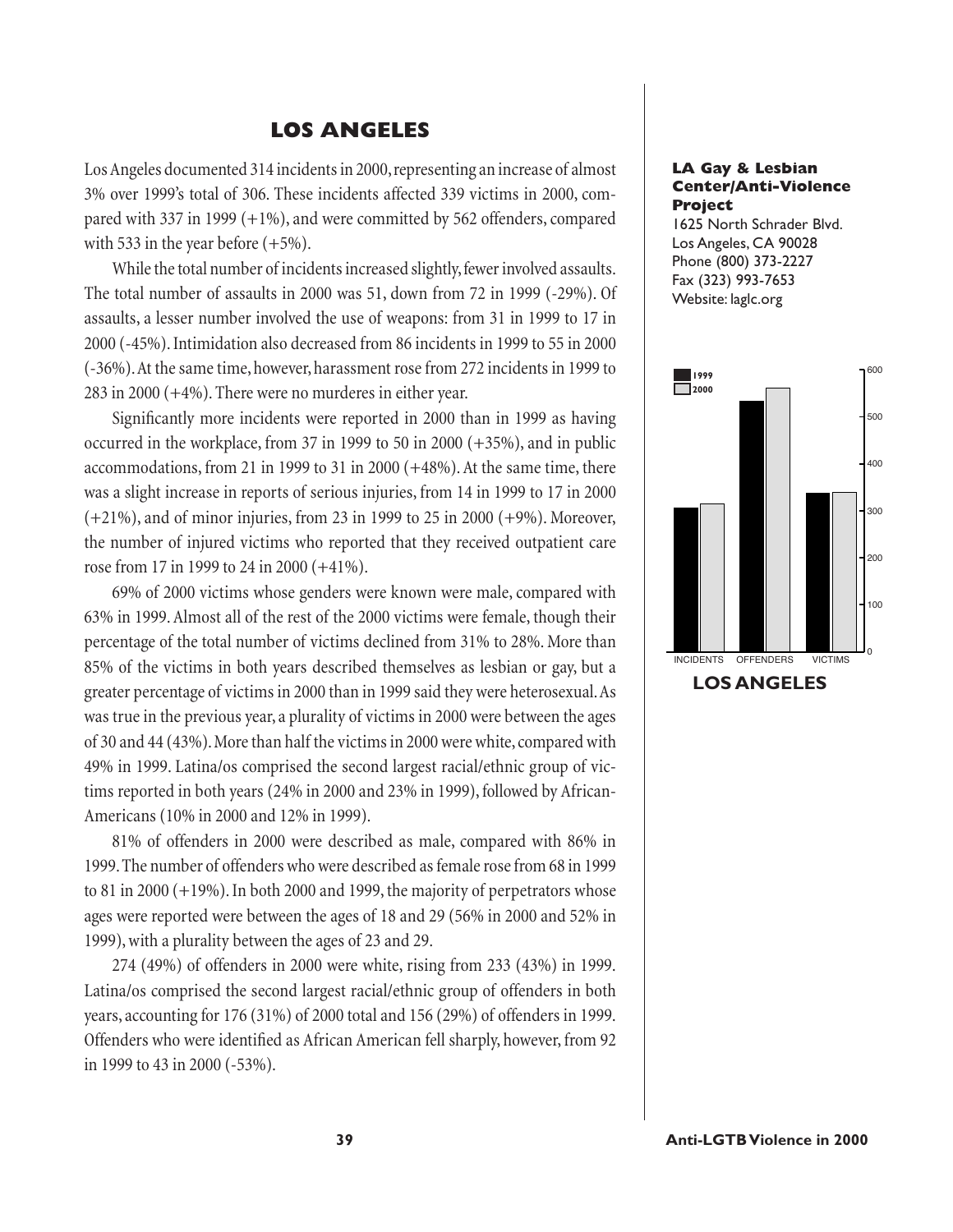## LOS ANGELES

Los Angeles documented 314 incidents in 2000, representing an increase of almost 3% over 1999's total of 306. These incidents affected 339 victims in 2000, compared with 337 in 1999 (+1%), and were committed by 562 offenders, compared with 533 in the year before (+5%).

While the total number of incidents increased slightly, fewer involved assaults. The total number of assaults in 2000 was 51, down from 72 in 1999 (-29%). Of assaults, a lesser number involved the use of weapons: from 31 in 1999 to 17 in 2000 (-45%). Intimidation also decreased from 86 incidents in 1999 to 55 in 2000 (-36%). At the same time, however, harassment rose from 272 incidents in 1999 to 283 in 2000 (+4%). There were no murderes in either year.

Significantly more incidents were reported in 2000 than in 1999 as having occurred in the workplace, from 37 in 1999 to 50 in 2000 (+35%), and in public accommodations, from 21 in 1999 to 31 in 2000 (+48%). At the same time, there was a slight increase in reports of serious injuries, from 14 in 1999 to 17 in 2000 (+21%), and of minor injuries, from 23 in 1999 to 25 in 2000 (+9%). Moreover, the number of injured victims who reported that they received outpatient care rose from 17 in 1999 to 24 in 2000 (+41%).

69% of 2000 victims whose genders were known were male, compared with 63% in 1999. Almost all of the rest of the 2000 victims were female, though their percentage of the total number of victims declined from 31% to 28%. More than 85% of the victims in both years described themselves as lesbian or gay, but a greater percentage of victims in 2000 than in 1999 said they were heterosexual. As was true in the previous year, a plurality of victims in 2000 were between the ages of 30 and 44 (43%). More than half the victims in 2000 were white, compared with 49% in 1999. Latina/os comprised the second largest racial/ethnic group of victims reported in both years (24% in 2000 and 23% in 1999), followed by African-Americans (10% in 2000 and 12% in 1999).

81% of offenders in 2000 were described as male, compared with 86% in 1999. The number of offenders who were described as female rose from 68 in 1999 to 81 in 2000 (+19%). In both 2000 and 1999, the majority of perpetrators whose ages were reported were between the ages of 18 and 29 (56% in 2000 and 52% in 1999), with a plurality between the ages of 23 and 29.

274 (49%) of offenders in 2000 were white, rising from 233 (43%) in 1999. Latina/os comprised the second largest racial/ethnic group of offenders in both years, accounting for 176 (31%) of 2000 total and 156 (29%) of offenders in 1999. Offenders who were identified as African American fell sharply, however, from 92 in 1999 to 43 in 2000 (-53%).

**LA Gay & Lesbian Center/Anti-Violence Project**
1625 North Schrader Blvd.
Los Angeles, CA 90028
Phone (800) 373-2227
Fax (323) 993-7653
Website: laglc.org

**LOS ANGELES**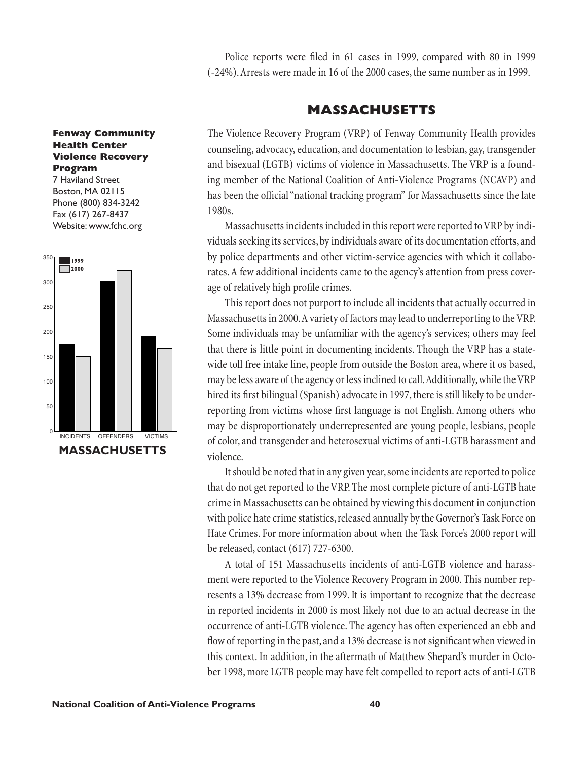Police reports were filed in 61 cases in 1999, compared with 80 in 1999 (-24%). Arrests were made in 16 of the 2000 cases, the same number as in 1999.

## MASSACHUSETTS

**Fenway Community Health Center Violence Recovery Program**
7 Haviland Street
Boston, MA 02115
Phone (800) 834-3242
Fax (617) 267-8437
Website: www.fchc.org

The Violence Recovery Program (VRP) of Fenway Community Health provides counseling, advocacy, education, and documentation to lesbian, gay, transgender and bisexual (LGTB) victims of violence in Massachusetts. The VRP is a founding member of the National Coalition of Anti-Violence Programs (NCAVP) and has been the official "national tracking program" for Massachusetts since the late 1980s.

Massachusetts incidents included in this report were reported to VRP by individuals seeking its services, by individuals aware of its documentation efforts, and by police departments and other victim-service agencies with which it collaborates. A few additional incidents came to the agency's attention from press coverage of relatively high profile crimes.

This report does not purport to include all incidents that actually occurred in Massachusetts in 2000. A variety of factors may lead to underreporting to the VRP. Some individuals may be unfamiliar with the agency's services; others may feel that there is little point in documenting incidents. Though the VRP has a statewide toll free intake line, people from outside the Boston area, where it os based, may be less aware of the agency or less inclined to call. Additionally, while the VRP hired its first bilingual (Spanish) advocate in 1997, there is still likely to be underreporting from victims whose first language is not English. Among others who may be disproportionately underrepresented are young people, lesbians, people of color, and transgender and heterosexual victims of anti-LGTB harassment and violence.

It should be noted that in any given year, some incidents are reported to police that do not get reported to the VRP. The most complete picture of anti-LGTB hate crime in Massachusetts can be obtained by viewing this document in conjunction with police hate crime statistics, released annually by the Governor's Task Force on Hate Crimes. For more information about when the Task Force's 2000 report will be released, contact (617) 727-6300.

A total of 151 Massachusetts incidents of anti-LGTB violence and harassment were reported to the Violence Recovery Program in 2000. This number represents a 13% decrease from 1999. It is important to recognize that the decrease in reported incidents in 2000 is most likely not due to an actual decrease in the occurrence of anti-LGTB violence. The agency has often experienced an ebb and flow of reporting in the past, and a 13% decrease is not significant when viewed in this context. In addition, in the aftermath of Matthew Shepard's murder in October 1998, more LGTB people may have felt compelled to report acts of anti-LGTB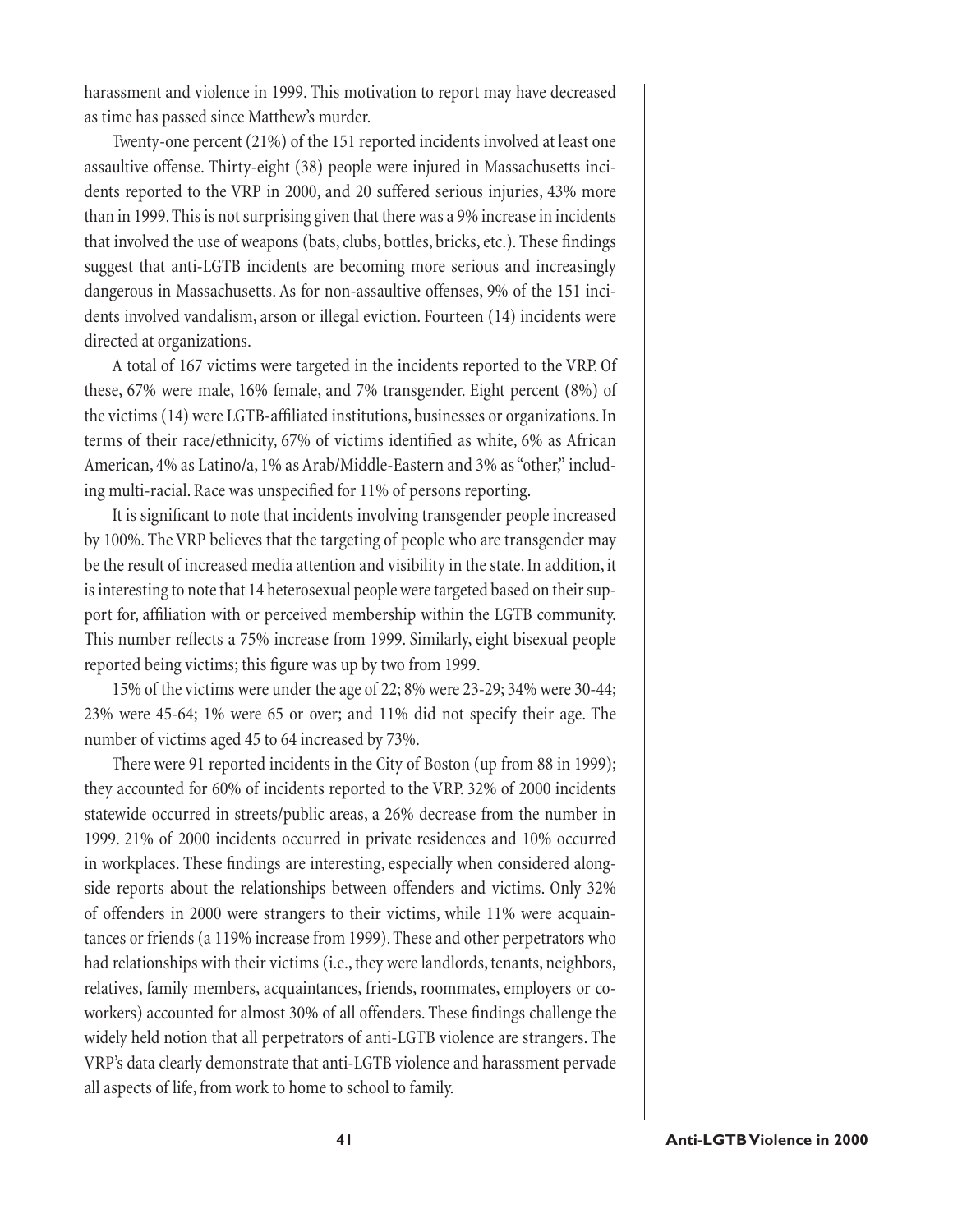harassment and violence in 1999. This motivation to report may have decreased as time has passed since Matthew's murder.

Twenty-one percent (21%) of the 151 reported incidents involved at least one assaultive offense. Thirty-eight (38) people were injured in Massachusetts incidents reported to the VRP in 2000, and 20 suffered serious injuries, 43% more than in 1999. This is not surprising given that there was a 9% increase in incidents that involved the use of weapons (bats, clubs, bottles, bricks, etc.). These findings suggest that anti-LGTB incidents are becoming more serious and increasingly dangerous in Massachusetts. As for non-assaultive offenses, 9% of the 151 incidents involved vandalism, arson or illegal eviction. Fourteen (14) incidents were directed at organizations.

A total of 167 victims were targeted in the incidents reported to the VRP. Of these, 67% were male, 16% female, and 7% transgender. Eight percent (8%) of the victims (14) were LGTB-affiliated institutions, businesses or organizations. In terms of their race/ethnicity, 67% of victims identified as white, 6% as African American, 4% as Latino/a, 1% as Arab/Middle-Eastern and 3% as "other," including multi-racial. Race was unspecified for 11% of persons reporting.

It is significant to note that incidents involving transgender people increased by 100%. The VRP believes that the targeting of people who are transgender may be the result of increased media attention and visibility in the state. In addition, it is interesting to note that 14 heterosexual people were targeted based on their support for, affiliation with or perceived membership within the LGTB community. This number reflects a 75% increase from 1999. Similarly, eight bisexual people reported being victims; this figure was up by two from 1999.

15% of the victims were under the age of 22; 8% were 23-29; 34% were 30-44; 23% were 45-64; 1% were 65 or over; and 11% did not specify their age. The number of victims aged 45 to 64 increased by 73%.

There were 91 reported incidents in the City of Boston (up from 88 in 1999); they accounted for 60% of incidents reported to the VRP. 32% of 2000 incidents statewide occurred in streets/public areas, a 26% decrease from the number in 1999. 21% of 2000 incidents occurred in private residences and 10% occurred in workplaces. These findings are interesting, especially when considered alongside reports about the relationships between offenders and victims. Only 32% of offenders in 2000 were strangers to their victims, while 11% were acquaintances or friends (a 119% increase from 1999). These and other perpetrators who had relationships with their victims (i.e., they were landlords, tenants, neighbors, relatives, family members, acquaintances, friends, roommates, employers or co-workers) accounted for almost 30% of all offenders. These findings challenge the widely held notion that all perpetrators of anti-LGTB violence are strangers. The VRP's data clearly demonstrate that anti-LGTB violence and harassment pervade all aspects of life, from work to home to school to family.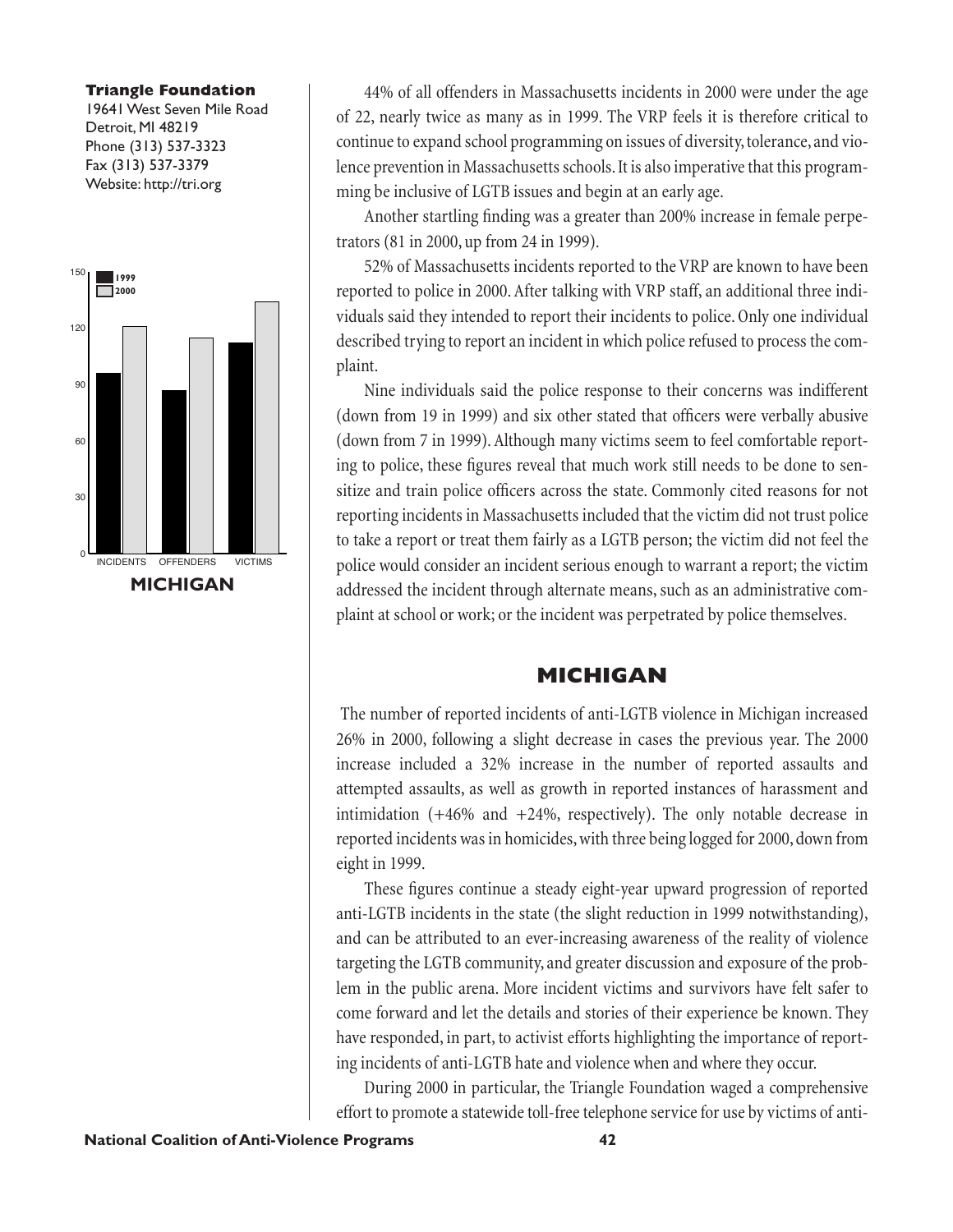**Triangle Foundation**
19641 West Seven Mile Road
Detroit, MI 48219
Phone (313) 537-3323
Fax (313) 537-3379
Website: http://tri.org

44% of all offenders in Massachusetts incidents in 2000 were under the age of 22, nearly twice as many as in 1999. The VRP feels it is therefore critical to continue to expand school programming on issues of diversity, tolerance, and violence prevention in Massachusetts schools. It is also imperative that this programming be inclusive of LGTB issues and begin at an early age.

Another startling finding was a greater than 200% increase in female perpetrators (81 in 2000, up from 24 in 1999).

52% of Massachusetts incidents reported to the VRP are known to have been reported to police in 2000. After talking with VRP staff, an additional three individuals said they intended to report their incidents to police. Only one individual described trying to report an incident in which police refused to process the complaint.

Nine individuals said the police response to their concerns was indifferent (down from 19 in 1999) and six other stated that officers were verbally abusive (down from 7 in 1999). Although many victims seem to feel comfortable reporting to police, these figures reveal that much work still needs to be done to sensitize and train police officers across the state. Commonly cited reasons for not reporting incidents in Massachusetts included that the victim did not trust police to take a report or treat them fairly as a LGTB person; the victim did not feel the police would consider an incident serious enough to warrant a report; the victim addressed the incident through alternate means, such as an administrative complaint at school or work; or the incident was perpetrated by police themselves.

## MICHIGAN

The number of reported incidents of anti-LGTB violence in Michigan increased 26% in 2000, following a slight decrease in cases the previous year. The 2000 increase included a 32% increase in the number of reported assaults and attempted assaults, as well as growth in reported instances of harassment and intimidation (+46% and +24%, respectively). The only notable decrease in reported incidents was in homicides, with three being logged for 2000, down from eight in 1999.

These figures continue a steady eight-year upward progression of reported anti-LGTB incidents in the state (the slight reduction in 1999 notwithstanding), and can be attributed to an ever-increasing awareness of the reality of violence targeting the LGTB community, and greater discussion and exposure of the problem in the public arena. More incident victims and survivors have felt safer to come forward and let the details and stories of their experience be known. They have responded, in part, to activist efforts highlighting the importance of reporting incidents of anti-LGTB hate and violence when and where they occur.

During 2000 in particular, the Triangle Foundation waged a comprehensive effort to promote a statewide toll-free telephone service for use by victims of anti-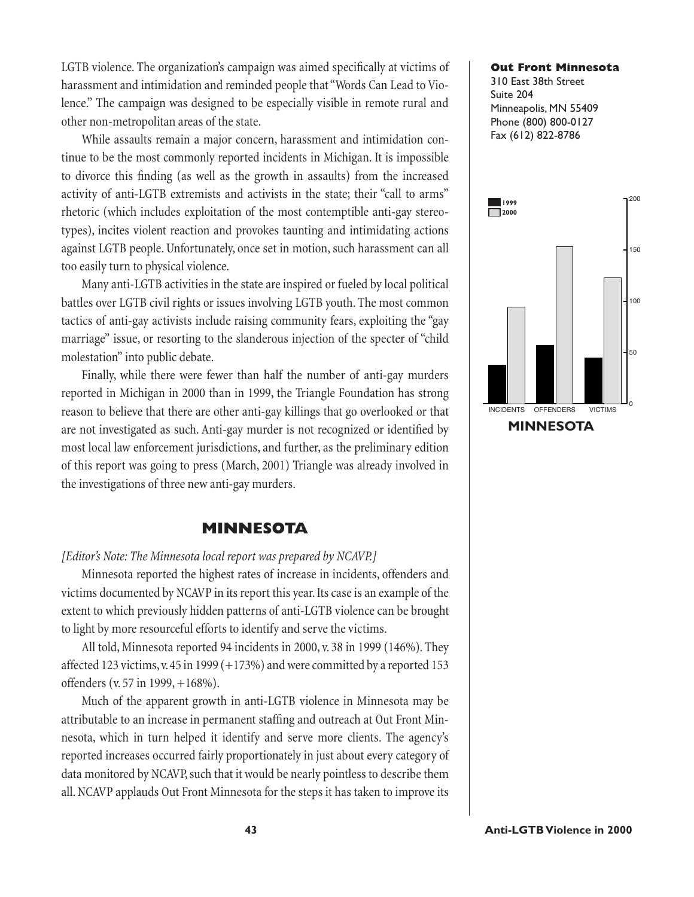LGTB violence. The organization's campaign was aimed specifically at victims of harassment and intimidation and reminded people that "Words Can Lead to Violence." The campaign was designed to be especially visible in remote rural and other non-metropolitan areas of the state.

While assaults remain a major concern, harassment and intimidation continue to be the most commonly reported incidents in Michigan. It is impossible to divorce this finding (as well as the growth in assaults) from the increased activity of anti-LGTB extremists and activists in the state; their "call to arms" rhetoric (which includes exploitation of the most contemptible anti-gay stereotypes), incites violent reaction and provokes taunting and intimidating actions against LGTB people. Unfortunately, once set in motion, such harassment can all too easily turn to physical violence.

Many anti-LGTB activities in the state are inspired or fueled by local political battles over LGTB civil rights or issues involving LGTB youth. The most common tactics of anti-gay activists include raising community fears, exploiting the "gay marriage" issue, or resorting to the slanderous injection of the specter of "child molestation" into public debate.

Finally, while there were fewer than half the number of anti-gay murders reported in Michigan in 2000 than in 1999, the Triangle Foundation has strong reason to believe that there are other anti-gay killings that go overlooked or that are not investigated as such. Anti-gay murder is not recognized or identified by most local law enforcement jurisdictions, and further, as the preliminary edition of this report was going to press (March, 2001) Triangle was already involved in the investigations of three new anti-gay murders.

## MINNESOTA

*[Editor's Note: The Minnesota local report was prepared by NCAVP.]*

Minnesota reported the highest rates of increase in incidents, offenders and victims documented by NCAVP in its report this year. Its case is an example of the extent to which previously hidden patterns of anti-LGTB violence can be brought to light by more resourceful efforts to identify and serve the victims.

All told, Minnesota reported 94 incidents in 2000, v. 38 in 1999 (146%). They affected 123 victims, v. 45 in 1999 (+173%) and were committed by a reported 153 offenders (v. 57 in 1999, +168%).

Much of the apparent growth in anti-LGTB violence in Minnesota may be attributable to an increase in permanent staffing and outreach at Out Front Minnesota, which in turn helped it identify and serve more clients. The agency's reported increases occurred fairly proportionately in just about every category of data monitored by NCAVP, such that it would be nearly pointless to describe them all. NCAVP applauds Out Front Minnesota for the steps it has taken to improve its

**Out Front Minnesota**
310 East 38th Street
Suite 204
Minneapolis, MN 55409
Phone (800) 800-0127
Fax (612) 822-8786

| | INCIDENTS | OFFENDERS | VICTIMS |
|---|---|---|---|
| 1999 | 38 | 57 | 45 |
| 2000 | 94 | 153 | 123 |

**MINNESOTA**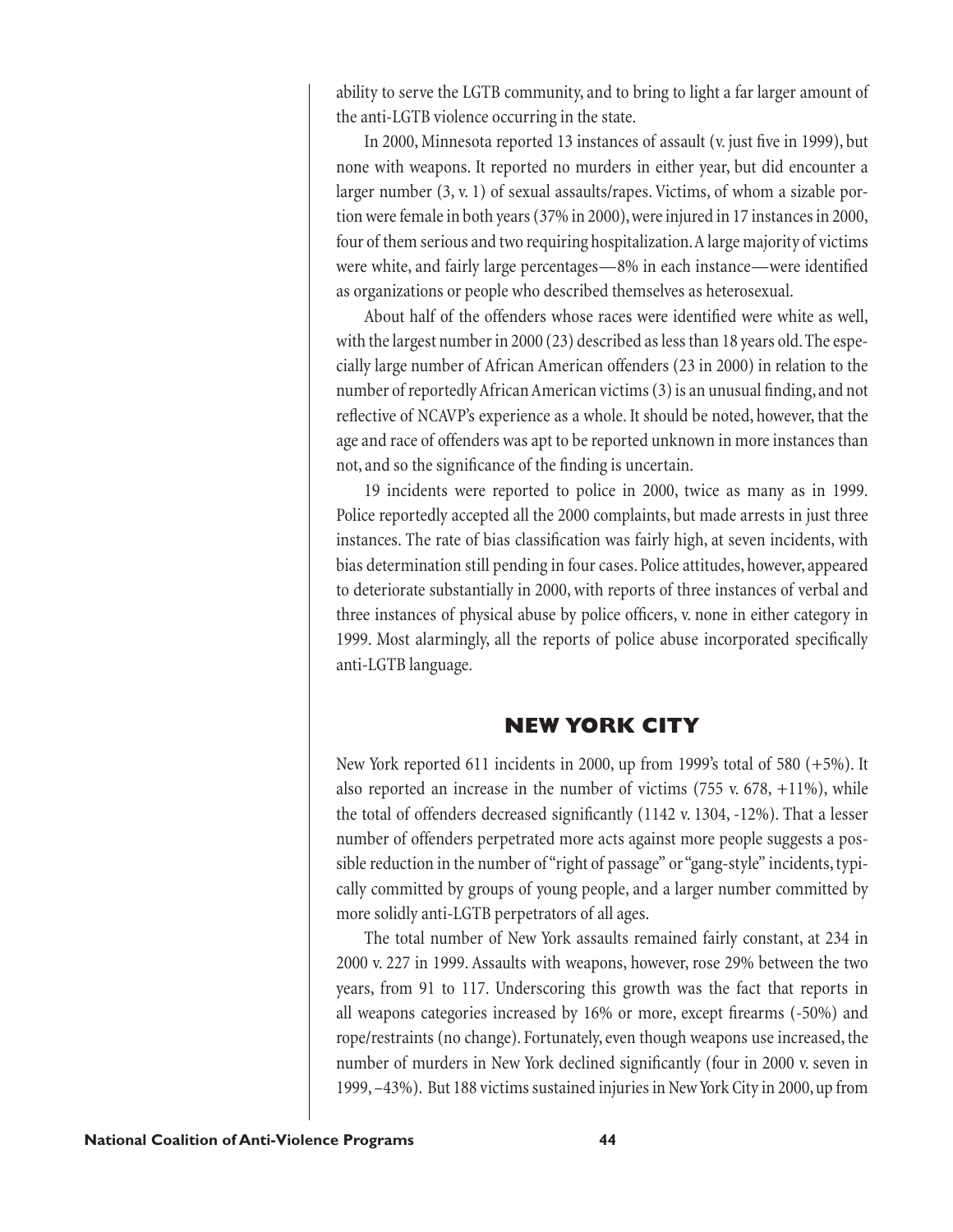ability to serve the LGTB community, and to bring to light a far larger amount of the anti-LGTB violence occurring in the state.

In 2000, Minnesota reported 13 instances of assault (v. just five in 1999), but none with weapons. It reported no murders in either year, but did encounter a larger number (3, v. 1) of sexual assaults/rapes. Victims, of whom a sizable portion were female in both years (37% in 2000), were injured in 17 instances in 2000, four of them serious and two requiring hospitalization. A large majority of victims were white, and fairly large percentages—8% in each instance—were identified as organizations or people who described themselves as heterosexual.

About half of the offenders whose races were identified were white as well, with the largest number in 2000 (23) described as less than 18 years old. The especially large number of African American offenders (23 in 2000) in relation to the number of reportedly African American victims (3) is an unusual finding, and not reflective of NCAVP's experience as a whole. It should be noted, however, that the age and race of offenders was apt to be reported unknown in more instances than not, and so the significance of the finding is uncertain.

19 incidents were reported to police in 2000, twice as many as in 1999. Police reportedly accepted all the 2000 complaints, but made arrests in just three instances. The rate of bias classification was fairly high, at seven incidents, with bias determination still pending in four cases. Police attitudes, however, appeared to deteriorate substantially in 2000, with reports of three instances of verbal and three instances of physical abuse by police officers, v. none in either category in 1999. Most alarmingly, all the reports of police abuse incorporated specifically anti-LGTB language.

## NEW YORK CITY

New York reported 611 incidents in 2000, up from 1999's total of 580 (+5%). It also reported an increase in the number of victims (755 v. 678, +11%), while the total of offenders decreased significantly (1142 v. 1304, -12%). That a lesser number of offenders perpetrated more acts against more people suggests a possible reduction in the number of "right of passage" or "gang-style" incidents, typically committed by groups of young people, and a larger number committed by more solidly anti-LGTB perpetrators of all ages.

The total number of New York assaults remained fairly constant, at 234 in 2000 v. 227 in 1999. Assaults with weapons, however, rose 29% between the two years, from 91 to 117. Underscoring this growth was the fact that reports in all weapons categories increased by 16% or more, except firearms (-50%) and rope/restraints (no change). Fortunately, even though weapons use increased, the number of murders in New York declined significantly (four in 2000 v. seven in 1999, –43%). But 188 victims sustained injuries in New York City in 2000, up from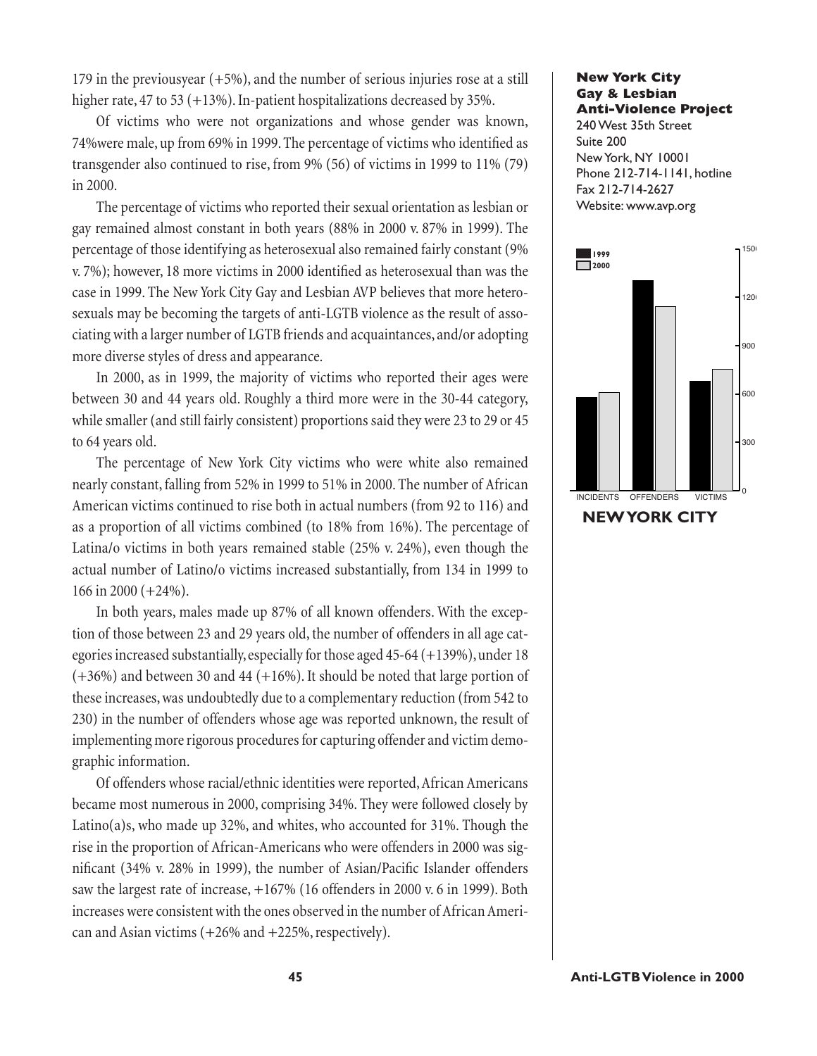179 in the previousyear (+5%), and the number of serious injuries rose at a still higher rate, 47 to 53 (+13%). In-patient hospitalizations decreased by 35%.

Of victims who were not organizations and whose gender was known, 74%were male, up from 69% in 1999. The percentage of victims who identified as transgender also continued to rise, from 9% (56) of victims in 1999 to 11% (79) in 2000.

The percentage of victims who reported their sexual orientation as lesbian or gay remained almost constant in both years (88% in 2000 v. 87% in 1999). The percentage of those identifying as heterosexual also remained fairly constant (9% v. 7%); however, 18 more victims in 2000 identified as heterosexual than was the case in 1999. The New York City Gay and Lesbian AVP believes that more heterosexuals may be becoming the targets of anti-LGTB violence as the result of associating with a larger number of LGTB friends and acquaintances, and/or adopting more diverse styles of dress and appearance.

In 2000, as in 1999, the majority of victims who reported their ages were between 30 and 44 years old. Roughly a third more were in the 30-44 category, while smaller (and still fairly consistent) proportions said they were 23 to 29 or 45 to 64 years old.

The percentage of New York City victims who were white also remained nearly constant, falling from 52% in 1999 to 51% in 2000. The number of African American victims continued to rise both in actual numbers (from 92 to 116) and as a proportion of all victims combined (to 18% from 16%). The percentage of Latina/o victims in both years remained stable (25% v. 24%), even though the actual number of Latino/o victims increased substantially, from 134 in 1999 to 166 in 2000 (+24%).

In both years, males made up 87% of all known offenders. With the exception of those between 23 and 29 years old, the number of offenders in all age categories increased substantially, especially for those aged 45-64 (+139%), under 18 (+36%) and between 30 and 44 (+16%). It should be noted that large portion of these increases, was undoubtedly due to a complementary reduction (from 542 to 230) in the number of offenders whose age was reported unknown, the result of implementing more rigorous procedures for capturing offender and victim demographic information.

Of offenders whose racial/ethnic identities were reported, African Americans became most numerous in 2000, comprising 34%. They were followed closely by Latino(a)s, who made up 32%, and whites, who accounted for 31%. Though the rise in the proportion of African-Americans who were offenders in 2000 was significant (34% v. 28% in 1999), the number of Asian/Pacific Islander offenders saw the largest rate of increase, +167% (16 offenders in 2000 v. 6 in 1999). Both increases were consistent with the ones observed in the number of African American and Asian victims (+26% and +225%, respectively).

**New York City Gay & Lesbian Anti-Violence Project**
240 West 35th Street
Suite 200
New York, NY 10001
Phone 212-714-1141, hotline
Fax 212-714-2627
Website: www.avp.org

**NEW YORK CITY**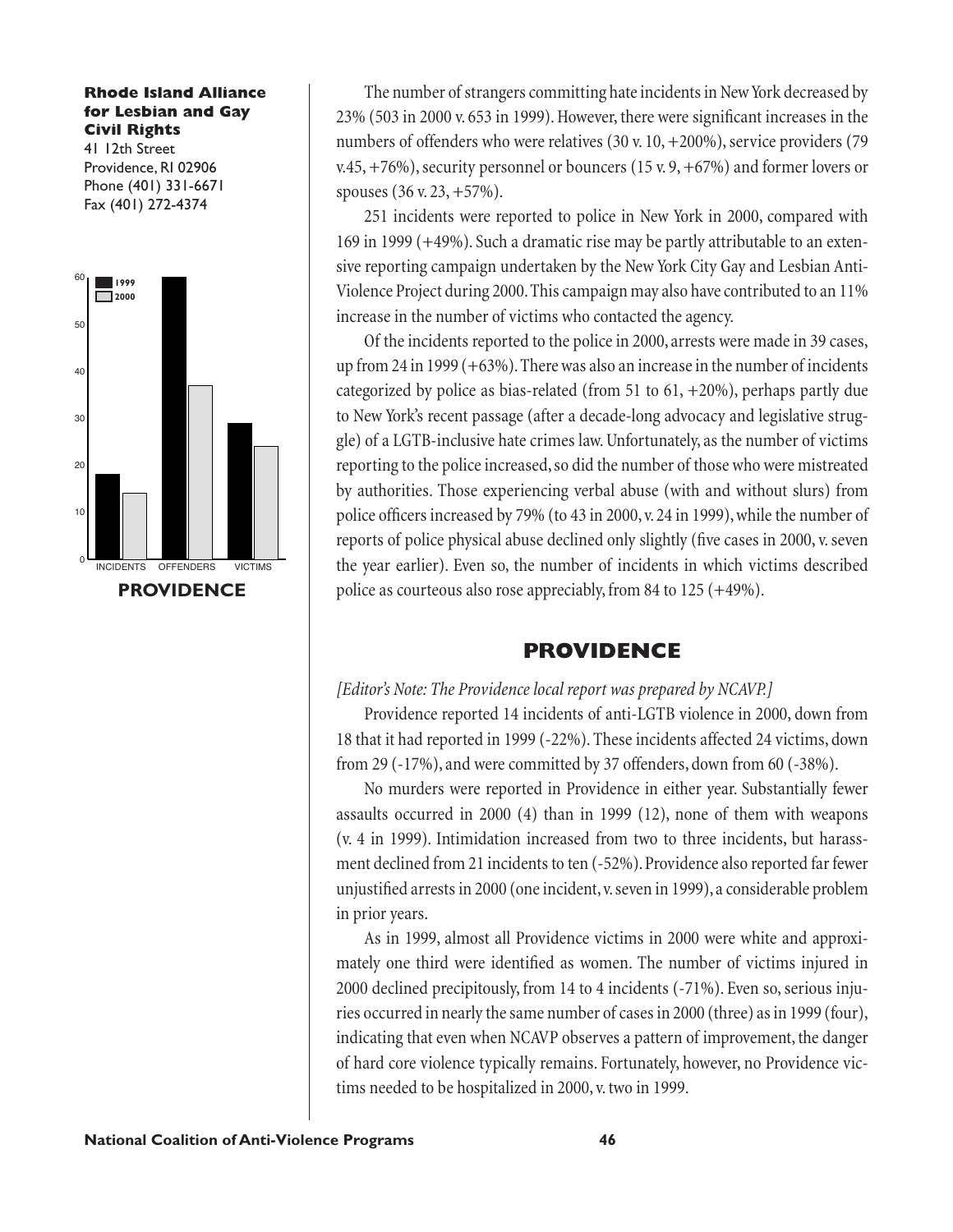**Rhode Island Alliance for Lesbian and Gay Civil Rights**
41 12th Street
Providence, RI 02906
Phone (401) 331-6671
Fax (401) 272-4374

The number of strangers committing hate incidents in New York decreased by 23% (503 in 2000 v. 653 in 1999). However, there were significant increases in the numbers of offenders who were relatives (30 v. 10, +200%), service providers (79 v.45, +76%), security personnel or bouncers (15 v. 9, +67%) and former lovers or spouses (36 v. 23, +57%).

251 incidents were reported to police in New York in 2000, compared with 169 in 1999 (+49%). Such a dramatic rise may be partly attributable to an extensive reporting campaign undertaken by the New York City Gay and Lesbian Anti-Violence Project during 2000. This campaign may also have contributed to an 11% increase in the number of victims who contacted the agency.

Of the incidents reported to the police in 2000, arrests were made in 39 cases, up from 24 in 1999 (+63%). There was also an increase in the number of incidents categorized by police as bias-related (from 51 to 61, +20%), perhaps partly due to New York's recent passage (after a decade-long advocacy and legislative struggle) of a LGTB-inclusive hate crimes law. Unfortunately, as the number of victims reporting to the police increased, so did the number of those who were mistreated by authorities. Those experiencing verbal abuse (with and without slurs) from police officers increased by 79% (to 43 in 2000, v. 24 in 1999), while the number of reports of police physical abuse declined only slightly (five cases in 2000, v. seven the year earlier). Even so, the number of incidents in which victims described police as courteous also rose appreciably, from 84 to 125 (+49%).

## PROVIDENCE

*[Editor's Note: The Providence local report was prepared by NCAVP.]*

Providence reported 14 incidents of anti-LGTB violence in 2000, down from 18 that it had reported in 1999 (-22%). These incidents affected 24 victims, down from 29 (-17%), and were committed by 37 offenders, down from 60 (-38%).

No murders were reported in Providence in either year. Substantially fewer assaults occurred in 2000 (4) than in 1999 (12), none of them with weapons (v. 4 in 1999). Intimidation increased from two to three incidents, but harassment declined from 21 incidents to ten (-52%). Providence also reported far fewer unjustified arrests in 2000 (one incident, v. seven in 1999), a considerable problem in prior years.

As in 1999, almost all Providence victims in 2000 were white and approximately one third were identified as women. The number of victims injured in 2000 declined precipitously, from 14 to 4 incidents (-71%). Even so, serious injuries occurred in nearly the same number of cases in 2000 (three) as in 1999 (four), indicating that even when NCAVP observes a pattern of improvement, the danger of hard core violence typically remains. Fortunately, however, no Providence victims needed to be hospitalized in 2000, v. two in 1999.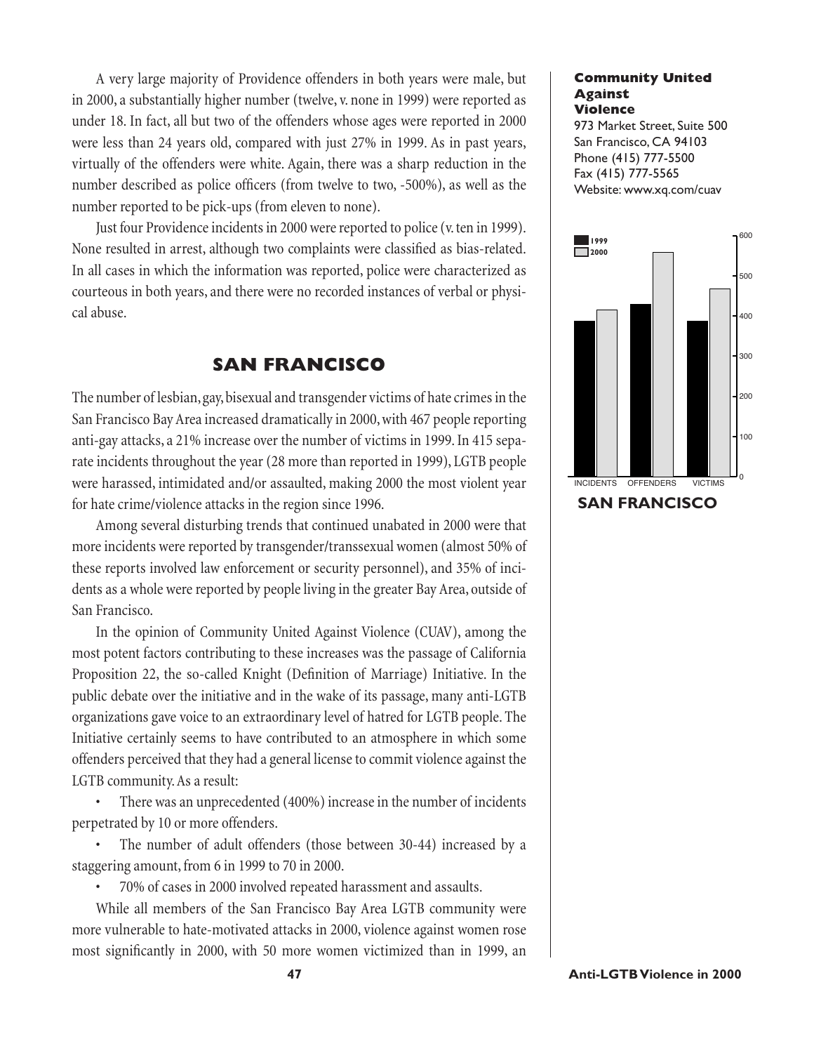A very large majority of Providence offenders in both years were male, but in 2000, a substantially higher number (twelve, v. none in 1999) were reported as under 18. In fact, all but two of the offenders whose ages were reported in 2000 were less than 24 years old, compared with just 27% in 1999. As in past years, virtually of the offenders were white. Again, there was a sharp reduction in the number described as police officers (from twelve to two, -500%), as well as the number reported to be pick-ups (from eleven to none).

Just four Providence incidents in 2000 were reported to police (v. ten in 1999). None resulted in arrest, although two complaints were classified as bias-related. In all cases in which the information was reported, police were characterized as courteous in both years, and there were no recorded instances of verbal or physical abuse.

## SAN FRANCISCO

**Community United Against Violence**
973 Market Street, Suite 500
San Francisco, CA 94103
Phone (415) 777-5500
Fax (415) 777-5565
Website: www.xq.com/cuav

The number of lesbian, gay, bisexual and transgender victims of hate crimes in the San Francisco Bay Area increased dramatically in 2000, with 467 people reporting anti-gay attacks, a 21% increase over the number of victims in 1999. In 415 separate incidents throughout the year (28 more than reported in 1999), LGTB people were harassed, intimidated and/or assaulted, making 2000 the most violent year for hate crime/violence attacks in the region since 1996.

Among several disturbing trends that continued unabated in 2000 were that more incidents were reported by transgender/transsexual women (almost 50% of these reports involved law enforcement or security personnel), and 35% of incidents as a whole were reported by people living in the greater Bay Area, outside of San Francisco.

In the opinion of Community United Against Violence (CUAV), among the most potent factors contributing to these increases was the passage of California Proposition 22, the so-called Knight (Definition of Marriage) Initiative. In the public debate over the initiative and in the wake of its passage, many anti-LGTB organizations gave voice to an extraordinary level of hatred for LGTB people. The Initiative certainly seems to have contributed to an atmosphere in which some offenders perceived that they had a general license to commit violence against the LGTB community. As a result:

- There was an unprecedented (400%) increase in the number of incidents perpetrated by 10 or more offenders.
- The number of adult offenders (those between 30-44) increased by a staggering amount, from 6 in 1999 to 70 in 2000.
- 70% of cases in 2000 involved repeated harassment and assaults.

While all members of the San Francisco Bay Area LGTB community were more vulnerable to hate-motivated attacks in 2000, violence against women rose most significantly in 2000, with 50 more women victimized than in 1999, an

**SAN FRANCISCO**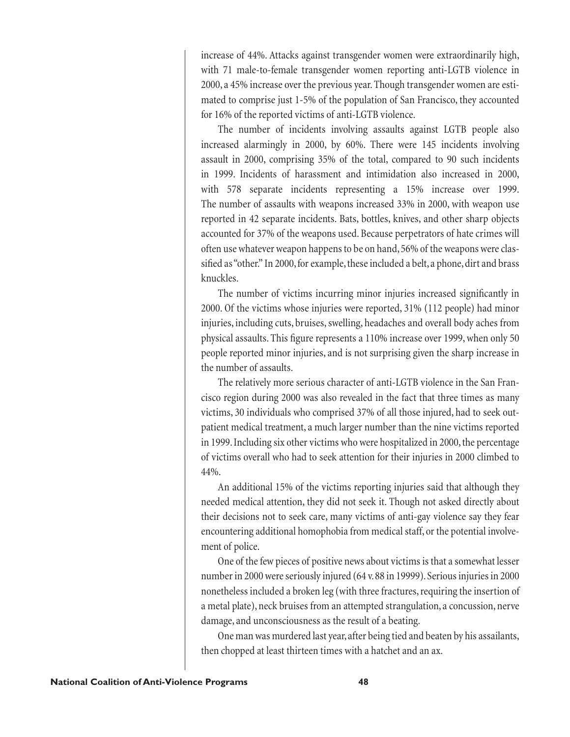increase of 44%. Attacks against transgender women were extraordinarily high, with 71 male-to-female transgender women reporting anti-LGTB violence in 2000, a 45% increase over the previous year. Though transgender women are estimated to comprise just 1-5% of the population of San Francisco, they accounted for 16% of the reported victims of anti-LGTB violence.

The number of incidents involving assaults against LGTB people also increased alarmingly in 2000, by 60%. There were 145 incidents involving assault in 2000, comprising 35% of the total, compared to 90 such incidents in 1999. Incidents of harassment and intimidation also increased in 2000, with 578 separate incidents representing a 15% increase over 1999. The number of assaults with weapons increased 33% in 2000, with weapon use reported in 42 separate incidents. Bats, bottles, knives, and other sharp objects accounted for 37% of the weapons used. Because perpetrators of hate crimes will often use whatever weapon happens to be on hand, 56% of the weapons were classified as "other." In 2000, for example, these included a belt, a phone, dirt and brass knuckles.

The number of victims incurring minor injuries increased significantly in 2000. Of the victims whose injuries were reported, 31% (112 people) had minor injuries, including cuts, bruises, swelling, headaches and overall body aches from physical assaults. This figure represents a 110% increase over 1999, when only 50 people reported minor injuries, and is not surprising given the sharp increase in the number of assaults.

The relatively more serious character of anti-LGTB violence in the San Francisco region during 2000 was also revealed in the fact that three times as many victims, 30 individuals who comprised 37% of all those injured, had to seek outpatient medical treatment, a much larger number than the nine victims reported in 1999. Including six other victims who were hospitalized in 2000, the percentage of victims overall who had to seek attention for their injuries in 2000 climbed to 44%.

An additional 15% of the victims reporting injuries said that although they needed medical attention, they did not seek it. Though not asked directly about their decisions not to seek care, many victims of anti-gay violence say they fear encountering additional homophobia from medical staff, or the potential involvement of police.

One of the few pieces of positive news about victims is that a somewhat lesser number in 2000 were seriously injured (64 v. 88 in 19999). Serious injuries in 2000 nonetheless included a broken leg (with three fractures, requiring the insertion of a metal plate), neck bruises from an attempted strangulation, a concussion, nerve damage, and unconsciousness as the result of a beating.

One man was murdered last year, after being tied and beaten by his assailants, then chopped at least thirteen times with a hatchet and an ax.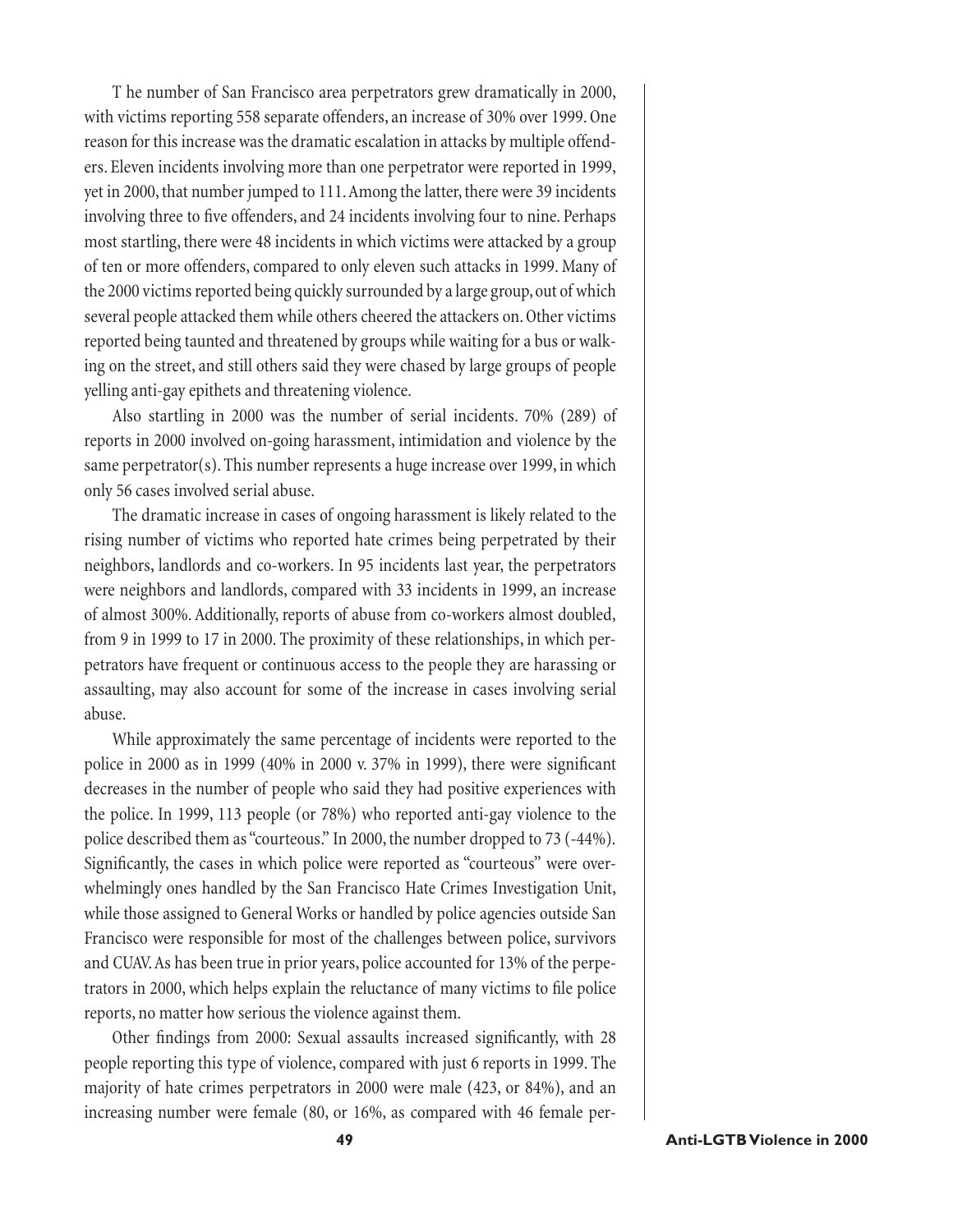The number of San Francisco area perpetrators grew dramatically in 2000, with victims reporting 558 separate offenders, an increase of 30% over 1999. One reason for this increase was the dramatic escalation in attacks by multiple offenders. Eleven incidents involving more than one perpetrator were reported in 1999, yet in 2000, that number jumped to 111. Among the latter, there were 39 incidents involving three to five offenders, and 24 incidents involving four to nine. Perhaps most startling, there were 48 incidents in which victims were attacked by a group of ten or more offenders, compared to only eleven such attacks in 1999. Many of the 2000 victims reported being quickly surrounded by a large group, out of which several people attacked them while others cheered the attackers on. Other victims reported being taunted and threatened by groups while waiting for a bus or walking on the street, and still others said they were chased by large groups of people yelling anti-gay epithets and threatening violence.

Also startling in 2000 was the number of serial incidents. 70% (289) of reports in 2000 involved on-going harassment, intimidation and violence by the same perpetrator(s). This number represents a huge increase over 1999, in which only 56 cases involved serial abuse.

The dramatic increase in cases of ongoing harassment is likely related to the rising number of victims who reported hate crimes being perpetrated by their neighbors, landlords and co-workers. In 95 incidents last year, the perpetrators were neighbors and landlords, compared with 33 incidents in 1999, an increase of almost 300%. Additionally, reports of abuse from co-workers almost doubled, from 9 in 1999 to 17 in 2000. The proximity of these relationships, in which perpetrators have frequent or continuous access to the people they are harassing or assaulting, may also account for some of the increase in cases involving serial abuse.

While approximately the same percentage of incidents were reported to the police in 2000 as in 1999 (40% in 2000 v. 37% in 1999), there were significant decreases in the number of people who said they had positive experiences with the police. In 1999, 113 people (or 78%) who reported anti-gay violence to the police described them as "courteous." In 2000, the number dropped to 73 (-44%). Significantly, the cases in which police were reported as "courteous" were overwhelmingly ones handled by the San Francisco Hate Crimes Investigation Unit, while those assigned to General Works or handled by police agencies outside San Francisco were responsible for most of the challenges between police, survivors and CUAV. As has been true in prior years, police accounted for 13% of the perpetrators in 2000, which helps explain the reluctance of many victims to file police reports, no matter how serious the violence against them.

Other findings from 2000: Sexual assaults increased significantly, with 28 people reporting this type of violence, compared with just 6 reports in 1999. The majority of hate crimes perpetrators in 2000 were male (423, or 84%), and an increasing number were female (80, or 16%, as compared with 46 female per-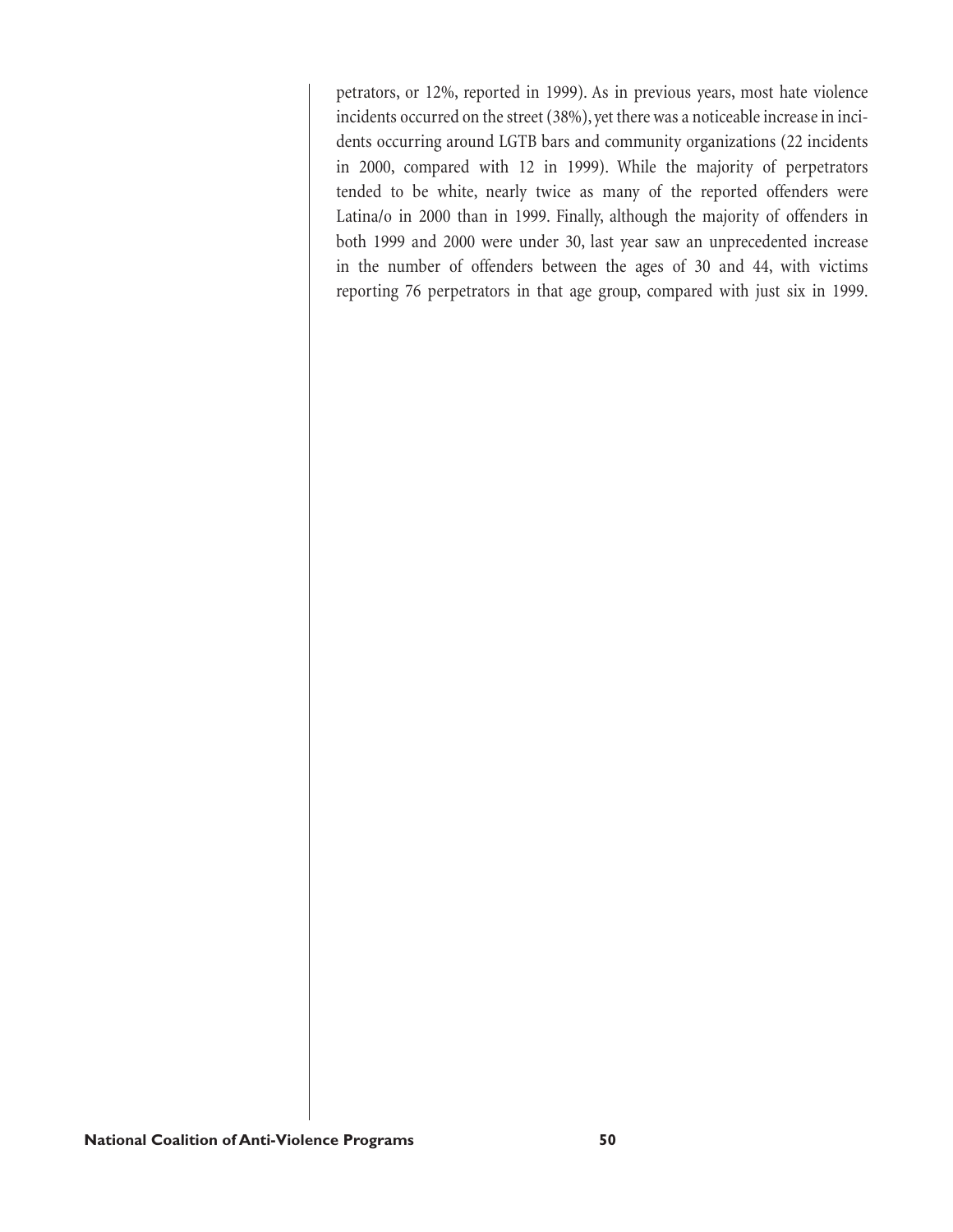petrators, or 12%, reported in 1999). As in previous years, most hate violence incidents occurred on the street (38%), yet there was a noticeable increase in incidents occurring around LGTB bars and community organizations (22 incidents in 2000, compared with 12 in 1999). While the majority of perpetrators tended to be white, nearly twice as many of the reported offenders were Latina/o in 2000 than in 1999. Finally, although the majority of offenders in both 1999 and 2000 were under 30, last year saw an unprecedented increase in the number of offenders between the ages of 30 and 44, with victims reporting 76 perpetrators in that age group, compared with just six in 1999.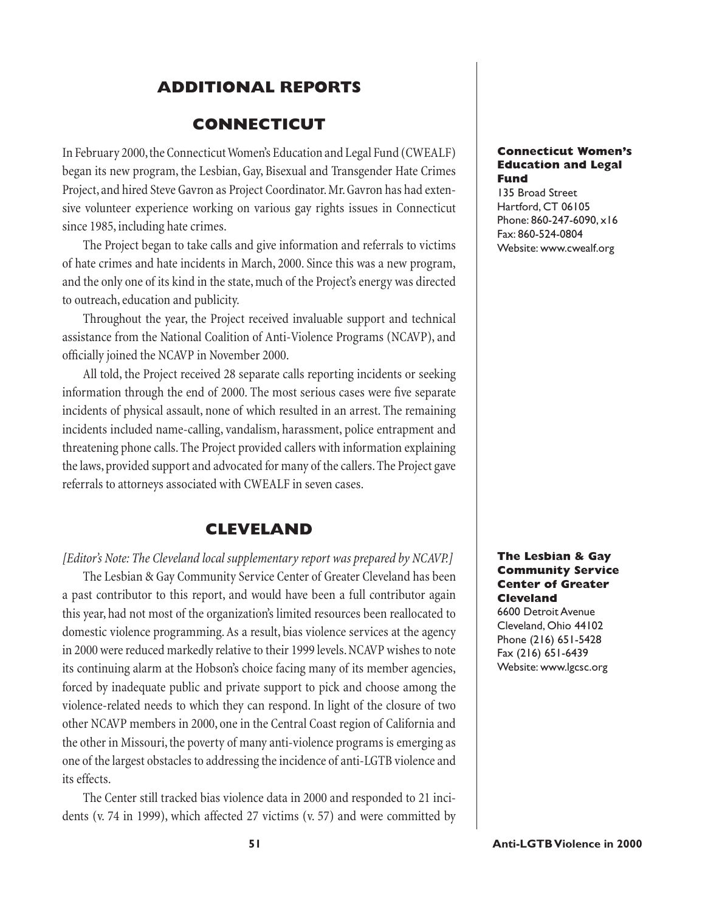## ADDITIONAL REPORTS

### CONNECTICUT

In February 2000, the Connecticut Women's Education and Legal Fund (CWEALF) began its new program, the Lesbian, Gay, Bisexual and Transgender Hate Crimes Project, and hired Steve Gavron as Project Coordinator. Mr. Gavron has had extensive volunteer experience working on various gay rights issues in Connecticut since 1985, including hate crimes.

The Project began to take calls and give information and referrals to victims of hate crimes and hate incidents in March, 2000. Since this was a new program, and the only one of its kind in the state, much of the Project's energy was directed to outreach, education and publicity.

Throughout the year, the Project received invaluable support and technical assistance from the National Coalition of Anti-Violence Programs (NCAVP), and officially joined the NCAVP in November 2000.

All told, the Project received 28 separate calls reporting incidents or seeking information through the end of 2000. The most serious cases were five separate incidents of physical assault, none of which resulted in an arrest. The remaining incidents included name-calling, vandalism, harassment, police entrapment and threatening phone calls. The Project provided callers with information explaining the laws, provided support and advocated for many of the callers. The Project gave referrals to attorneys associated with CWEALF in seven cases.

**Connecticut Women's Education and Legal Fund**
135 Broad Street
Hartford, CT 06105
Phone: 860-247-6090, x16
Fax: 860-524-0804
Website: www.cwealf.org

### CLEVELAND

*[Editor's Note: The Cleveland local supplementary report was prepared by NCAVP.]*

The Lesbian & Gay Community Service Center of Greater Cleveland has been a past contributor to this report, and would have been a full contributor again this year, had not most of the organization's limited resources been reallocated to domestic violence programming. As a result, bias violence services at the agency in 2000 were reduced markedly relative to their 1999 levels. NCAVP wishes to note its continuing alarm at the Hobson's choice facing many of its member agencies, forced by inadequate public and private support to pick and choose among the violence-related needs to which they can respond. In light of the closure of two other NCAVP members in 2000, one in the Central Coast region of California and the other in Missouri, the poverty of many anti-violence programs is emerging as one of the largest obstacles to addressing the incidence of anti-LGTB violence and its effects.

The Center still tracked bias violence data in 2000 and responded to 21 incidents (v. 74 in 1999), which affected 27 victims (v. 57) and were committed by

**The Lesbian & Gay Community Service Center of Greater Cleveland**
6600 Detroit Avenue
Cleveland, Ohio 44102
Phone (216) 651-5428
Fax (216) 651-6439
Website: www.lgcsc.org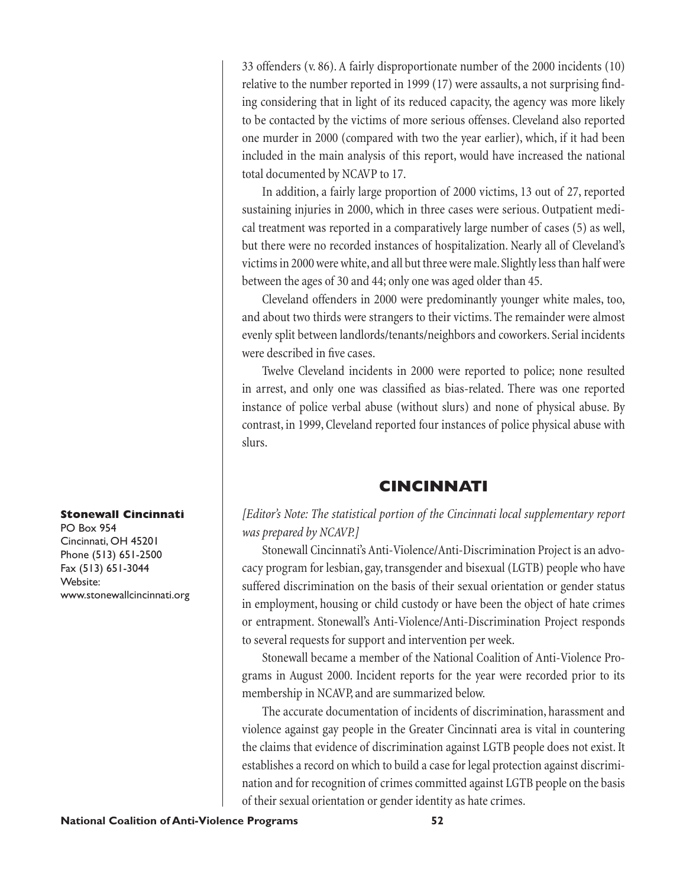33 offenders (v. 86). A fairly disproportionate number of the 2000 incidents (10) relative to the number reported in 1999 (17) were assaults, a not surprising finding considering that in light of its reduced capacity, the agency was more likely to be contacted by the victims of more serious offenses. Cleveland also reported one murder in 2000 (compared with two the year earlier), which, if it had been included in the main analysis of this report, would have increased the national total documented by NCAVP to 17.

In addition, a fairly large proportion of 2000 victims, 13 out of 27, reported sustaining injuries in 2000, which in three cases were serious. Outpatient medical treatment was reported in a comparatively large number of cases (5) as well, but there were no recorded instances of hospitalization. Nearly all of Cleveland's victims in 2000 were white, and all but three were male. Slightly less than half were between the ages of 30 and 44; only one was aged older than 45.

Cleveland offenders in 2000 were predominantly younger white males, too, and about two thirds were strangers to their victims. The remainder were almost evenly split between landlords/tenants/neighbors and coworkers. Serial incidents were described in five cases.

Twelve Cleveland incidents in 2000 were reported to police; none resulted in arrest, and only one was classified as bias-related. There was one reported instance of police verbal abuse (without slurs) and none of physical abuse. By contrast, in 1999, Cleveland reported four instances of police physical abuse with slurs.

## CINCINNATI

**Stonewall Cincinnati**
PO Box 954
Cincinnati, OH 45201
Phone (513) 651-2500
Fax (513) 651-3044
Website:
www.stonewallcincinnati.org

*[Editor's Note: The statistical portion of the Cincinnati local supplementary report was prepared by NCAVP.]*

Stonewall Cincinnati's Anti-Violence/Anti-Discrimination Project is an advocacy program for lesbian, gay, transgender and bisexual (LGTB) people who have suffered discrimination on the basis of their sexual orientation or gender status in employment, housing or child custody or have been the object of hate crimes or entrapment. Stonewall's Anti-Violence/Anti-Discrimination Project responds to several requests for support and intervention per week.

Stonewall became a member of the National Coalition of Anti-Violence Programs in August 2000. Incident reports for the year were recorded prior to its membership in NCAVP, and are summarized below.

The accurate documentation of incidents of discrimination, harassment and violence against gay people in the Greater Cincinnati area is vital in countering the claims that evidence of discrimination against LGTB people does not exist. It establishes a record on which to build a case for legal protection against discrimination and for recognition of crimes committed against LGTB people on the basis of their sexual orientation or gender identity as hate crimes.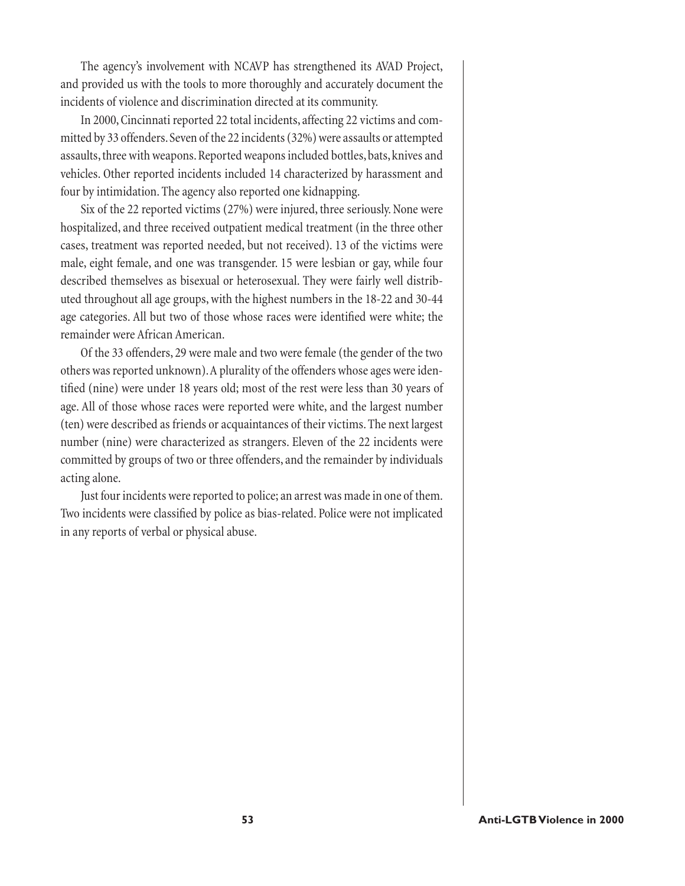The agency's involvement with NCAVP has strengthened its AVAD Project, and provided us with the tools to more thoroughly and accurately document the incidents of violence and discrimination directed at its community.

In 2000, Cincinnati reported 22 total incidents, affecting 22 victims and committed by 33 offenders. Seven of the 22 incidents (32%) were assaults or attempted assaults, three with weapons. Reported weapons included bottles, bats, knives and vehicles. Other reported incidents included 14 characterized by harassment and four by intimidation. The agency also reported one kidnapping.

Six of the 22 reported victims (27%) were injured, three seriously. None were hospitalized, and three received outpatient medical treatment (in the three other cases, treatment was reported needed, but not received). 13 of the victims were male, eight female, and one was transgender. 15 were lesbian or gay, while four described themselves as bisexual or heterosexual. They were fairly well distributed throughout all age groups, with the highest numbers in the 18-22 and 30-44 age categories. All but two of those whose races were identified were white; the remainder were African American.

Of the 33 offenders, 29 were male and two were female (the gender of the two others was reported unknown). A plurality of the offenders whose ages were identified (nine) were under 18 years old; most of the rest were less than 30 years of age. All of those whose races were reported were white, and the largest number (ten) were described as friends or acquaintances of their victims. The next largest number (nine) were characterized as strangers. Eleven of the 22 incidents were committed by groups of two or three offenders, and the remainder by individuals acting alone.

Just four incidents were reported to police; an arrest was made in one of them. Two incidents were classified by police as bias-related. Police were not implicated in any reports of verbal or physical abuse.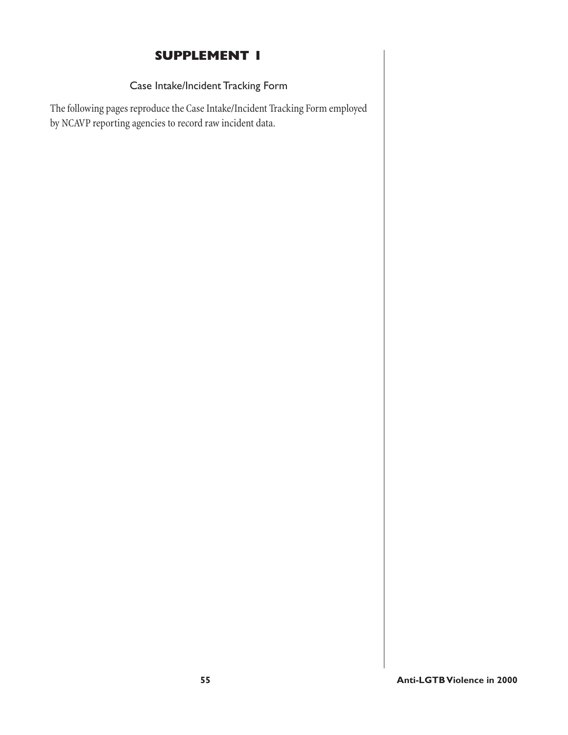# SUPPLEMENT 1

## Case Intake/Incident Tracking Form

The following pages reproduce the Case Intake/Incident Tracking Form employed by NCAVP reporting agencies to record raw incident data.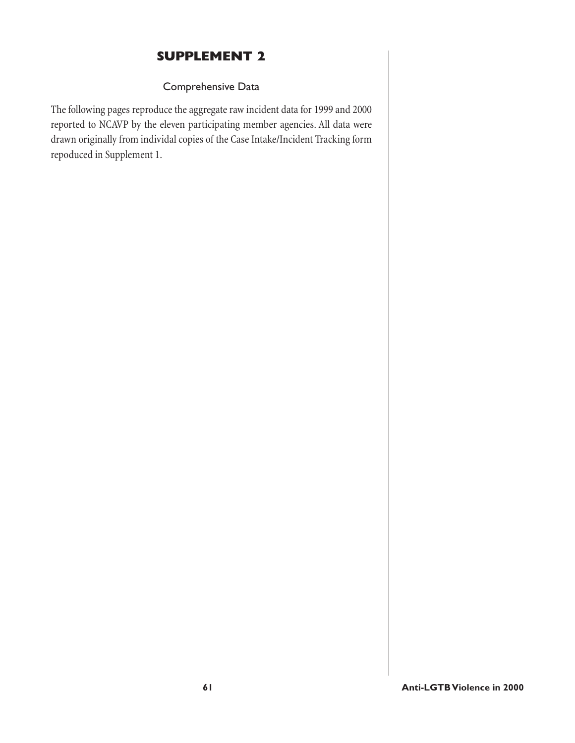# SUPPLEMENT 2

## Comprehensive Data

The following pages reproduce the aggregate raw incident data for 1999 and 2000 reported to NCAVP by the eleven participating member agencies. All data were drawn originally from individal copies of the Case Intake/Incident Tracking form repoduced in Supplement 1.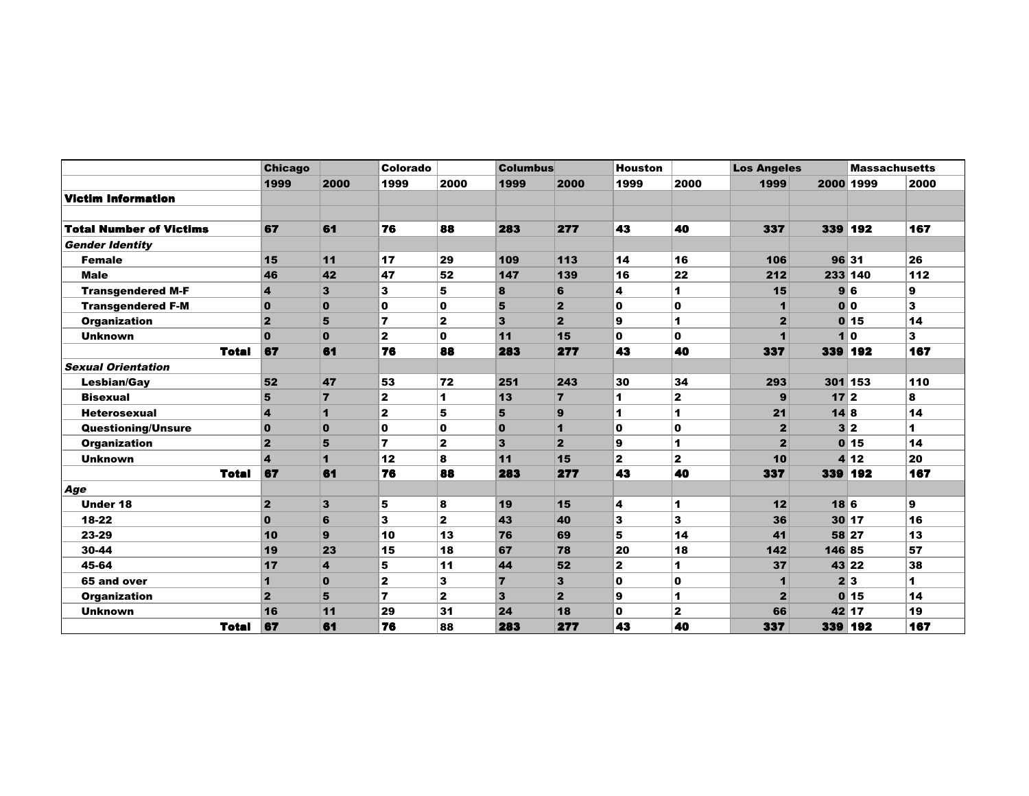| | Chicago | | Colorado | | Columbus | | Houston | | Los Angeles | | Massachusetts | |
|---|---|---|---|---|---|---|---|---|---|---|---|---|
| | 1999 | 2000 | 1999 | 2000 | 1999 | 2000 | 1999 | 2000 | 1999 | 2000 | 1999 | 2000 |
| **Victim Information** | | | | | | | | | | | | |
| | | | | | | | | | | | | |
| **Total Number of Victims** | 67 | 61 | 76 | 88 | 283 | 277 | 43 | 40 | 337 | 339 | 192 | 167 |
| ***Gender Identity*** | | | | | | | | | | | | |
| Female | 15 | 11 | 17 | 29 | 109 | 113 | 14 | 16 | 106 | 96 | 31 | 26 |
| Male | 46 | 42 | 47 | 52 | 147 | 139 | 16 | 22 | 212 | 233 | 140 | 112 |
| Transgendered M-F | 4 | 3 | 3 | 5 | 8 | 6 | 4 | 1 | 15 | 9 | 6 | 9 |
| Transgendered F-M | 0 | 0 | 0 | 0 | 5 | 2 | 0 | 0 | 1 | 0 | 0 | 3 |
| Organization | 2 | 5 | 7 | 2 | 3 | 2 | 9 | 1 | 2 | 0 | 15 | 14 |
| Unknown | 0 | 0 | 2 | 0 | 11 | 15 | 0 | 0 | 1 | 1 | 0 | 3 |
| **Total** | 67 | 61 | 76 | 88 | 283 | 277 | 43 | 40 | 337 | 339 | 192 | 167 |
| ***Sexual Orientation*** | | | | | | | | | | | | |
| Lesbian/Gay | 52 | 47 | 53 | 72 | 251 | 243 | 30 | 34 | 293 | 301 | 153 | 110 |
| Bisexual | 5 | 7 | 2 | 1 | 13 | 7 | 1 | 2 | 9 | 17 | 2 | 8 |
| Heterosexual | 4 | 1 | 2 | 5 | 5 | 9 | 1 | 1 | 21 | 14 | 8 | 14 |
| Questioning/Unsure | 0 | 0 | 0 | 0 | 0 | 1 | 0 | 0 | 2 | 3 | 2 | 1 |
| Organization | 2 | 5 | 7 | 2 | 3 | 2 | 9 | 1 | 2 | 0 | 15 | 14 |
| Unknown | 4 | 1 | 12 | 8 | 11 | 15 | 2 | 2 | 10 | 4 | 12 | 20 |
| **Total** | 67 | 61 | 76 | 88 | 283 | 277 | 43 | 40 | 337 | 339 | 192 | 167 |
| ***Age*** | | | | | | | | | | | | |
| Under 18 | 2 | 3 | 5 | 8 | 19 | 15 | 4 | 1 | 12 | 18 | 6 | 9 |
| 18-22 | 0 | 6 | 3 | 2 | 43 | 40 | 3 | 3 | 36 | 30 | 17 | 16 |
| 23-29 | 10 | 9 | 10 | 13 | 76 | 69 | 5 | 14 | 41 | 58 | 27 | 13 |
| 30-44 | 19 | 23 | 15 | 18 | 67 | 78 | 20 | 18 | 142 | 146 | 85 | 57 |
| 45-64 | 17 | 4 | 5 | 11 | 44 | 52 | 2 | 1 | 37 | 43 | 22 | 38 |
| 65 and over | 1 | 0 | 2 | 3 | 7 | 3 | 0 | 0 | 1 | 2 | 3 | 1 |
| Organization | 2 | 5 | 7 | 2 | 3 | 2 | 9 | 1 | 2 | 0 | 15 | 14 |
| Unknown | 16 | 11 | 29 | 31 | 24 | 18 | 0 | 2 | 66 | 42 | 17 | 19 |
| **Total** | 67 | 61 | 76 | 88 | 283 | 277 | 43 | 40 | 337 | 339 | 192 | 167 |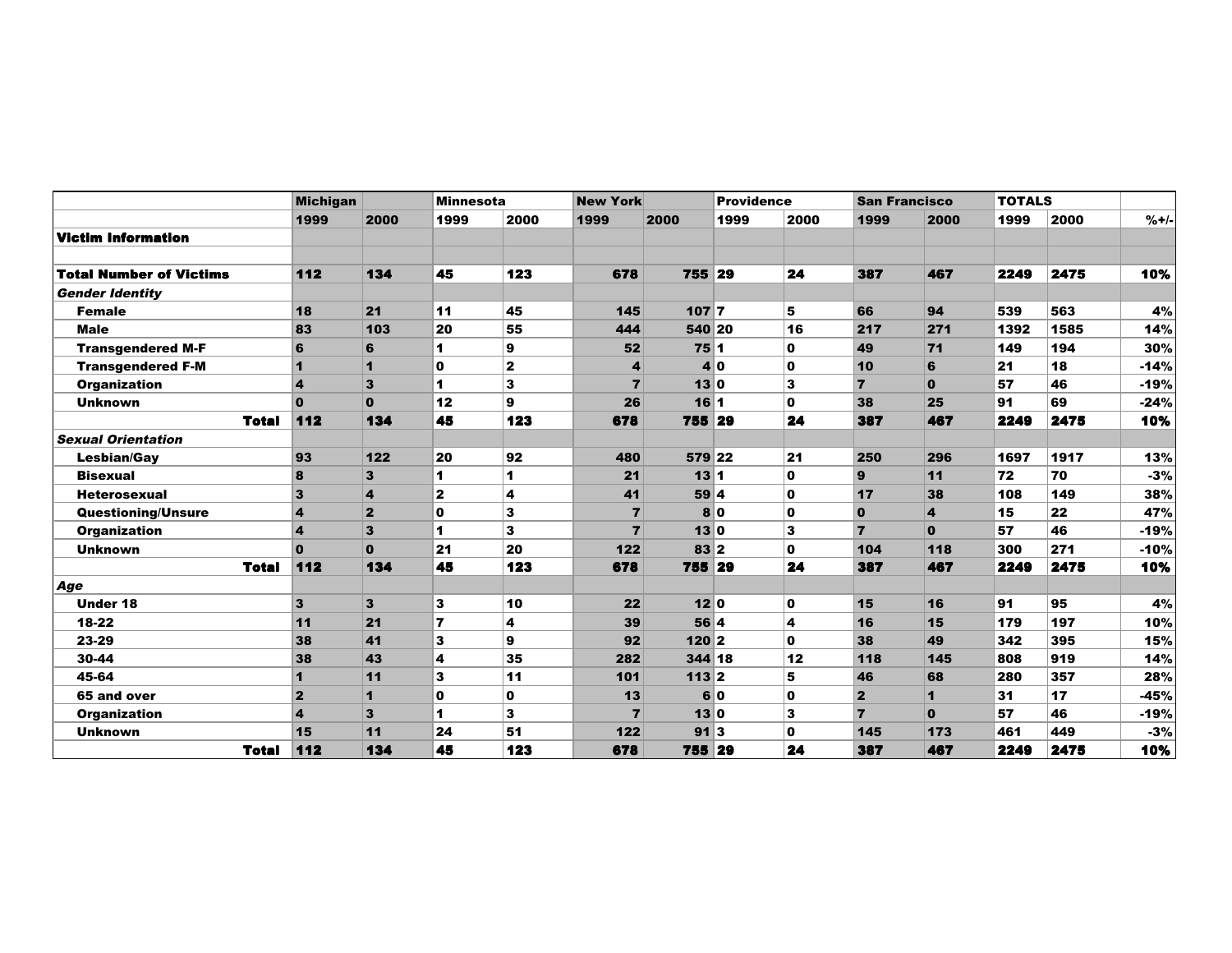| | Michigan | | Minnesota | | New York | | Providence | | San Francisco | | TOTALS | | |
|---|---|---|---|---|---|---|---|---|---|---|---|---|---|
| | 1999 | 2000 | 1999 | 2000 | 1999 | 2000 | 1999 | 2000 | 1999 | 2000 | 1999 | 2000 | %+/- |
| **Victim Information** | | | | | | | | | | | | | |
| **Total Number of Victims** | 112 | 134 | 45 | 123 | 678 | 755 | 29 | 24 | 387 | 467 | 2249 | 2475 | 10% |
| ***Gender Identity*** | | | | | | | | | | | | | |
| Female | 18 | 21 | 11 | 45 | 145 | 107 | 7 | 5 | 66 | 94 | 539 | 563 | 4% |
| Male | 83 | 103 | 20 | 55 | 444 | 540 | 20 | 16 | 217 | 271 | 1392 | 1585 | 14% |
| Transgendered M-F | 6 | 6 | 1 | 9 | 52 | 75 | 1 | 0 | 49 | 71 | 149 | 194 | 30% |
| Transgendered F-M | 1 | 1 | 0 | 2 | 4 | 4 | 0 | 0 | 10 | 6 | 21 | 18 | -14% |
| Organization | 4 | 3 | 1 | 3 | 7 | 13 | 0 | 3 | 7 | 0 | 57 | 46 | -19% |
| Unknown | 0 | 0 | 12 | 9 | 26 | 16 | 1 | 0 | 38 | 25 | 91 | 69 | -24% |
| **Total** | 112 | 134 | 45 | 123 | 678 | 755 | 29 | 24 | 387 | 467 | 2249 | 2475 | 10% |
| ***Sexual Orientation*** | | | | | | | | | | | | | |
| Lesbian/Gay | 93 | 122 | 20 | 92 | 480 | 579 | 22 | 21 | 250 | 296 | 1697 | 1917 | 13% |
| Bisexual | 8 | 3 | 1 | 1 | 21 | 13 | 1 | 0 | 9 | 11 | 72 | 70 | -3% |
| Heterosexual | 3 | 4 | 2 | 4 | 41 | 59 | 4 | 0 | 17 | 38 | 108 | 149 | 38% |
| Questioning/Unsure | 4 | 2 | 0 | 3 | 7 | 8 | 0 | 0 | 0 | 4 | 15 | 22 | 47% |
| Organization | 4 | 3 | 1 | 3 | 7 | 13 | 0 | 3 | 7 | 0 | 57 | 46 | -19% |
| Unknown | 0 | 0 | 21 | 20 | 122 | 83 | 2 | 0 | 104 | 118 | 300 | 271 | -10% |
| **Total** | 112 | 134 | 45 | 123 | 678 | 755 | 29 | 24 | 387 | 467 | 2249 | 2475 | 10% |
| ***Age*** | | | | | | | | | | | | | |
| Under 18 | 3 | 3 | 3 | 10 | 22 | 12 | 0 | 0 | 15 | 16 | 91 | 95 | 4% |
| 18-22 | 11 | 21 | 7 | 4 | 39 | 56 | 4 | 4 | 16 | 15 | 179 | 197 | 10% |
| 23-29 | 38 | 41 | 3 | 9 | 92 | 120 | 2 | 0 | 38 | 49 | 342 | 395 | 15% |
| 30-44 | 38 | 43 | 4 | 35 | 282 | 344 | 18 | 12 | 118 | 145 | 808 | 919 | 14% |
| 45-64 | 1 | 11 | 3 | 11 | 101 | 113 | 2 | 5 | 46 | 68 | 280 | 357 | 28% |
| 65 and over | 2 | 1 | 0 | 0 | 13 | 6 | 0 | 0 | 2 | 1 | 31 | 17 | -45% |
| Organization | 4 | 3 | 1 | 3 | 7 | 13 | 0 | 3 | 7 | 0 | 57 | 46 | -19% |
| Unknown | 15 | 11 | 24 | 51 | 122 | 91 | 3 | 0 | 145 | 173 | 461 | 449 | -3% |
| **Total** | 112 | 134 | 45 | 123 | 678 | 755 | 29 | 24 | 387 | 467 | 2249 | 2475 | 10% |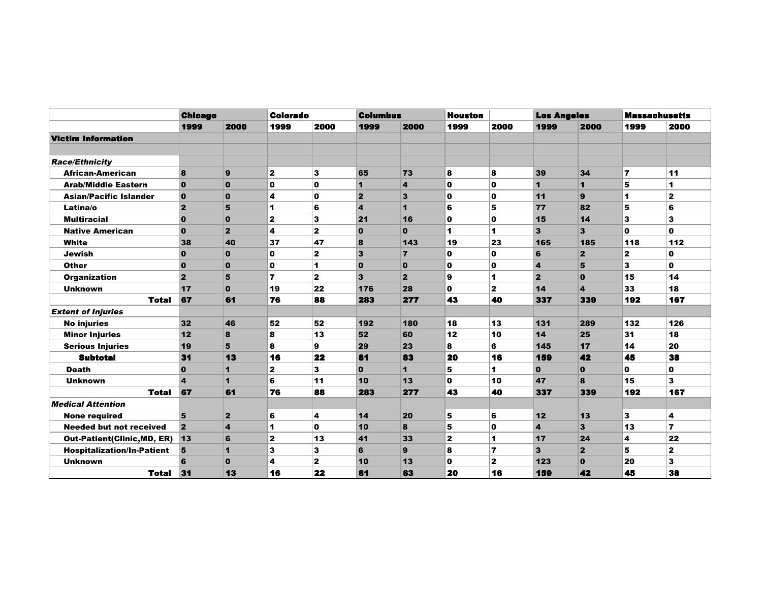| | Chicago | | Colorado | | Columbus | | Houston | | Los Angeles | | Massachusetts | |
|---|---|---|---|---|---|---|---|---|---|---|---|---|
| | 1999 | 2000 | 1999 | 2000 | 1999 | 2000 | 1999 | 2000 | 1999 | 2000 | 1999 | 2000 |
| **Victim Information** | | | | | | | | | | | | |
| | | | | | | | | | | | | |
| ***Race/Ethnicity*** | | | | | | | | | | | | |
| African-American | 8 | 9 | 2 | 3 | 65 | 73 | 8 | 8 | 39 | 34 | 7 | 11 |
| Arab/Middle Eastern | 0 | 0 | 0 | 0 | 1 | 4 | 0 | 0 | 1 | 1 | 5 | 1 |
| Asian/Pacific Islander | 0 | 0 | 4 | 0 | 2 | 3 | 0 | 0 | 11 | 9 | 1 | 2 |
| Latina/o | 2 | 5 | 1 | 6 | 4 | 1 | 6 | 5 | 77 | 82 | 5 | 6 |
| Multiracial | 0 | 0 | 2 | 3 | 21 | 16 | 0 | 0 | 15 | 14 | 3 | 3 |
| Native American | 0 | 2 | 4 | 2 | 0 | 0 | 1 | 1 | 3 | 3 | 0 | 0 |
| White | 38 | 40 | 37 | 47 | 8 | 143 | 19 | 23 | 165 | 185 | 118 | 112 |
| Jewish | 0 | 0 | 0 | 2 | 3 | 7 | 0 | 0 | 6 | 2 | 2 | 0 |
| Other | 0 | 0 | 0 | 1 | 0 | 0 | 0 | 0 | 4 | 5 | 3 | 0 |
| Organization | 2 | 5 | 7 | 2 | 3 | 2 | 9 | 1 | 2 | 0 | 15 | 14 |
| Unknown | 17 | 0 | 19 | 22 | 176 | 28 | 0 | 2 | 14 | 4 | 33 | 18 |
| **Total** | 67 | 61 | 76 | 88 | 283 | 277 | 43 | 40 | 337 | 339 | 192 | 167 |
| ***Extent of Injuries*** | | | | | | | | | | | | |
| No injuries | 32 | 46 | 52 | 52 | 192 | 180 | 18 | 13 | 131 | 289 | 132 | 126 |
| Minor Injuries | 12 | 8 | 8 | 13 | 52 | 60 | 12 | 10 | 14 | 25 | 31 | 18 |
| Serious Injuries | 19 | 5 | 8 | 9 | 29 | 23 | 8 | 6 | 145 | 17 | 14 | 20 |
| **Subtotal** | 31 | 13 | 16 | 22 | 81 | 83 | 20 | 16 | 159 | 42 | 45 | 38 |
| Death | 0 | 1 | 2 | 3 | 0 | 1 | 5 | 1 | 0 | 0 | 0 | 0 |
| Unknown | 4 | 1 | 6 | 11 | 10 | 13 | 0 | 10 | 47 | 8 | 15 | 3 |
| **Total** | 67 | 61 | 76 | 88 | 283 | 277 | 43 | 40 | 337 | 339 | 192 | 167 |
| ***Medical Attention*** | | | | | | | | | | | | |
| None required | 5 | 2 | 6 | 4 | 14 | 20 | 5 | 6 | 12 | 13 | 3 | 4 |
| Needed but not received | 2 | 4 | 1 | 0 | 10 | 8 | 5 | 0 | 4 | 3 | 13 | 7 |
| Out-Patient(Clinic,MD, ER) | 13 | 6 | 2 | 13 | 41 | 33 | 2 | 1 | 17 | 24 | 4 | 22 |
| Hospitalization/In-Patient | 5 | 1 | 3 | 3 | 6 | 9 | 8 | 7 | 3 | 2 | 5 | 2 |
| Unknown | 6 | 0 | 4 | 2 | 10 | 13 | 0 | 2 | 123 | 0 | 20 | 3 |
| **Total** | 31 | 13 | 16 | 22 | 81 | 83 | 20 | 16 | 159 | 42 | 45 | 38 |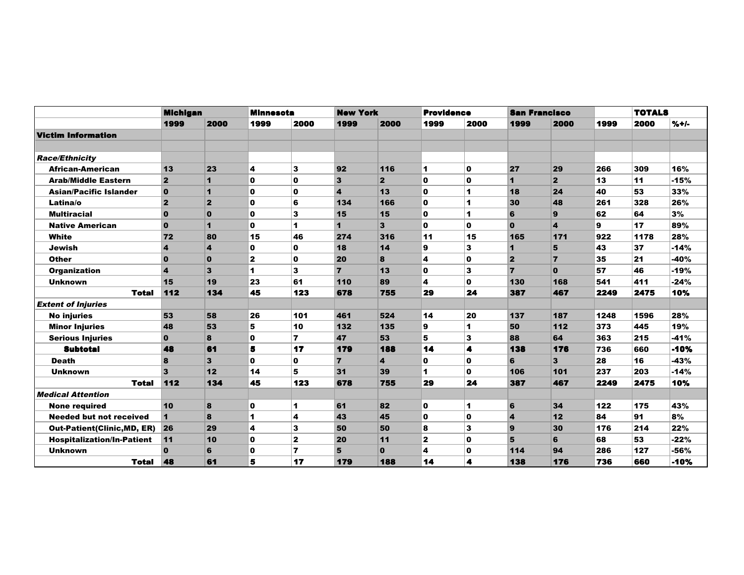| | Michigan | | Minnesota | | New York | | Providence | | San Francisco | | | TOTALS | |
|---|---|---|---|---|---|---|---|---|---|---|---|---|---|
| | 1999 | 2000 | 1999 | 2000 | 1999 | 2000 | 1999 | 2000 | 1999 | 2000 | 1999 | 2000 | %+/- |
| **Victim Information** | | | | | | | | | | | | | |
| | | | | | | | | | | | | | |
| ***Race/Ethnicity*** | | | | | | | | | | | | | |
| African-American | 13 | 23 | 4 | 3 | 92 | 116 | 1 | 0 | 27 | 29 | 266 | 309 | 16% |
| Arab/Middle Eastern | 2 | 1 | 0 | 0 | 3 | 2 | 0 | 0 | 1 | 2 | 13 | 11 | -15% |
| Asian/Pacific Islander | 0 | 1 | 0 | 0 | 4 | 13 | 0 | 1 | 18 | 24 | 40 | 53 | 33% |
| Latina/o | 2 | 2 | 0 | 6 | 134 | 166 | 0 | 1 | 30 | 48 | 261 | 328 | 26% |
| Multiracial | 0 | 0 | 0 | 3 | 15 | 15 | 0 | 1 | 6 | 9 | 62 | 64 | 3% |
| Native American | 0 | 1 | 0 | 1 | 1 | 3 | 0 | 0 | 0 | 4 | 9 | 17 | 89% |
| White | 72 | 80 | 15 | 46 | 274 | 316 | 11 | 15 | 165 | 171 | 922 | 1178 | 28% |
| Jewish | 4 | 4 | 0 | 0 | 18 | 14 | 9 | 3 | 1 | 5 | 43 | 37 | -14% |
| Other | 0 | 0 | 2 | 0 | 20 | 8 | 4 | 0 | 2 | 7 | 35 | 21 | -40% |
| Organization | 4 | 3 | 1 | 3 | 7 | 13 | 0 | 3 | 7 | 0 | 57 | 46 | -19% |
| Unknown | 15 | 19 | 23 | 61 | 110 | 89 | 4 | 0 | 130 | 168 | 541 | 411 | -24% |
| **Total** | **112** | **134** | **45** | **123** | **678** | **755** | **29** | **24** | **387** | **467** | **2249** | **2475** | **10%** |
| ***Extent of Injuries*** | | | | | | | | | | | | | |
| No injuries | 53 | 58 | 26 | 101 | 461 | 524 | 14 | 20 | 137 | 187 | 1248 | 1596 | 28% |
| Minor Injuries | 48 | 53 | 5 | 10 | 132 | 135 | 9 | 1 | 50 | 112 | 373 | 445 | 19% |
| Serious Injuries | 0 | 8 | 0 | 7 | 47 | 53 | 5 | 3 | 88 | 64 | 363 | 215 | -41% |
| **Subtotal** | **48** | **61** | **5** | **17** | **179** | **188** | **14** | **4** | **138** | **176** | **736** | **660** | **-10%** |
| Death | 8 | 3 | 0 | 0 | 7 | 4 | 0 | 0 | 6 | 3 | 28 | 16 | -43% |
| Unknown | 3 | 12 | 14 | 5 | 31 | 39 | 1 | 0 | 106 | 101 | 237 | 203 | -14% |
| **Total** | **112** | **134** | **45** | **123** | **678** | **755** | **29** | **24** | **387** | **467** | **2249** | **2475** | **10%** |
| ***Medical Attention*** | | | | | | | | | | | | | |
| None required | 10 | 8 | 0 | 1 | 61 | 82 | 0 | 1 | 6 | 34 | 122 | 175 | 43% |
| Needed but not received | 1 | 8 | 1 | 4 | 43 | 45 | 0 | 0 | 4 | 12 | 84 | 91 | 8% |
| Out-Patient(Clinic,MD, ER) | 26 | 29 | 4 | 3 | 50 | 50 | 8 | 3 | 9 | 30 | 176 | 214 | 22% |
| Hospitalization/In-Patient | 11 | 10 | 0 | 2 | 20 | 11 | 2 | 0 | 5 | 6 | 68 | 53 | -22% |
| Unknown | 0 | 6 | 0 | 7 | 5 | 0 | 4 | 0 | 114 | 94 | 286 | 127 | -56% |
| **Total** | **48** | **61** | **5** | **17** | **179** | **188** | **14** | **4** | **138** | **176** | **736** | **660** | **-10%** |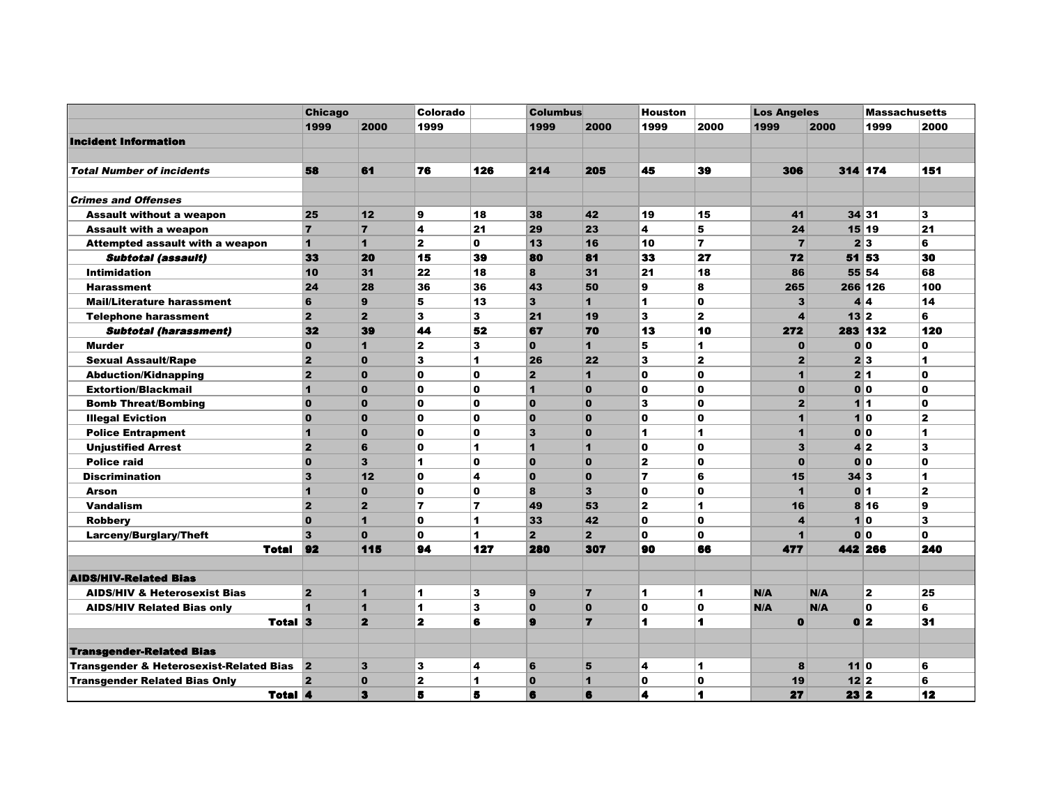| | Chicago | | Colorado | | Columbus | | Houston | | Los Angeles | | Massachusetts | |
|---|---|---|---|---|---|---|---|---|---|---|---|---|
| | 1999 | 2000 | 1999 | | 1999 | 2000 | 1999 | 2000 | 1999 | 2000 | 1999 | 2000 |
| **Incident Information** | | | | | | | | | | | | |
| | | | | | | | | | | | | |
| ***Total Number of incidents*** | 58 | 61 | 76 | 126 | 214 | 205 | 45 | 39 | 306 | 314 | 174 | 151 |
| | | | | | | | | | | | | |
| ***Crimes and Offenses*** | | | | | | | | | | | | |
| Assault without a weapon | 25 | 12 | 9 | 18 | 38 | 42 | 19 | 15 | 41 | 34 | 31 | 3 |
| Assault with a weapon | 7 | 7 | 4 | 21 | 29 | 23 | 4 | 5 | 24 | 15 | 19 | 21 |
| Attempted assault with a weapon | 1 | 1 | 2 | 0 | 13 | 16 | 10 | 7 | 7 | 2 | 3 | 6 |
| ***Subtotal (assault)*** | 33 | 20 | 15 | 39 | 80 | 81 | 33 | 27 | 72 | 51 | 53 | 30 |
| Intimidation | 10 | 31 | 22 | 18 | 8 | 31 | 21 | 18 | 86 | 55 | 54 | 68 |
| Harassment | 24 | 28 | 36 | 36 | 43 | 50 | 9 | 8 | 265 | 266 | 126 | 100 |
| Mail/Literature harassment | 6 | 9 | 5 | 13 | 3 | 1 | 1 | 0 | 3 | 4 | 4 | 14 |
| Telephone harassment | 2 | 2 | 3 | 3 | 21 | 19 | 3 | 2 | 4 | 13 | 2 | 6 |
| ***Subtotal (harassment)*** | 32 | 39 | 44 | 52 | 67 | 70 | 13 | 10 | 272 | 283 | 132 | 120 |
| Murder | 0 | 1 | 2 | 3 | 0 | 1 | 5 | 1 | 0 | 0 | 0 | 0 |
| Sexual Assault/Rape | 2 | 0 | 3 | 1 | 26 | 22 | 3 | 2 | 2 | 2 | 3 | 1 |
| Abduction/Kidnapping | 2 | 0 | 0 | 0 | 2 | 1 | 0 | 0 | 1 | 2 | 1 | 0 |
| Extortion/Blackmail | 1 | 0 | 0 | 0 | 1 | 0 | 0 | 0 | 0 | 0 | 0 | 0 |
| Bomb Threat/Bombing | 0 | 0 | 0 | 0 | 0 | 0 | 3 | 0 | 2 | 1 | 1 | 0 |
| Illegal Eviction | 0 | 0 | 0 | 0 | 0 | 0 | 0 | 0 | 1 | 1 | 0 | 2 |
| Police Entrapment | 1 | 0 | 0 | 0 | 3 | 0 | 1 | 1 | 1 | 0 | 0 | 1 |
| Unjustified Arrest | 2 | 6 | 0 | 1 | 1 | 1 | 0 | 0 | 3 | 4 | 2 | 3 |
| Police raid | 0 | 3 | 1 | 0 | 0 | 0 | 2 | 0 | 0 | 0 | 0 | 0 |
| Discrimination | 3 | 12 | 0 | 4 | 0 | 0 | 7 | 6 | 15 | 34 | 3 | 1 |
| Arson | 1 | 0 | 0 | 0 | 8 | 3 | 0 | 0 | 1 | 0 | 1 | 2 |
| Vandalism | 2 | 2 | 7 | 7 | 49 | 53 | 2 | 1 | 16 | 8 | 16 | 9 |
| Robbery | 0 | 1 | 0 | 1 | 33 | 42 | 0 | 0 | 4 | 1 | 0 | 3 |
| Larceny/Burglary/Theft | 3 | 0 | 0 | 1 | 2 | 2 | 0 | 0 | 1 | 0 | 0 | 0 |
| **Total** | 92 | 115 | 94 | 127 | 280 | 307 | 90 | 66 | 477 | 442 | 266 | 240 |
| | | | | | | | | | | | | |
| **AIDS/HIV-Related Bias** | | | | | | | | | | | | |
| AIDS/HIV & Heterosexist Bias | 2 | 1 | 1 | 3 | 9 | 7 | 1 | 1 | N/A | N/A | 2 | 25 |
| AIDS/HIV Related Bias only | 1 | 1 | 1 | 3 | 0 | 0 | 0 | 0 | N/A | N/A | 0 | 6 |
| **Total** | 3 | 2 | 2 | 6 | 9 | 7 | 1 | 1 | 0 | 0 | 2 | 31 |
| | | | | | | | | | | | | |
| **Transgender-Related Bias** | | | | | | | | | | | | |
| Transgender & Heterosexist-Related Bias | 2 | 3 | 3 | 4 | 6 | 5 | 4 | 1 | 8 | 11 | 0 | 6 |
| Transgender Related Bias Only | 2 | 0 | 2 | 1 | 0 | 1 | 0 | 0 | 19 | 12 | 2 | 6 |
| **Total** | 4 | 3 | 5 | 5 | 6 | 6 | 4 | 1 | 27 | 23 | 2 | 12 |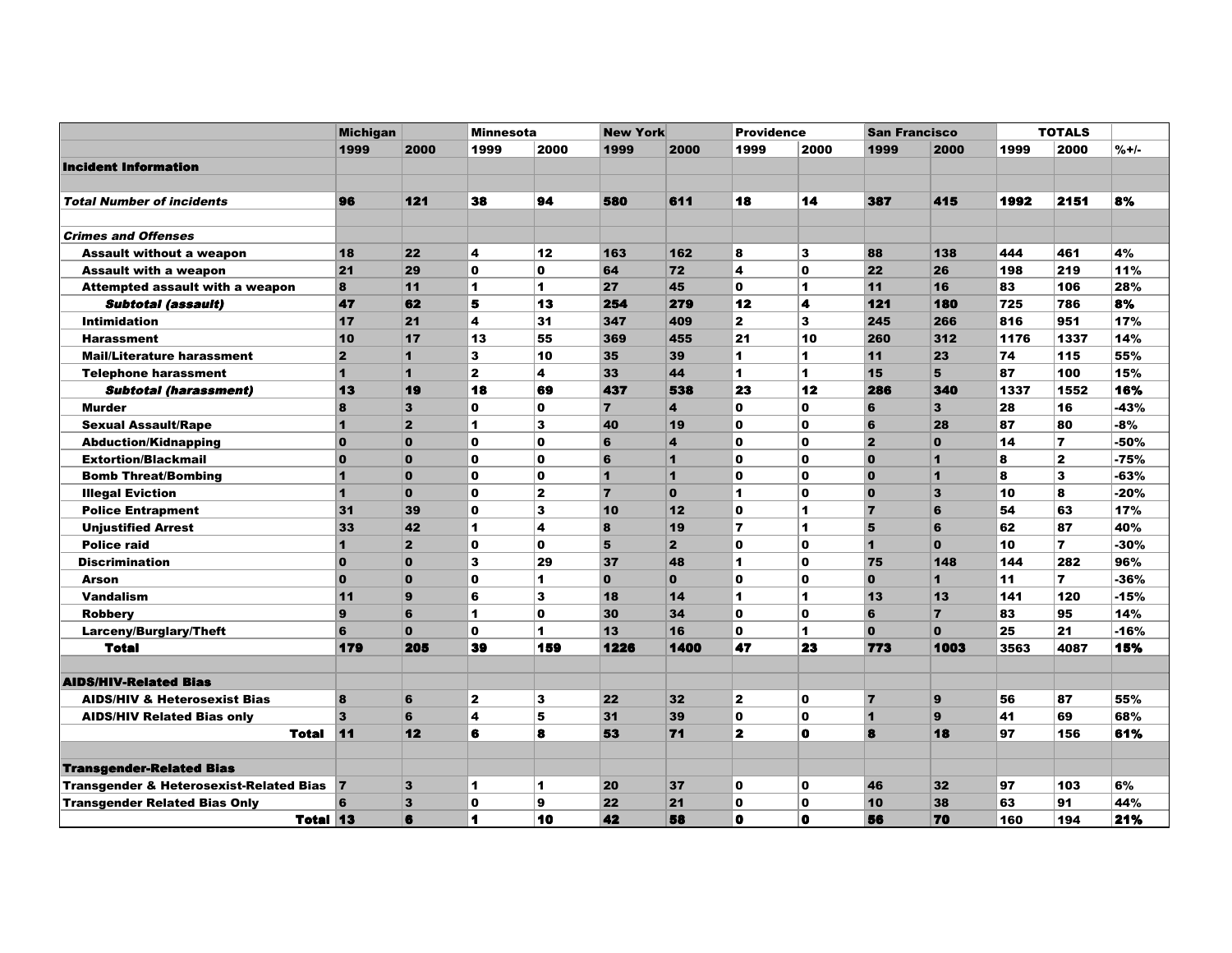| | Michigan | | Minnesota | | New York | | Providence | | San Francisco | | TOTALS | | |
|---|---|---|---|---|---|---|---|---|---|---|---|---|---|
| | 1999 | 2000 | 1999 | 2000 | 1999 | 2000 | 1999 | 2000 | 1999 | 2000 | 1999 | 2000 | %+/- |
| **Incident Information** | | | | | | | | | | | | | |
| | | | | | | | | | | | | | |
| ***Total Number of incidents*** | **96** | **121** | **38** | **94** | **580** | **611** | **18** | **14** | **387** | **415** | **1992** | **2151** | **8%** |
| | | | | | | | | | | | | | |
| ***Crimes and Offenses*** | | | | | | | | | | | | | |
| **Assault without a weapon** | 18 | 22 | 4 | 12 | 163 | 162 | 8 | 3 | 88 | 138 | 444 | 461 | 4% |
| **Assault with a weapon** | 21 | 29 | 0 | 0 | 64 | 72 | 4 | 0 | 22 | 26 | 198 | 219 | 11% |
| **Attempted assault with a weapon** | 8 | 11 | 1 | 1 | 27 | 45 | 0 | 1 | 11 | 16 | 83 | 106 | 28% |
| ***Subtotal (assault)*** | **47** | **62** | **5** | **13** | **254** | **279** | **12** | **4** | **121** | **180** | **725** | **786** | **8%** |
| **Intimidation** | 17 | 21 | 4 | 31 | 347 | 409 | 2 | 3 | 245 | 266 | 816 | 951 | 17% |
| **Harassment** | 10 | 17 | 13 | 55 | 369 | 455 | 21 | 10 | 260 | 312 | 1176 | 1337 | 14% |
| **Mail/Literature harassment** | 2 | 1 | 3 | 10 | 35 | 39 | 1 | 1 | 11 | 23 | 74 | 115 | 55% |
| **Telephone harassment** | 1 | 1 | 2 | 4 | 33 | 44 | 1 | 1 | 15 | 5 | 87 | 100 | 15% |
| ***Subtotal (harassment)*** | **13** | **19** | **18** | **69** | **437** | **538** | **23** | **12** | **286** | **340** | **1337** | **1552** | **16%** |
| **Murder** | 8 | 3 | 0 | 0 | 7 | 4 | 0 | 0 | 6 | 3 | 28 | 16 | -43% |
| **Sexual Assault/Rape** | 1 | 2 | 1 | 3 | 40 | 19 | 0 | 0 | 6 | 28 | 87 | 80 | -8% |
| **Abduction/Kidnapping** | 0 | 0 | 0 | 0 | 6 | 4 | 0 | 0 | 2 | 0 | 14 | 7 | -50% |
| **Extortion/Blackmail** | 0 | 0 | 0 | 0 | 6 | 1 | 0 | 0 | 0 | 1 | 8 | 2 | -75% |
| **Bomb Threat/Bombing** | 1 | 0 | 0 | 0 | 1 | 1 | 0 | 0 | 0 | 1 | 8 | 3 | -63% |
| **Illegal Eviction** | 1 | 0 | 0 | 2 | 7 | 0 | 1 | 0 | 0 | 3 | 10 | 8 | -20% |
| **Police Entrapment** | 31 | 39 | 0 | 3 | 10 | 12 | 0 | 1 | 7 | 6 | 54 | 63 | 17% |
| **Unjustified Arrest** | 33 | 42 | 1 | 4 | 8 | 19 | 7 | 1 | 5 | 6 | 62 | 87 | 40% |
| **Police raid** | 1 | 2 | 0 | 0 | 5 | 2 | 0 | 0 | 1 | 0 | 10 | 7 | -30% |
| **Discrimination** | 0 | 0 | 3 | 29 | 37 | 48 | 1 | 0 | 75 | 148 | 144 | 282 | 96% |
| **Arson** | 0 | 0 | 0 | 1 | 0 | 0 | 0 | 0 | 0 | 1 | 11 | 7 | -36% |
| **Vandalism** | 11 | 9 | 6 | 3 | 18 | 14 | 1 | 1 | 13 | 13 | 141 | 120 | -15% |
| **Robbery** | 9 | 6 | 1 | 0 | 30 | 34 | 0 | 0 | 6 | 7 | 83 | 95 | 14% |
| **Larceny/Burglary/Theft** | 6 | 0 | 0 | 1 | 13 | 16 | 0 | 1 | 0 | 0 | 25 | 21 | -16% |
| **Total** | **179** | **205** | **39** | **159** | **1226** | **1400** | **47** | **23** | **773** | **1003** | 3563 | 4087 | **15%** |
| | | | | | | | | | | | | | |
| **AIDS/HIV-Related Bias** | | | | | | | | | | | | | |
| **AIDS/HIV & Heterosexist Bias** | 8 | 6 | 2 | 3 | 22 | 32 | 2 | 0 | 7 | 9 | 56 | 87 | 55% |
| **AIDS/HIV Related Bias only** | 3 | 6 | 4 | 5 | 31 | 39 | 0 | 0 | 1 | 9 | 41 | 69 | 68% |
| **Total** | **11** | **12** | **6** | **8** | **53** | **71** | **2** | **0** | **8** | **18** | 97 | 156 | **61%** |
| | | | | | | | | | | | | | |
| **Transgender-Related Bias** | | | | | | | | | | | | | |
| **Transgender & Heterosexist-Related Bias** | 7 | 3 | 1 | 1 | 20 | 37 | 0 | 0 | 46 | 32 | 97 | 103 | 6% |
| **Transgender Related Bias Only** | 6 | 3 | 0 | 9 | 22 | 21 | 0 | 0 | 10 | 38 | 63 | 91 | 44% |
| **Total** | **13** | **6** | **1** | **10** | **42** | **58** | **0** | **0** | **56** | **70** | 160 | 194 | **21%** |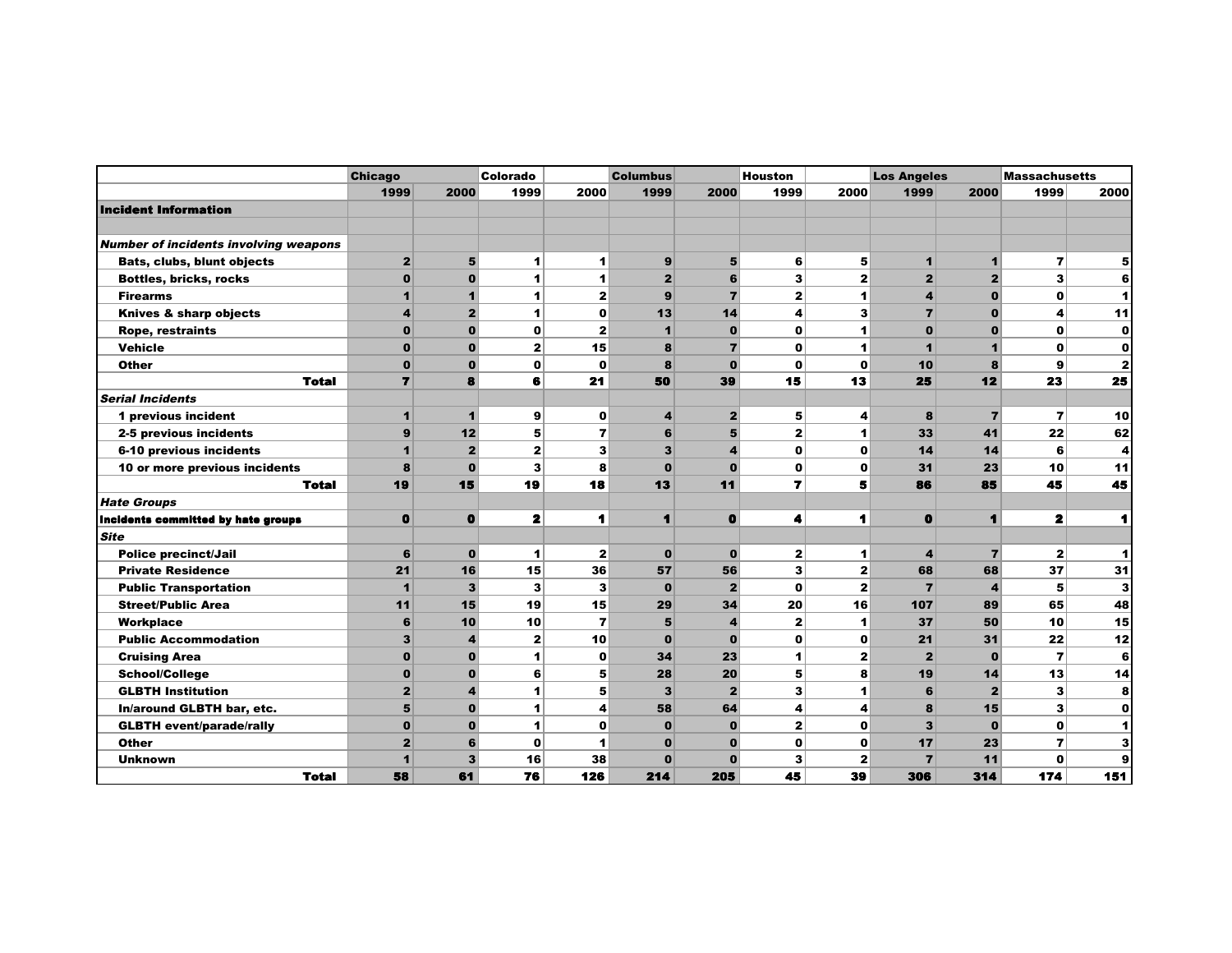| | Chicago | | Colorado | | Columbus | | Houston | | Los Angeles | | Massachusetts | |
|---|---|---|---|---|---|---|---|---|---|---|---|---|
| | 1999 | 2000 | 1999 | 2000 | 1999 | 2000 | 1999 | 2000 | 1999 | 2000 | 1999 | 2000 |
| **Incident Information** | | | | | | | | | | | | |
| | | | | | | | | | | | | |
| ***Number of incidents involving weapons*** | | | | | | | | | | | | |
| Bats, clubs, blunt objects | 2 | 5 | 1 | 1 | 9 | 5 | 6 | 5 | 1 | 1 | 7 | 5 |
| Bottles, bricks, rocks | 0 | 0 | 1 | 1 | 2 | 6 | 3 | 2 | 2 | 2 | 3 | 6 |
| Firearms | 1 | 1 | 1 | 2 | 9 | 7 | 2 | 1 | 4 | 0 | 0 | 1 |
| Knives & sharp objects | 4 | 2 | 1 | 0 | 13 | 14 | 4 | 3 | 7 | 0 | 4 | 11 |
| Rope, restraints | 0 | 0 | 0 | 2 | 1 | 0 | 0 | 1 | 0 | 0 | 0 | 0 |
| Vehicle | 0 | 0 | 2 | 15 | 8 | 7 | 0 | 1 | 1 | 1 | 0 | 0 |
| Other | 0 | 0 | 0 | 0 | 8 | 0 | 0 | 0 | 10 | 8 | 9 | 2 |
| **Total** | 7 | 8 | 6 | 21 | 50 | 39 | 15 | 13 | 25 | 12 | 23 | 25 |
| ***Serial Incidents*** | | | | | | | | | | | | |
| 1 previous incident | 1 | 1 | 9 | 0 | 4 | 2 | 5 | 4 | 8 | 7 | 7 | 10 |
| 2-5 previous incidents | 9 | 12 | 5 | 7 | 6 | 5 | 2 | 1 | 33 | 41 | 22 | 62 |
| 6-10 previous incidents | 1 | 2 | 2 | 3 | 3 | 4 | 0 | 0 | 14 | 14 | 6 | 4 |
| 10 or more previous incidents | 8 | 0 | 3 | 8 | 0 | 0 | 0 | 0 | 31 | 23 | 10 | 11 |
| **Total** | 19 | 15 | 19 | 18 | 13 | 11 | 7 | 5 | 86 | 85 | 45 | 45 |
| ***Hate Groups*** | | | | | | | | | | | | |
| Incidents committed by hate groups | 0 | 0 | 2 | 1 | 1 | 0 | 4 | 1 | 0 | 1 | 2 | 1 |
| ***Site*** | | | | | | | | | | | | |
| Police precinct/Jail | 6 | 0 | 1 | 2 | 0 | 0 | 2 | 1 | 4 | 7 | 2 | 1 |
| Private Residence | 21 | 16 | 15 | 36 | 57 | 56 | 3 | 2 | 68 | 68 | 37 | 31 |
| Public Transportation | 1 | 3 | 3 | 3 | 0 | 2 | 0 | 2 | 7 | 4 | 5 | 3 |
| Street/Public Area | 11 | 15 | 19 | 15 | 29 | 34 | 20 | 16 | 107 | 89 | 65 | 48 |
| Workplace | 6 | 10 | 10 | 7 | 5 | 4 | 2 | 1 | 37 | 50 | 10 | 15 |
| Public Accommodation | 3 | 4 | 2 | 10 | 0 | 0 | 0 | 0 | 21 | 31 | 22 | 12 |
| Cruising Area | 0 | 0 | 1 | 0 | 34 | 23 | 1 | 2 | 2 | 0 | 7 | 6 |
| School/College | 0 | 0 | 6 | 5 | 28 | 20 | 5 | 8 | 19 | 14 | 13 | 14 |
| GLBTH Institution | 2 | 4 | 1 | 5 | 3 | 2 | 3 | 1 | 6 | 2 | 3 | 8 |
| In/around GLBTH bar, etc. | 5 | 0 | 1 | 4 | 58 | 64 | 4 | 4 | 8 | 15 | 3 | 0 |
| GLBTH event/parade/rally | 0 | 0 | 1 | 0 | 0 | 0 | 2 | 0 | 3 | 0 | 0 | 1 |
| Other | 2 | 6 | 0 | 1 | 0 | 0 | 0 | 0 | 17 | 23 | 7 | 3 |
| Unknown | 1 | 3 | 16 | 38 | 0 | 0 | 3 | 2 | 7 | 11 | 0 | 9 |
| **Total** | 58 | 61 | 76 | 126 | 214 | 205 | 45 | 39 | 306 | 314 | 174 | 151 |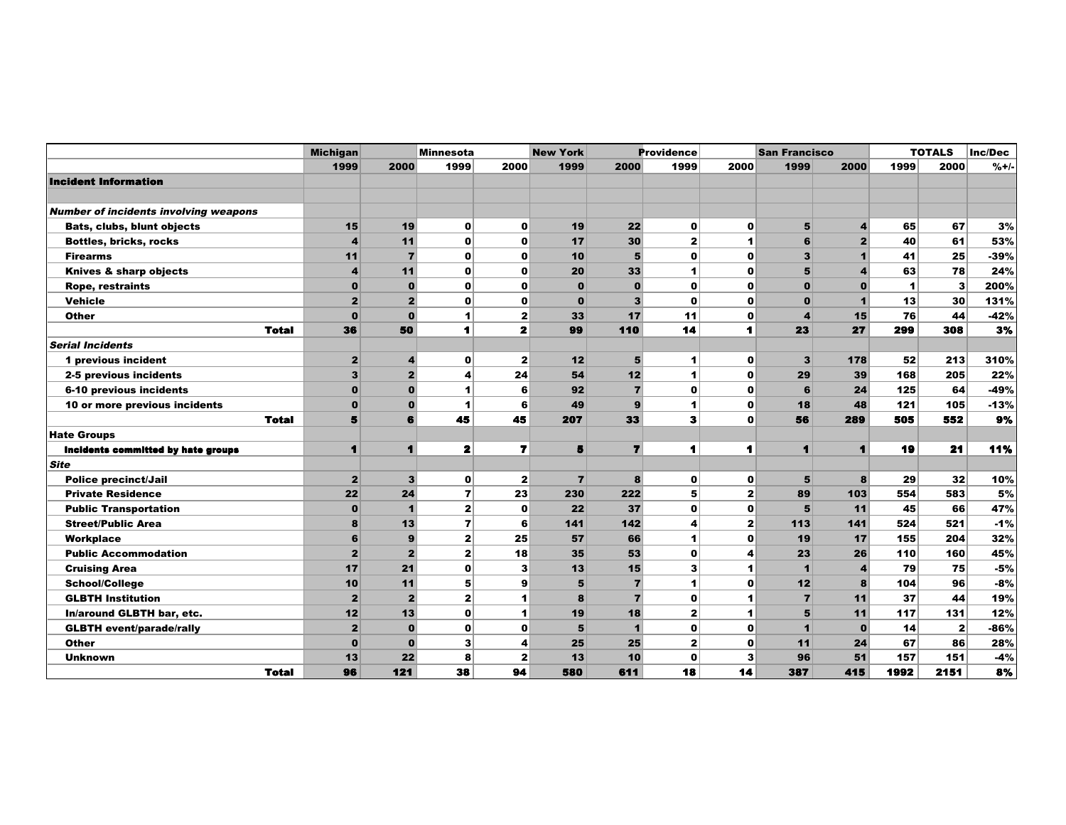| | Michigan | | Minnesota | | New York | | Providence | | San Francisco | | TOTALS | | Inc/Dec |
|---|---|---|---|---|---|---|---|---|---|---|---|---|---|
| | 1999 | 2000 | 1999 | 2000 | 1999 | 2000 | 1999 | 2000 | 1999 | 2000 | 1999 | 2000 | %+/- |
| **Incident Information** | | | | | | | | | | | | | |
| | | | | | | | | | | | | | |
| ***Number of incidents involving weapons*** | | | | | | | | | | | | | |
| **Bats, clubs, blunt objects** | 15 | 19 | 0 | 0 | 19 | 22 | 0 | 0 | 5 | 4 | 65 | 67 | 3% |
| **Bottles, bricks, rocks** | 4 | 11 | 0 | 0 | 17 | 30 | 2 | 1 | 6 | 2 | 40 | 61 | 53% |
| **Firearms** | 11 | 7 | 0 | 0 | 10 | 5 | 0 | 0 | 3 | 1 | 41 | 25 | -39% |
| **Knives & sharp objects** | 4 | 11 | 0 | 0 | 20 | 33 | 1 | 0 | 5 | 4 | 63 | 78 | 24% |
| **Rope, restraints** | 0 | 0 | 0 | 0 | 0 | 0 | 0 | 0 | 0 | 0 | 1 | 3 | 200% |
| **Vehicle** | 2 | 2 | 0 | 0 | 0 | 3 | 0 | 0 | 0 | 1 | 13 | 30 | 131% |
| **Other** | 0 | 0 | 1 | 2 | 33 | 17 | 11 | 0 | 4 | 15 | 76 | 44 | -42% |
| **Total** | 36 | 50 | 1 | 2 | 99 | 110 | 14 | 1 | 23 | 27 | 299 | 308 | 3% |
| ***Serial Incidents*** | | | | | | | | | | | | | |
| **1 previous incident** | 2 | 4 | 0 | 2 | 12 | 5 | 1 | 0 | 3 | 178 | 52 | 213 | 310% |
| **2-5 previous incidents** | 3 | 2 | 4 | 24 | 54 | 12 | 1 | 0 | 29 | 39 | 168 | 205 | 22% |
| **6-10 previous incidents** | 0 | 0 | 1 | 6 | 92 | 7 | 0 | 0 | 6 | 24 | 125 | 64 | -49% |
| **10 or more previous incidents** | 0 | 0 | 1 | 6 | 49 | 9 | 1 | 0 | 18 | 48 | 121 | 105 | -13% |
| **Total** | 5 | 6 | 45 | 45 | 207 | 33 | 3 | 0 | 56 | 289 | 505 | 552 | 9% |
| **Hate Groups** | | | | | | | | | | | | | |
| **Incidents committed by hate groups** | 1 | 1 | 2 | 7 | 5 | 7 | 1 | 1 | 1 | 1 | 19 | 21 | 11% |
| ***Site*** | | | | | | | | | | | | | |
| **Police precinct/Jail** | 2 | 3 | 0 | 2 | 7 | 8 | 0 | 0 | 5 | 8 | 29 | 32 | 10% |
| **Private Residence** | 22 | 24 | 7 | 23 | 230 | 222 | 5 | 2 | 89 | 103 | 554 | 583 | 5% |
| **Public Transportation** | 0 | 1 | 2 | 0 | 22 | 37 | 0 | 0 | 5 | 11 | 45 | 66 | 47% |
| **Street/Public Area** | 8 | 13 | 7 | 6 | 141 | 142 | 4 | 2 | 113 | 141 | 524 | 521 | -1% |
| **Workplace** | 6 | 9 | 2 | 25 | 57 | 66 | 1 | 0 | 19 | 17 | 155 | 204 | 32% |
| **Public Accommodation** | 2 | 2 | 2 | 18 | 35 | 53 | 0 | 4 | 23 | 26 | 110 | 160 | 45% |
| **Cruising Area** | 17 | 21 | 0 | 3 | 13 | 15 | 3 | 1 | 1 | 4 | 79 | 75 | -5% |
| **School/College** | 10 | 11 | 5 | 9 | 5 | 7 | 1 | 0 | 12 | 8 | 104 | 96 | -8% |
| **GLBTH Institution** | 2 | 2 | 2 | 1 | 8 | 7 | 0 | 1 | 7 | 11 | 37 | 44 | 19% |
| **In/around GLBTH bar, etc.** | 12 | 13 | 0 | 1 | 19 | 18 | 2 | 1 | 5 | 11 | 117 | 131 | 12% |
| **GLBTH event/parade/rally** | 2 | 0 | 0 | 0 | 5 | 1 | 0 | 0 | 1 | 0 | 14 | 2 | -86% |
| **Other** | 0 | 0 | 3 | 4 | 25 | 25 | 2 | 0 | 11 | 24 | 67 | 86 | 28% |
| **Unknown** | 13 | 22 | 8 | 2 | 13 | 10 | 0 | 3 | 96 | 51 | 157 | 151 | -4% |
| **Total** | 96 | 121 | 38 | 94 | 580 | 611 | 18 | 14 | 387 | 415 | 1992 | 2151 | 8% |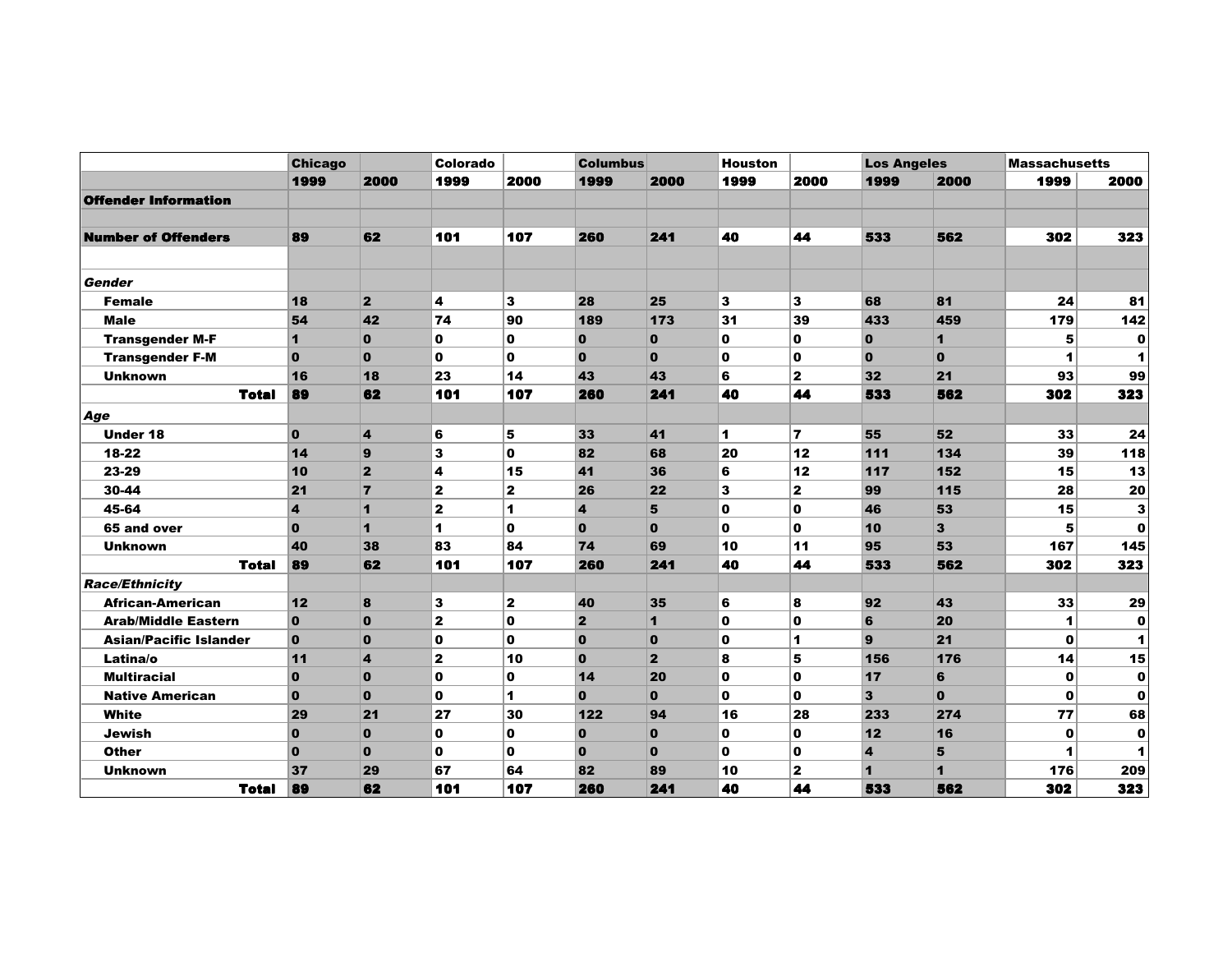| | Chicago | | Colorado | | Columbus | | Houston | | Los Angeles | | Massachusetts | |
|---|---|---|---|---|---|---|---|---|---|---|---|---|
| | **1999** | **2000** | **1999** | **2000** | **1999** | **2000** | **1999** | **2000** | **1999** | **2000** | **1999** | **2000** |
| **Offender Information** | | | | | | | | | | | | |
| | | | | | | | | | | | | |
| **Number of Offenders** | 89 | 62 | 101 | 107 | 260 | 241 | 40 | 44 | 533 | 562 | 302 | 323 |
| | | | | | | | | | | | | |
| ***Gender*** | | | | | | | | | | | | |
| Female | 18 | 2 | 4 | 3 | 28 | 25 | 3 | 3 | 68 | 81 | 24 | 81 |
| Male | 54 | 42 | 74 | 90 | 189 | 173 | 31 | 39 | 433 | 459 | 179 | 142 |
| Transgender M-F | 1 | 0 | 0 | 0 | 0 | 0 | 0 | 0 | 0 | 1 | 5 | 0 |
| Transgender F-M | 0 | 0 | 0 | 0 | 0 | 0 | 0 | 0 | 0 | 0 | 1 | 1 |
| Unknown | 16 | 18 | 23 | 14 | 43 | 43 | 6 | 2 | 32 | 21 | 93 | 99 |
| **Total** | 89 | 62 | 101 | 107 | 260 | 241 | 40 | 44 | 533 | 562 | 302 | 323 |
| ***Age*** | | | | | | | | | | | | |
| Under 18 | 0 | 4 | 6 | 5 | 33 | 41 | 1 | 7 | 55 | 52 | 33 | 24 |
| 18-22 | 14 | 9 | 3 | 0 | 82 | 68 | 20 | 12 | 111 | 134 | 39 | 118 |
| 23-29 | 10 | 2 | 4 | 15 | 41 | 36 | 6 | 12 | 117 | 152 | 15 | 13 |
| 30-44 | 21 | 7 | 2 | 2 | 26 | 22 | 3 | 2 | 99 | 115 | 28 | 20 |
| 45-64 | 4 | 1 | 2 | 1 | 4 | 5 | 0 | 0 | 46 | 53 | 15 | 3 |
| 65 and over | 0 | 1 | 1 | 0 | 0 | 0 | 0 | 0 | 10 | 3 | 5 | 0 |
| Unknown | 40 | 38 | 83 | 84 | 74 | 69 | 10 | 11 | 95 | 53 | 167 | 145 |
| **Total** | 89 | 62 | 101 | 107 | 260 | 241 | 40 | 44 | 533 | 562 | 302 | 323 |
| ***Race/Ethnicity*** | | | | | | | | | | | | |
| African-American | 12 | 8 | 3 | 2 | 40 | 35 | 6 | 8 | 92 | 43 | 33 | 29 |
| Arab/Middle Eastern | 0 | 0 | 2 | 0 | 2 | 1 | 0 | 0 | 6 | 20 | 1 | 0 |
| Asian/Pacific Islander | 0 | 0 | 0 | 0 | 0 | 0 | 0 | 1 | 9 | 21 | 0 | 1 |
| Latina/o | 11 | 4 | 2 | 10 | 0 | 2 | 8 | 5 | 156 | 176 | 14 | 15 |
| Multiracial | 0 | 0 | 0 | 0 | 14 | 20 | 0 | 0 | 17 | 6 | 0 | 0 |
| Native American | 0 | 0 | 0 | 1 | 0 | 0 | 0 | 0 | 3 | 0 | 0 | 0 |
| White | 29 | 21 | 27 | 30 | 122 | 94 | 16 | 28 | 233 | 274 | 77 | 68 |
| Jewish | 0 | 0 | 0 | 0 | 0 | 0 | 0 | 0 | 12 | 16 | 0 | 0 |
| Other | 0 | 0 | 0 | 0 | 0 | 0 | 0 | 0 | 4 | 5 | 1 | 1 |
| Unknown | 37 | 29 | 67 | 64 | 82 | 89 | 10 | 2 | 1 | 1 | 176 | 209 |
| **Total** | 89 | 62 | 101 | 107 | 260 | 241 | 40 | 44 | 533 | 562 | 302 | 323 |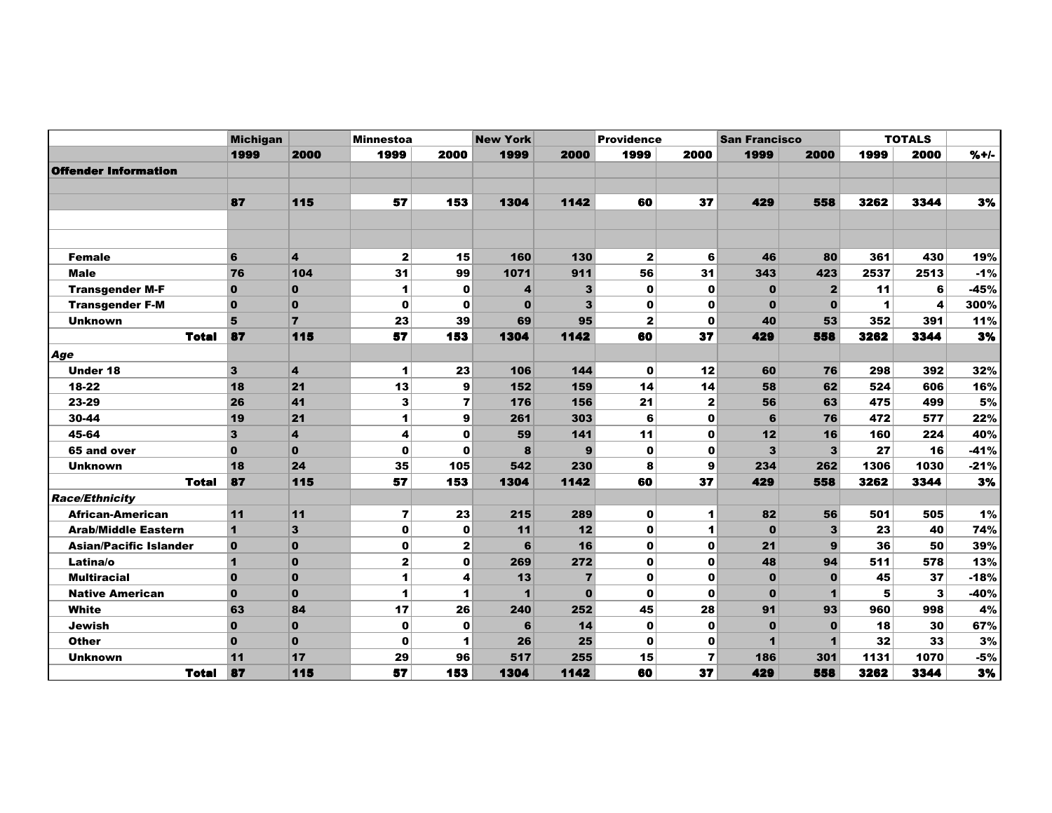| | Michigan | | Minnestoa | | New York | | Providence | | San Francisco | | TOTALS | | |
|---|---|---|---|---|---|---|---|---|---|---|---|---|---|
| | 1999 | 2000 | 1999 | 2000 | 1999 | 2000 | 1999 | 2000 | 1999 | 2000 | 1999 | 2000 | %+/- |
| **Offender Information** | | | | | | | | | | | | | |
| | | | | | | | | | | | | | |
| | 87 | 115 | 57 | 153 | 1304 | 1142 | 60 | 37 | 429 | 558 | 3262 | 3344 | 3% |
| | | | | | | | | | | | | | |
| | | | | | | | | | | | | | |
| Female | 6 | 4 | 2 | 15 | 160 | 130 | 2 | 6 | 46 | 80 | 361 | 430 | 19% |
| Male | 76 | 104 | 31 | 99 | 1071 | 911 | 56 | 31 | 343 | 423 | 2537 | 2513 | -1% |
| Transgender M-F | 0 | 0 | 1 | 0 | 4 | 3 | 0 | 0 | 0 | 2 | 11 | 6 | -45% |
| Transgender F-M | 0 | 0 | 0 | 0 | 0 | 3 | 0 | 0 | 0 | 0 | 1 | 4 | 300% |
| Unknown | 5 | 7 | 23 | 39 | 69 | 95 | 2 | 0 | 40 | 53 | 352 | 391 | 11% |
| Total | 87 | 115 | 57 | 153 | 1304 | 1142 | 60 | 37 | 429 | 558 | 3262 | 3344 | 3% |
| *Age* | | | | | | | | | | | | | |
| Under 18 | 3 | 4 | 1 | 23 | 106 | 144 | 0 | 12 | 60 | 76 | 298 | 392 | 32% |
| 18-22 | 18 | 21 | 13 | 9 | 152 | 159 | 14 | 14 | 58 | 62 | 524 | 606 | 16% |
| 23-29 | 26 | 41 | 3 | 7 | 176 | 156 | 21 | 2 | 56 | 63 | 475 | 499 | 5% |
| 30-44 | 19 | 21 | 1 | 9 | 261 | 303 | 6 | 0 | 6 | 76 | 472 | 577 | 22% |
| 45-64 | 3 | 4 | 4 | 0 | 59 | 141 | 11 | 0 | 12 | 16 | 160 | 224 | 40% |
| 65 and over | 0 | 0 | 0 | 0 | 8 | 9 | 0 | 0 | 3 | 3 | 27 | 16 | -41% |
| Unknown | 18 | 24 | 35 | 105 | 542 | 230 | 8 | 9 | 234 | 262 | 1306 | 1030 | -21% |
| Total | 87 | 115 | 57 | 153 | 1304 | 1142 | 60 | 37 | 429 | 558 | 3262 | 3344 | 3% |
| *Race/Ethnicity* | | | | | | | | | | | | | |
| African-American | 11 | 11 | 7 | 23 | 215 | 289 | 0 | 1 | 82 | 56 | 501 | 505 | 1% |
| Arab/Middle Eastern | 1 | 3 | 0 | 0 | 11 | 12 | 0 | 1 | 0 | 3 | 23 | 40 | 74% |
| Asian/Pacific Islander | 0 | 0 | 0 | 2 | 6 | 16 | 0 | 0 | 21 | 9 | 36 | 50 | 39% |
| Latina/o | 1 | 0 | 2 | 0 | 269 | 272 | 0 | 0 | 48 | 94 | 511 | 578 | 13% |
| Multiracial | 0 | 0 | 1 | 4 | 13 | 7 | 0 | 0 | 0 | 0 | 45 | 37 | -18% |
| Native American | 0 | 0 | 1 | 1 | 1 | 0 | 0 | 0 | 0 | 1 | 5 | 3 | -40% |
| White | 63 | 84 | 17 | 26 | 240 | 252 | 45 | 28 | 91 | 93 | 960 | 998 | 4% |
| Jewish | 0 | 0 | 0 | 0 | 6 | 14 | 0 | 0 | 0 | 0 | 18 | 30 | 67% |
| Other | 0 | 0 | 0 | 1 | 26 | 25 | 0 | 0 | 1 | 1 | 32 | 33 | 3% |
| Unknown | 11 | 17 | 29 | 96 | 517 | 255 | 15 | 7 | 186 | 301 | 1131 | 1070 | -5% |
| Total | 87 | 115 | 57 | 153 | 1304 | 1142 | 60 | 37 | 429 | 558 | 3262 | 3344 | 3% |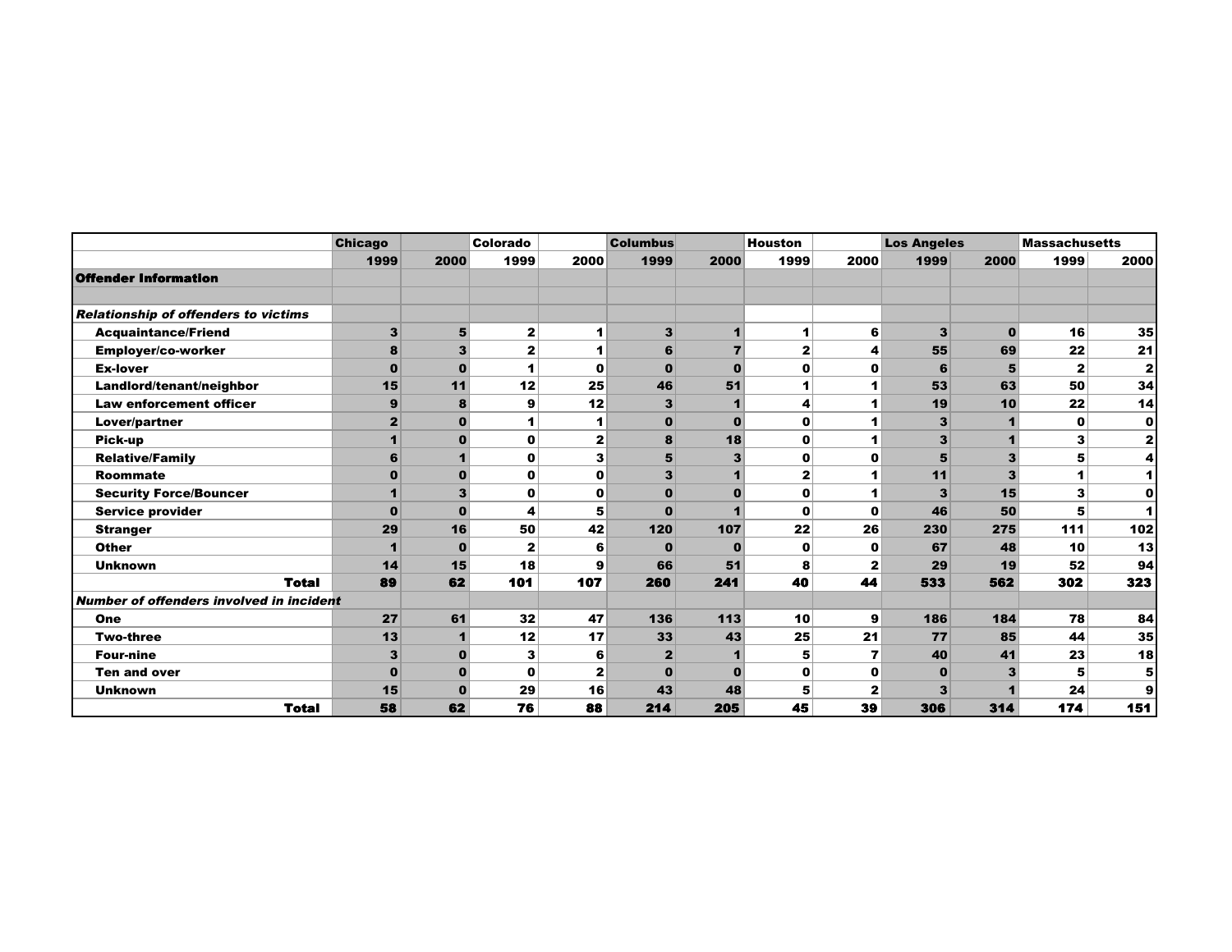| | Chicago | | Colorado | | Columbus | | Houston | | Los Angeles | | Massachusetts | |
|---|---|---|---|---|---|---|---|---|---|---|---|---|
| | 1999 | 2000 | 1999 | 2000 | 1999 | 2000 | 1999 | 2000 | 1999 | 2000 | 1999 | 2000 |
| **Offender Information** | | | | | | | | | | | | |
| | | | | | | | | | | | | |
| ***Relationship of offenders to victims*** | | | | | | | | | | | | |
| Acquaintance/Friend | 3 | 5 | 2 | 1 | 3 | 1 | 1 | 6 | 3 | 0 | 16 | 35 |
| Employer/co-worker | 8 | 3 | 2 | 1 | 6 | 7 | 2 | 4 | 55 | 69 | 22 | 21 |
| Ex-lover | 0 | 0 | 1 | 0 | 0 | 0 | 0 | 0 | 6 | 5 | 2 | 2 |
| Landlord/tenant/neighbor | 15 | 11 | 12 | 25 | 46 | 51 | 1 | 1 | 53 | 63 | 50 | 34 |
| Law enforcement officer | 9 | 8 | 9 | 12 | 3 | 1 | 4 | 1 | 19 | 10 | 22 | 14 |
| Lover/partner | 2 | 0 | 1 | 1 | 0 | 0 | 0 | 1 | 3 | 1 | 0 | 0 |
| Pick-up | 1 | 0 | 0 | 2 | 8 | 18 | 0 | 1 | 3 | 1 | 3 | 2 |
| Relative/Family | 6 | 1 | 0 | 3 | 5 | 3 | 0 | 0 | 5 | 3 | 5 | 4 |
| Roommate | 0 | 0 | 0 | 0 | 3 | 1 | 2 | 1 | 11 | 3 | 1 | 1 |
| Security Force/Bouncer | 1 | 3 | 0 | 0 | 0 | 0 | 0 | 1 | 3 | 15 | 3 | 0 |
| Service provider | 0 | 0 | 4 | 5 | 0 | 1 | 0 | 0 | 46 | 50 | 5 | 1 |
| Stranger | 29 | 16 | 50 | 42 | 120 | 107 | 22 | 26 | 230 | 275 | 111 | 102 |
| Other | 1 | 0 | 2 | 6 | 0 | 0 | 0 | 0 | 67 | 48 | 10 | 13 |
| Unknown | 14 | 15 | 18 | 9 | 66 | 51 | 8 | 2 | 29 | 19 | 52 | 94 |
| **Total** | 89 | 62 | 101 | 107 | 260 | 241 | 40 | 44 | 533 | 562 | 302 | 323 |
| ***Number of offenders involved in incident*** | | | | | | | | | | | | |
| One | 27 | 61 | 32 | 47 | 136 | 113 | 10 | 9 | 186 | 184 | 78 | 84 |
| Two-three | 13 | 1 | 12 | 17 | 33 | 43 | 25 | 21 | 77 | 85 | 44 | 35 |
| Four-nine | 3 | 0 | 3 | 6 | 2 | 1 | 5 | 7 | 40 | 41 | 23 | 18 |
| Ten and over | 0 | 0 | 0 | 2 | 0 | 0 | 0 | 0 | 0 | 3 | 5 | 5 |
| Unknown | 15 | 0 | 29 | 16 | 43 | 48 | 5 | 2 | 3 | 1 | 24 | 9 |
| **Total** | 58 | 62 | 76 | 88 | 214 | 205 | 45 | 39 | 306 | 314 | 174 | 151 |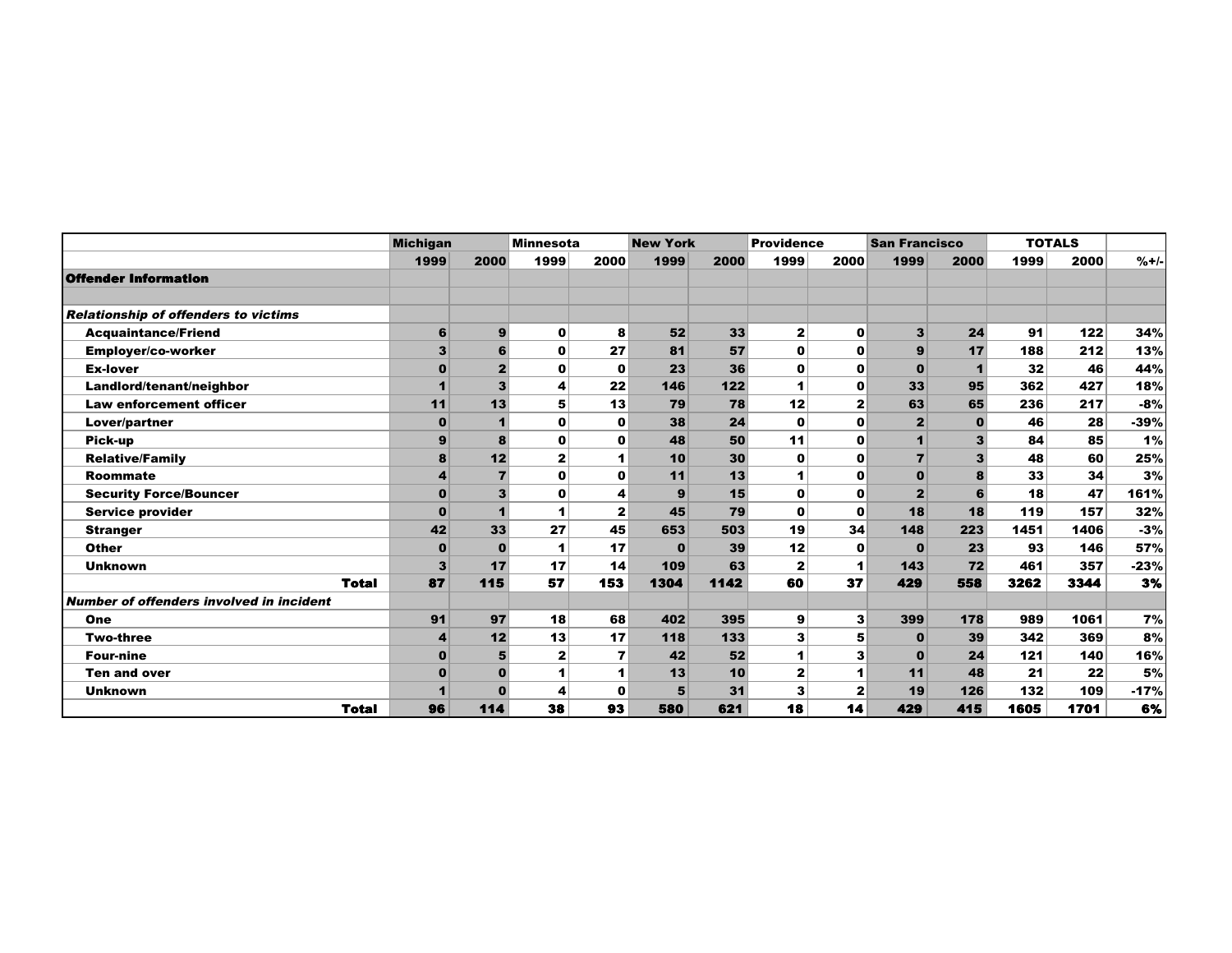| | Michigan | | Minnesota | | New York | | Providence | | San Francisco | | TOTALS | | |
|---|---|---|---|---|---|---|---|---|---|---|---|---|---|
| | 1999 | 2000 | 1999 | 2000 | 1999 | 2000 | 1999 | 2000 | 1999 | 2000 | 1999 | 2000 | %+/- |
| **Offender Information** | | | | | | | | | | | | | |
| | | | | | | | | | | | | | |
| ***Relationship of offenders to victims*** | | | | | | | | | | | | | |
| **Acquaintance/Friend** | 6 | 9 | 0 | 8 | 52 | 33 | 2 | 0 | 3 | 24 | 91 | 122 | 34% |
| **Employer/co-worker** | 3 | 6 | 0 | 27 | 81 | 57 | 0 | 0 | 9 | 17 | 188 | 212 | 13% |
| **Ex-lover** | 0 | 2 | 0 | 0 | 23 | 36 | 0 | 0 | 0 | 1 | 32 | 46 | 44% |
| **Landlord/tenant/neighbor** | 1 | 3 | 4 | 22 | 146 | 122 | 1 | 0 | 33 | 95 | 362 | 427 | 18% |
| **Law enforcement officer** | 11 | 13 | 5 | 13 | 79 | 78 | 12 | 2 | 63 | 65 | 236 | 217 | -8% |
| **Lover/partner** | 0 | 1 | 0 | 0 | 38 | 24 | 0 | 0 | 2 | 0 | 46 | 28 | -39% |
| **Pick-up** | 9 | 8 | 0 | 0 | 48 | 50 | 11 | 0 | 1 | 3 | 84 | 85 | 1% |
| **Relative/Family** | 8 | 12 | 2 | 1 | 10 | 30 | 0 | 0 | 7 | 3 | 48 | 60 | 25% |
| **Roommate** | 4 | 7 | 0 | 0 | 11 | 13 | 1 | 0 | 0 | 8 | 33 | 34 | 3% |
| **Security Force/Bouncer** | 0 | 3 | 0 | 4 | 9 | 15 | 0 | 0 | 2 | 6 | 18 | 47 | 161% |
| **Service provider** | 0 | 1 | 1 | 2 | 45 | 79 | 0 | 0 | 18 | 18 | 119 | 157 | 32% |
| **Stranger** | 42 | 33 | 27 | 45 | 653 | 503 | 19 | 34 | 148 | 223 | 1451 | 1406 | -3% |
| **Other** | 0 | 0 | 1 | 17 | 0 | 39 | 12 | 0 | 0 | 23 | 93 | 146 | 57% |
| **Unknown** | 3 | 17 | 17 | 14 | 109 | 63 | 2 | 1 | 143 | 72 | 461 | 357 | -23% |
| **Total** | **87** | **115** | **57** | **153** | **1304** | **1142** | **60** | **37** | **429** | **558** | **3262** | **3344** | **3%** |
| ***Number of offenders involved in incident*** | | | | | | | | | | | | | |
| **One** | 91 | 97 | 18 | 68 | 402 | 395 | 9 | 3 | 399 | 178 | 989 | 1061 | 7% |
| **Two-three** | 4 | 12 | 13 | 17 | 118 | 133 | 3 | 5 | 0 | 39 | 342 | 369 | 8% |
| **Four-nine** | 0 | 5 | 2 | 7 | 42 | 52 | 1 | 3 | 0 | 24 | 121 | 140 | 16% |
| **Ten and over** | 0 | 0 | 1 | 1 | 13 | 10 | 2 | 1 | 11 | 48 | 21 | 22 | 5% |
| **Unknown** | 1 | 0 | 4 | 0 | 5 | 31 | 3 | 2 | 19 | 126 | 132 | 109 | -17% |
| **Total** | **96** | **114** | **38** | **93** | **580** | **621** | **18** | **14** | **429** | **415** | **1605** | **1701** | **6%** |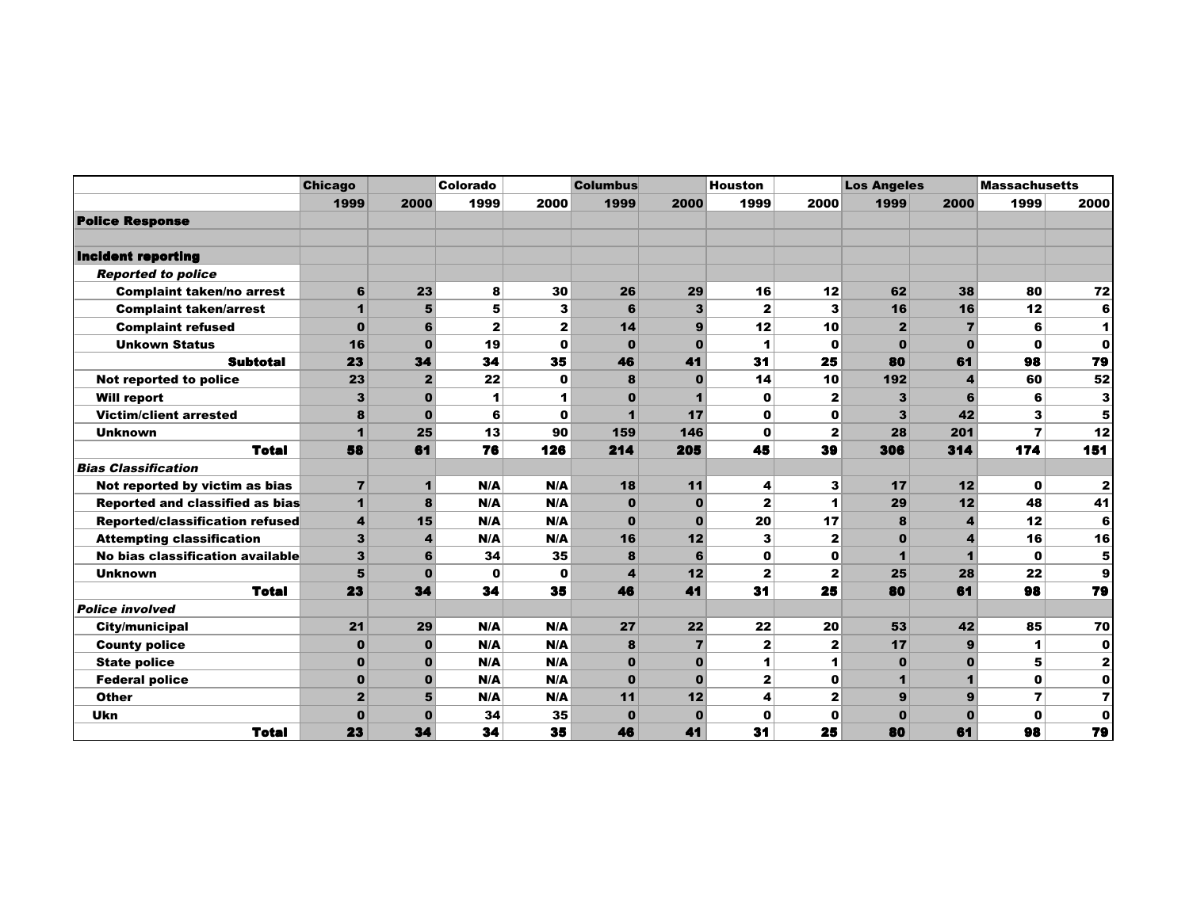| | Chicago | | Colorado | | Columbus | | Houston | | Los Angeles | | Massachusetts | |
|---|---|---|---|---|---|---|---|---|---|---|---|---|
| | 1999 | 2000 | 1999 | 2000 | 1999 | 2000 | 1999 | 2000 | 1999 | 2000 | 1999 | 2000 |
| **Police Response** | | | | | | | | | | | | |
| | | | | | | | | | | | | |
| **Incident reporting** | | | | | | | | | | | | |
| ***Reported to police*** | | | | | | | | | | | | |
| Complaint taken/no arrest | 6 | 23 | 8 | 30 | 26 | 29 | 16 | 12 | 62 | 38 | 80 | 72 |
| Complaint taken/arrest | 1 | 5 | 5 | 3 | 6 | 3 | 2 | 3 | 16 | 16 | 12 | 6 |
| Complaint refused | 0 | 6 | 2 | 2 | 14 | 9 | 12 | 10 | 2 | 7 | 6 | 1 |
| Unkown Status | 16 | 0 | 19 | 0 | 0 | 0 | 1 | 0 | 0 | 0 | 0 | 0 |
| **Subtotal** | 23 | 34 | 34 | 35 | 46 | 41 | 31 | 25 | 80 | 61 | 98 | 79 |
| Not reported to police | 23 | 2 | 22 | 0 | 8 | 0 | 14 | 10 | 192 | 4 | 60 | 52 |
| Will report | 3 | 0 | 1 | 1 | 0 | 1 | 0 | 2 | 3 | 6 | 6 | 3 |
| Victim/client arrested | 8 | 0 | 6 | 0 | 1 | 17 | 0 | 0 | 3 | 42 | 3 | 5 |
| Unknown | 1 | 25 | 13 | 90 | 159 | 146 | 0 | 2 | 28 | 201 | 7 | 12 |
| **Total** | 58 | 61 | 76 | 126 | 214 | 205 | 45 | 39 | 306 | 314 | 174 | 151 |
| ***Bias Classification*** | | | | | | | | | | | | |
| Not reported by victim as bias | 7 | 1 | N/A | N/A | 18 | 11 | 4 | 3 | 17 | 12 | 0 | 2 |
| Reported and classified as bias | 1 | 8 | N/A | N/A | 0 | 0 | 2 | 1 | 29 | 12 | 48 | 41 |
| Reported/classification refused | 4 | 15 | N/A | N/A | 0 | 0 | 20 | 17 | 8 | 4 | 12 | 6 |
| Attempting classification | 3 | 4 | N/A | N/A | 16 | 12 | 3 | 2 | 0 | 4 | 16 | 16 |
| No bias classification available | 3 | 6 | 34 | 35 | 8 | 6 | 0 | 0 | 1 | 1 | 0 | 5 |
| Unknown | 5 | 0 | 0 | 0 | 4 | 12 | 2 | 2 | 25 | 28 | 22 | 9 |
| **Total** | 23 | 34 | 34 | 35 | 46 | 41 | 31 | 25 | 80 | 61 | 98 | 79 |
| ***Police involved*** | | | | | | | | | | | | |
| City/municipal | 21 | 29 | N/A | N/A | 27 | 22 | 22 | 20 | 53 | 42 | 85 | 70 |
| County police | 0 | 0 | N/A | N/A | 8 | 7 | 2 | 2 | 17 | 9 | 1 | 0 |
| State police | 0 | 0 | N/A | N/A | 0 | 0 | 1 | 1 | 0 | 0 | 5 | 2 |
| Federal police | 0 | 0 | N/A | N/A | 0 | 0 | 2 | 0 | 1 | 1 | 0 | 0 |
| Other | 2 | 5 | N/A | N/A | 11 | 12 | 4 | 2 | 9 | 9 | 7 | 7 |
| Ukn | 0 | 0 | 34 | 35 | 0 | 0 | 0 | 0 | 0 | 0 | 0 | 0 |
| **Total** | 23 | 34 | 34 | 35 | 46 | 41 | 31 | 25 | 80 | 61 | 98 | 79 |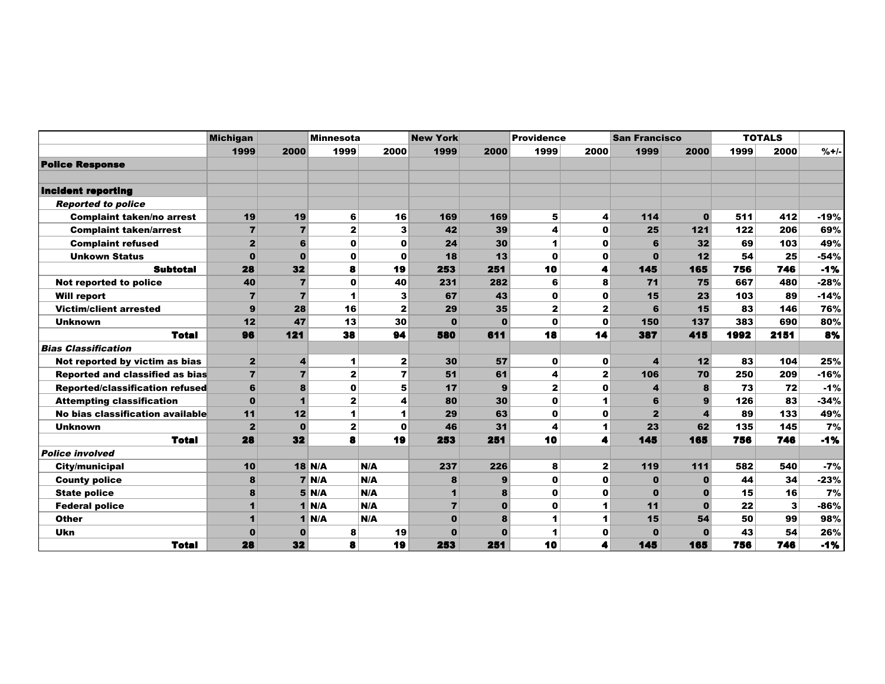| | Michigan | | Minnesota | | New York | | Providence | | San Francisco | | TOTALS | | |
|---|---|---|---|---|---|---|---|---|---|---|---|---|---|
| | 1999 | 2000 | 1999 | 2000 | 1999 | 2000 | 1999 | 2000 | 1999 | 2000 | 1999 | 2000 | %+/- |
| **Police Response** | | | | | | | | | | | | | |
| | | | | | | | | | | | | | |
| **Incident reporting** | | | | | | | | | | | | | |
| ***Reported to police*** | | | | | | | | | | | | | |
| **Complaint taken/no arrest** | 19 | 19 | 6 | 16 | 169 | 169 | 5 | 4 | 114 | 0 | 511 | 412 | -19% |
| **Complaint taken/arrest** | 7 | 7 | 2 | 3 | 42 | 39 | 4 | 0 | 25 | 121 | 122 | 206 | 69% |
| **Complaint refused** | 2 | 6 | 0 | 0 | 24 | 30 | 1 | 0 | 6 | 32 | 69 | 103 | 49% |
| **Unkown Status** | 0 | 0 | 0 | 0 | 18 | 13 | 0 | 0 | 0 | 12 | 54 | 25 | -54% |
| **Subtotal** | 28 | 32 | 8 | 19 | 253 | 251 | 10 | 4 | 145 | 165 | 756 | 746 | -1% |
| **Not reported to police** | 40 | 7 | 0 | 40 | 231 | 282 | 6 | 8 | 71 | 75 | 667 | 480 | -28% |
| **Will report** | 7 | 7 | 1 | 3 | 67 | 43 | 0 | 0 | 15 | 23 | 103 | 89 | -14% |
| **Victim/client arrested** | 9 | 28 | 16 | 2 | 29 | 35 | 2 | 2 | 6 | 15 | 83 | 146 | 76% |
| **Unknown** | 12 | 47 | 13 | 30 | 0 | 0 | 0 | 0 | 150 | 137 | 383 | 690 | 80% |
| **Total** | 96 | 121 | 38 | 94 | 580 | 611 | 18 | 14 | 387 | 415 | 1992 | 2151 | 8% |
| ***Bias Classification*** | | | | | | | | | | | | | |
| **Not reported by victim as bias** | 2 | 4 | 1 | 2 | 30 | 57 | 0 | 0 | 4 | 12 | 83 | 104 | 25% |
| **Reported and classified as bias** | 7 | 7 | 2 | 7 | 51 | 61 | 4 | 2 | 106 | 70 | 250 | 209 | -16% |
| **Reported/classification refused** | 6 | 8 | 0 | 5 | 17 | 9 | 2 | 0 | 4 | 8 | 73 | 72 | -1% |
| **Attempting classification** | 0 | 1 | 2 | 4 | 80 | 30 | 0 | 1 | 6 | 9 | 126 | 83 | -34% |
| **No bias classification available** | 11 | 12 | 1 | 1 | 29 | 63 | 0 | 0 | 2 | 4 | 89 | 133 | 49% |
| **Unknown** | 2 | 0 | 2 | 0 | 46 | 31 | 4 | 1 | 23 | 62 | 135 | 145 | 7% |
| **Total** | 28 | 32 | 8 | 19 | 253 | 251 | 10 | 4 | 145 | 165 | 756 | 746 | -1% |
| ***Police involved*** | | | | | | | | | | | | | |
| **City/municipal** | 10 | 18 | N/A | N/A | 237 | 226 | 8 | 2 | 119 | 111 | 582 | 540 | -7% |
| **County police** | 8 | 7 | N/A | N/A | 8 | 9 | 0 | 0 | 0 | 0 | 44 | 34 | -23% |
| **State police** | 8 | 5 | N/A | N/A | 1 | 8 | 0 | 0 | 0 | 0 | 15 | 16 | 7% |
| **Federal police** | 1 | 1 | N/A | N/A | 7 | 0 | 0 | 1 | 11 | 0 | 22 | 3 | -86% |
| **Other** | 1 | 1 | N/A | N/A | 0 | 8 | 1 | 1 | 15 | 54 | 50 | 99 | 98% |
| **Ukn** | 0 | 0 | 8 | 19 | 0 | 0 | 1 | 0 | 0 | 0 | 43 | 54 | 26% |
| **Total** | 28 | 32 | 8 | 19 | 253 | 251 | 10 | 4 | 145 | 165 | 756 | 746 | -1% |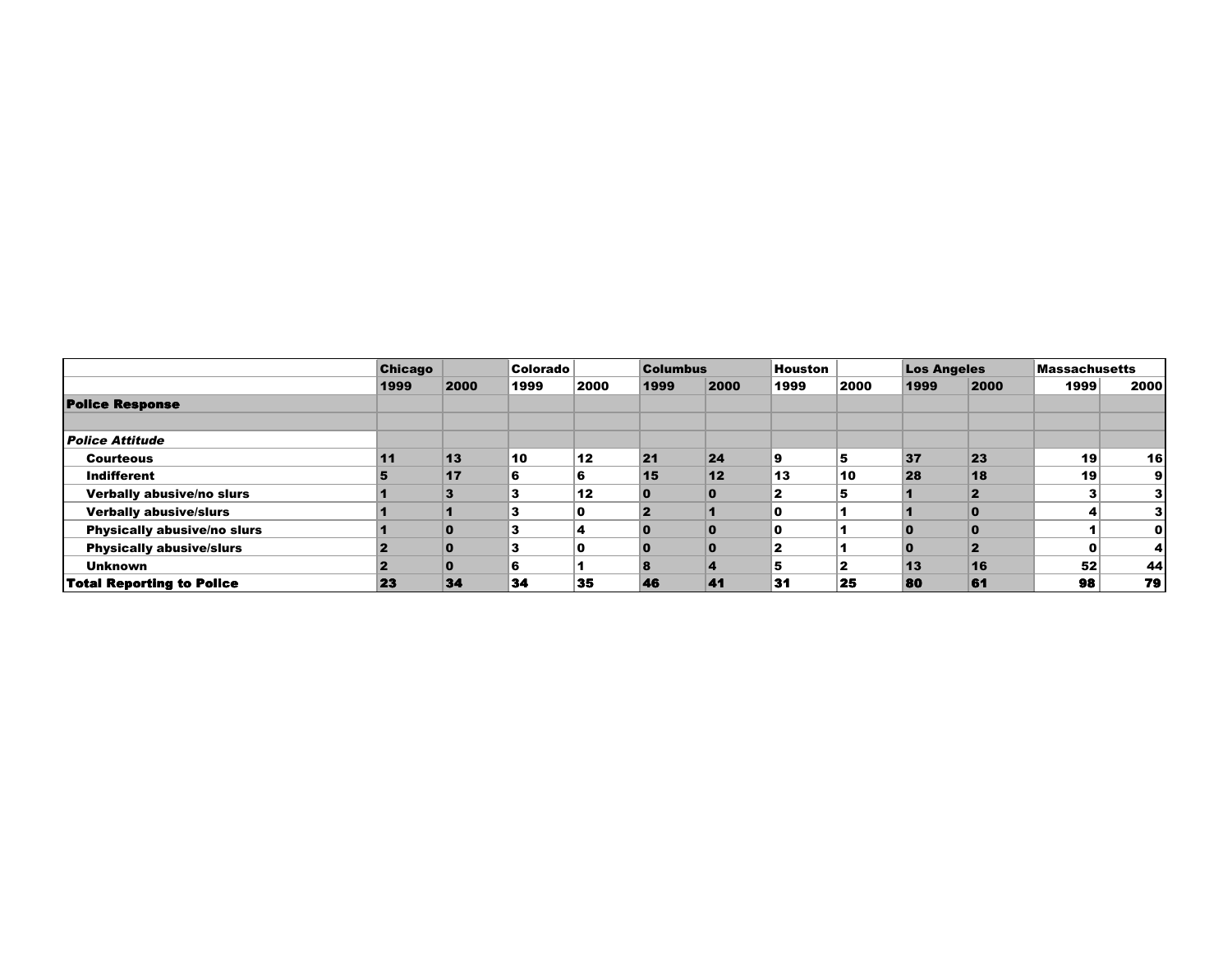| | Chicago | | Colorado | | Columbus | | Houston | | Los Angeles | | Massachusetts | |
|---|---|---|---|---|---|---|---|---|---|---|---|---|
| | 1999 | 2000 | 1999 | 2000 | 1999 | 2000 | 1999 | 2000 | 1999 | 2000 | 1999 | 2000 |
| **Police Response** | | | | | | | | | | | | |
| | | | | | | | | | | | | |
| ***Police Attitude*** | | | | | | | | | | | | |
| **Courteous** | 11 | 13 | 10 | 12 | 21 | 24 | 9 | 5 | 37 | 23 | 19 | 16 |
| **Indifferent** | 5 | 17 | 6 | 6 | 15 | 12 | 13 | 10 | 28 | 18 | 19 | 9 |
| **Verbally abusive/no slurs** | 1 | 3 | 3 | 12 | 0 | 0 | 2 | 5 | 1 | 2 | 3 | 3 |
| **Verbally abusive/slurs** | 1 | 1 | 3 | 0 | 2 | 1 | 0 | 1 | 1 | 0 | 4 | 3 |
| **Physically abusive/no slurs** | 1 | 0 | 3 | 4 | 0 | 0 | 0 | 1 | 0 | 0 | 1 | 0 |
| **Physically abusive/slurs** | 2 | 0 | 3 | 0 | 0 | 0 | 2 | 1 | 0 | 2 | 0 | 4 |
| **Unknown** | 2 | 0 | 6 | 1 | 8 | 4 | 5 | 2 | 13 | 16 | 52 | 44 |
| **Total Reporting to Police** | 23 | 34 | 34 | 35 | 46 | 41 | 31 | 25 | 80 | 61 | 98 | 79 |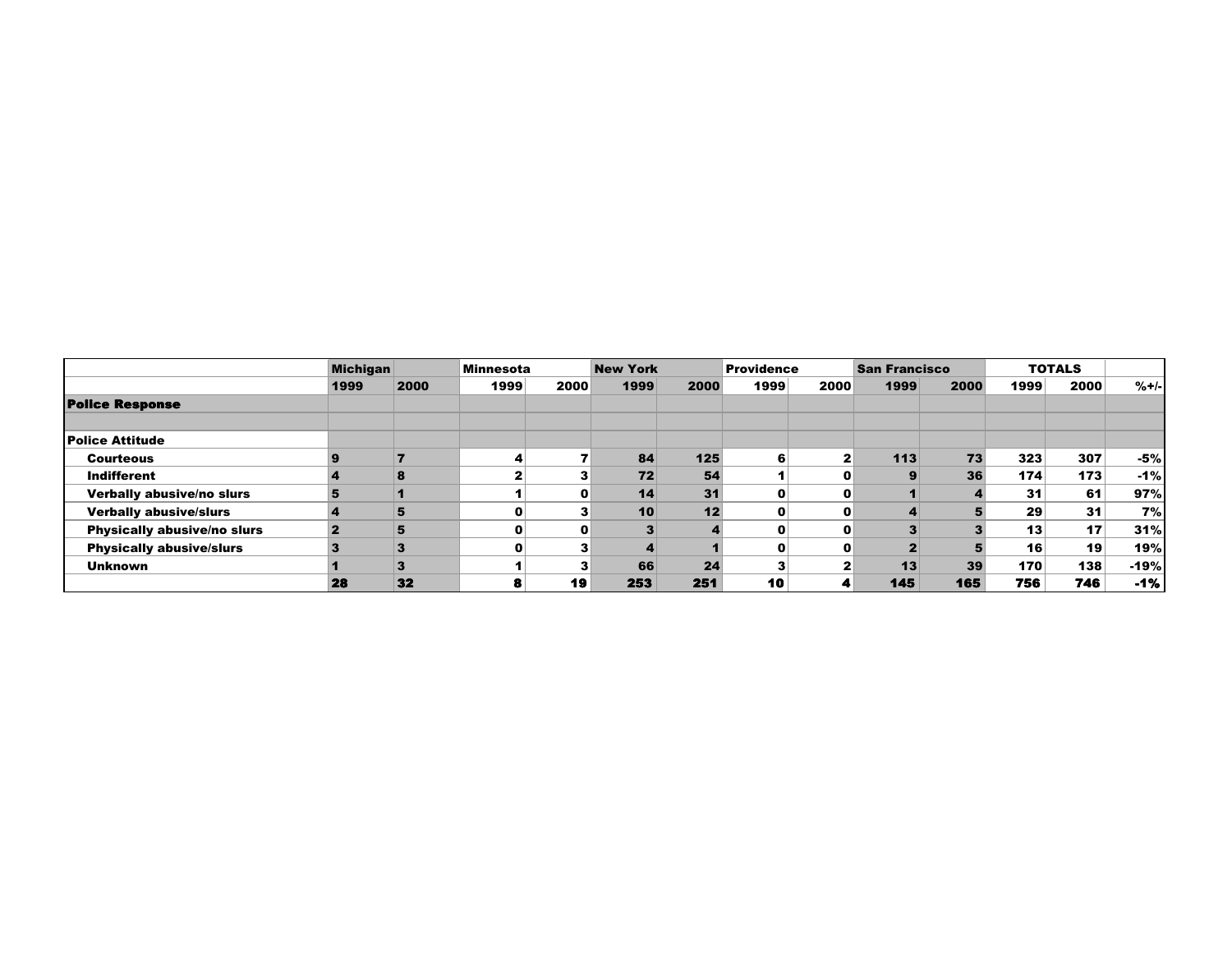| | Michigan | | Minnesota | | New York | | Providence | | San Francisco | | TOTALS | | |
|---|---|---|---|---|---|---|---|---|---|---|---|---|---|
| | 1999 | 2000 | 1999 | 2000 | 1999 | 2000 | 1999 | 2000 | 1999 | 2000 | 1999 | 2000 | %+/- |
| **Police Response** | | | | | | | | | | | | | |
| | | | | | | | | | | | | | |
| **Police Attitude** | | | | | | | | | | | | | |
| **Courteous** | 9 | 7 | 4 | 7 | 84 | 125 | 6 | 2 | 113 | 73 | 323 | 307 | -5% |
| **Indifferent** | 4 | 8 | 2 | 3 | 72 | 54 | 1 | 0 | 9 | 36 | 174 | 173 | -1% |
| **Verbally abusive/no slurs** | 5 | 1 | 1 | 0 | 14 | 31 | 0 | 0 | 1 | 4 | 31 | 61 | 97% |
| **Verbally abusive/slurs** | 4 | 5 | 0 | 3 | 10 | 12 | 0 | 0 | 4 | 5 | 29 | 31 | 7% |
| **Physically abusive/no slurs** | 2 | 5 | 0 | 0 | 3 | 4 | 0 | 0 | 3 | 3 | 13 | 17 | 31% |
| **Physically abusive/slurs** | 3 | 3 | 0 | 3 | 4 | 1 | 0 | 0 | 2 | 5 | 16 | 19 | 19% |
| **Unknown** | 1 | 3 | 1 | 3 | 66 | 24 | 3 | 2 | 13 | 39 | 170 | 138 | -19% |
| | 28 | 32 | 8 | 19 | 253 | 251 | 10 | 4 | 145 | 165 | 756 | 746 | -1% |